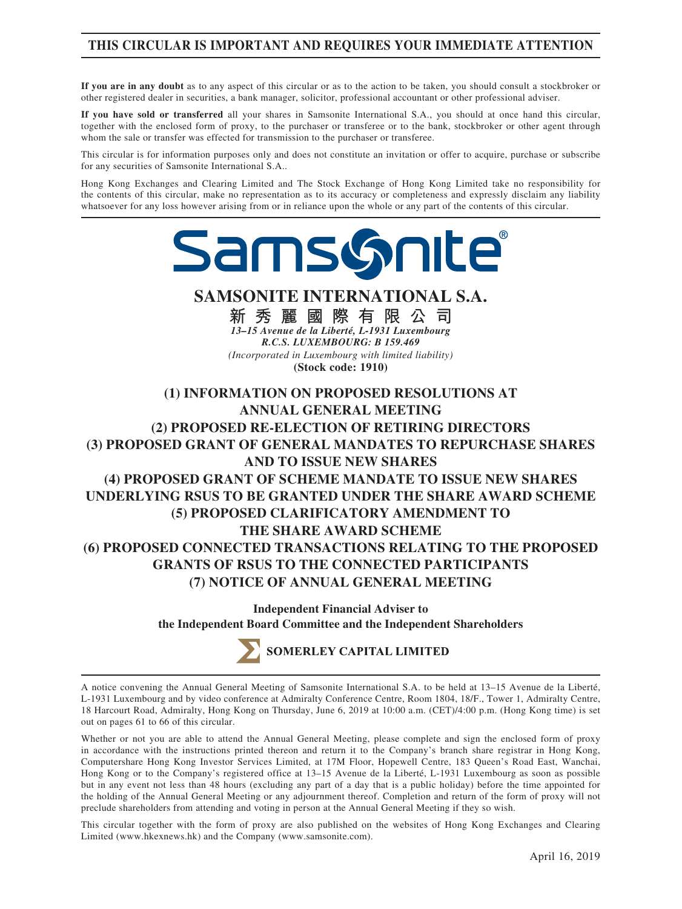**THIS CIRCULAR IS IMPORTANT AND REQUIRES YOUR IMMEDIATE ATTENTION**

**If you are in any doubt** as to any aspect of this circular or as to the action to be taken, you should consult a stockbroker or other registered dealer in securities, a bank manager, solicitor, professional accountant or other professional adviser.

**If you have sold or transferred** all your shares in Samsonite International S.A., you should at once hand this circular, together with the enclosed form of proxy, to the purchaser or transferee or to the bank, stockbroker or other agent through whom the sale or transfer was effected for transmission to the purchaser or transferee.

This circular is for information purposes only and does not constitute an invitation or offer to acquire, purchase or subscribe for any securities of Samsonite International S.A..

Hong Kong Exchanges and Clearing Limited and The Stock Exchange of Hong Kong Limited take no responsibility for the contents of this circular, make no representation as to its accuracy or completeness and expressly disclaim any liability whatsoever for any loss however arising from or in reliance upon the whole or any part of the contents of this circular.

Samsonite®

# SAMSONITE INTERNATIONAL S.A.

**新 秀 麗 國 際 有 限 公 司**

***13–15 Avenue de la Liberté, L-1931 Luxembourg***

***R.C.S. LUXEMBOURG: B 159.469***

*(Incorporated in Luxembourg with limited liability)*

**(Stock code: 1910)**

## (1) INFORMATION ON PROPOSED RESOLUTIONS AT ANNUAL GENERAL MEETING
## (2) PROPOSED RE-ELECTION OF RETIRING DIRECTORS
## (3) PROPOSED GRANT OF GENERAL MANDATES TO REPURCHASE SHARES AND TO ISSUE NEW SHARES
## (4) PROPOSED GRANT OF SCHEME MANDATE TO ISSUE NEW SHARES UNDERLYING RSUS TO BE GRANTED UNDER THE SHARE AWARD SCHEME
## (5) PROPOSED CLARIFICATORY AMENDMENT TO THE SHARE AWARD SCHEME
## (6) PROPOSED CONNECTED TRANSACTIONS RELATING TO THE PROPOSED GRANTS OF RSUS TO THE CONNECTED PARTICIPANTS
## (7) NOTICE OF ANNUAL GENERAL MEETING

**Independent Financial Adviser to the Independent Board Committee and the Independent Shareholders**

**SOMERLEY CAPITAL LIMITED**

A notice convening the Annual General Meeting of Samsonite International S.A. to be held at 13–15 Avenue de la Liberté, L-1931 Luxembourg and by video conference at Admiralty Conference Centre, Room 1804, 18/F., Tower 1, Admiralty Centre, 18 Harcourt Road, Admiralty, Hong Kong on Thursday, June 6, 2019 at 10:00 a.m. (CET)/4:00 p.m. (Hong Kong time) is set out on pages 61 to 66 of this circular.

Whether or not you are able to attend the Annual General Meeting, please complete and sign the enclosed form of proxy in accordance with the instructions printed thereon and return it to the Company's branch share registrar in Hong Kong, Computershare Hong Kong Investor Services Limited, at 17M Floor, Hopewell Centre, 183 Queen's Road East, Wanchai, Hong Kong or to the Company's registered office at 13–15 Avenue de la Liberté, L-1931 Luxembourg as soon as possible but in any event not less than 48 hours (excluding any part of a day that is a public holiday) before the time appointed for the holding of the Annual General Meeting or any adjournment thereof. Completion and return of the form of proxy will not preclude shareholders from attending and voting in person at the Annual General Meeting if they so wish.

This circular together with the form of proxy are also published on the websites of Hong Kong Exchanges and Clearing Limited (www.hkexnews.hk) and the Company (www.samsonite.com).

April 16, 2019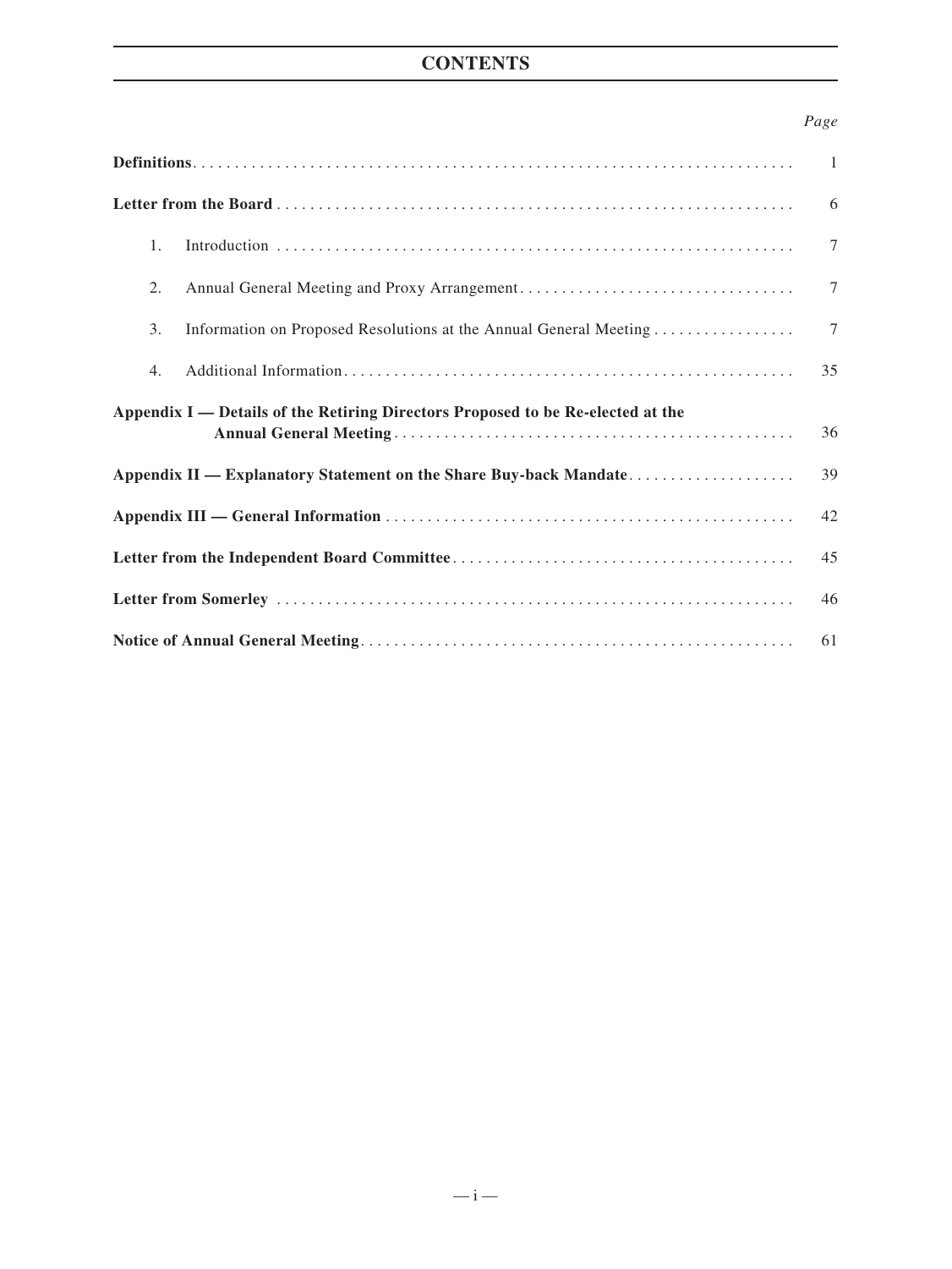# CONTENTS

| | Page |
|---|---|
| **Definitions** | 1 |
| **Letter from the Board** | 6 |
| 1. Introduction | 7 |
| 2. Annual General Meeting and Proxy Arrangement | 7 |
| 3. Information on Proposed Resolutions at the Annual General Meeting | 7 |
| 4. Additional Information | 35 |
| **Appendix I — Details of the Retiring Directors Proposed to be Re-elected at the Annual General Meeting** | 36 |
| **Appendix II — Explanatory Statement on the Share Buy-back Mandate** | 39 |
| **Appendix III — General Information** | 42 |
| **Letter from the Independent Board Committee** | 45 |
| **Letter from Somerley** | 46 |
| **Notice of Annual General Meeting** | 61 |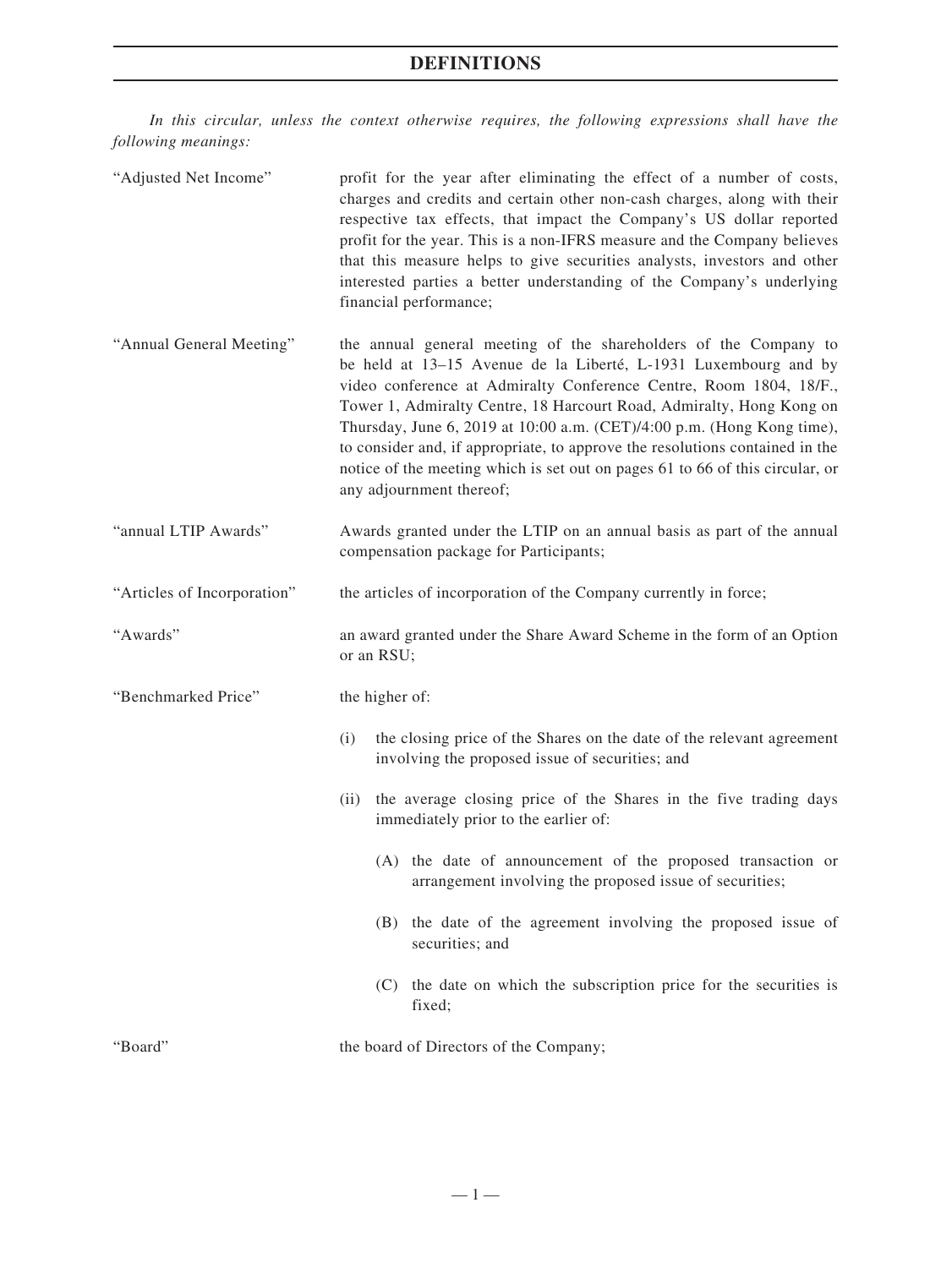# DEFINITIONS

*In this circular, unless the context otherwise requires, the following expressions shall have the following meanings:*

| | |
|---|---|
| "Adjusted Net Income" | profit for the year after eliminating the effect of a number of costs, charges and credits and certain other non-cash charges, along with their respective tax effects, that impact the Company's US dollar reported profit for the year. This is a non-IFRS measure and the Company believes that this measure helps to give securities analysts, investors and other interested parties a better understanding of the Company's underlying financial performance; |
| "Annual General Meeting" | the annual general meeting of the shareholders of the Company to be held at 13–15 Avenue de la Liberté, L-1931 Luxembourg and by video conference at Admiralty Conference Centre, Room 1804, 18/F., Tower 1, Admiralty Centre, 18 Harcourt Road, Admiralty, Hong Kong on Thursday, June 6, 2019 at 10:00 a.m. (CET)/4:00 p.m. (Hong Kong time), to consider and, if appropriate, to approve the resolutions contained in the notice of the meeting which is set out on pages 61 to 66 of this circular, or any adjournment thereof; |
| "annual LTIP Awards" | Awards granted under the LTIP on an annual basis as part of the annual compensation package for Participants; |
| "Articles of Incorporation" | the articles of incorporation of the Company currently in force; |
| "Awards" | an award granted under the Share Award Scheme in the form of an Option or an RSU; |
| "Benchmarked Price" | the higher of:<br>(i) the closing price of the Shares on the date of the relevant agreement involving the proposed issue of securities; and<br>(ii) the average closing price of the Shares in the five trading days immediately prior to the earlier of:<br>(A) the date of announcement of the proposed transaction or arrangement involving the proposed issue of securities;<br>(B) the date of the agreement involving the proposed issue of securities; and<br>(C) the date on which the subscription price for the securities is fixed; |
| "Board" | the board of Directors of the Company; |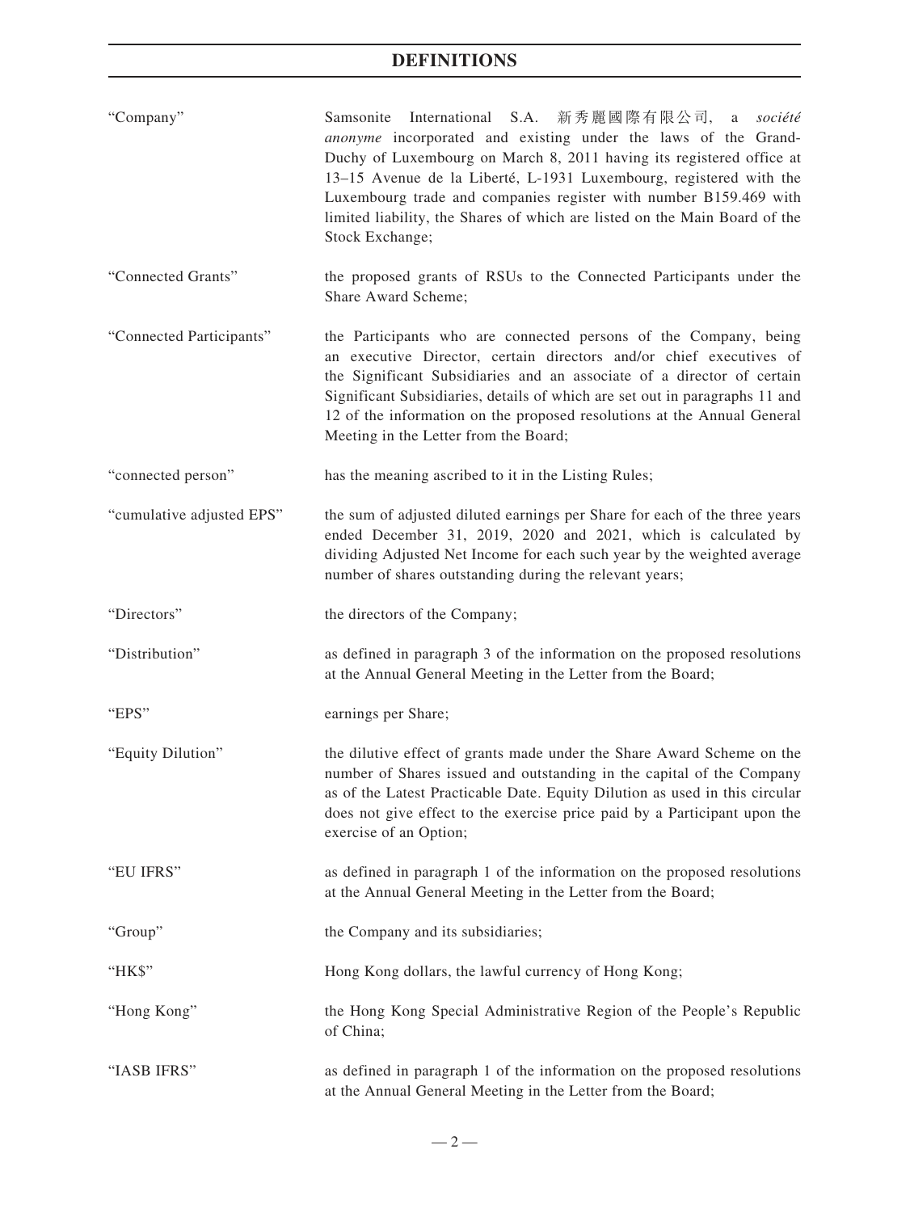## DEFINITIONS

| | |
|---|---|
| "Company" | Samsonite International S.A. 新秀麗國際有限公司, a *société anonyme* incorporated and existing under the laws of the Grand-Duchy of Luxembourg on March 8, 2011 having its registered office at 13–15 Avenue de la Liberté, L-1931 Luxembourg, registered with the Luxembourg trade and companies register with number B159.469 with limited liability, the Shares of which are listed on the Main Board of the Stock Exchange; |
| "Connected Grants" | the proposed grants of RSUs to the Connected Participants under the Share Award Scheme; |
| "Connected Participants" | the Participants who are connected persons of the Company, being an executive Director, certain directors and/or chief executives of the Significant Subsidiaries and an associate of a director of certain Significant Subsidiaries, details of which are set out in paragraphs 11 and 12 of the information on the proposed resolutions at the Annual General Meeting in the Letter from the Board; |
| "connected person" | has the meaning ascribed to it in the Listing Rules; |
| "cumulative adjusted EPS" | the sum of adjusted diluted earnings per Share for each of the three years ended December 31, 2019, 2020 and 2021, which is calculated by dividing Adjusted Net Income for each such year by the weighted average number of shares outstanding during the relevant years; |
| "Directors" | the directors of the Company; |
| "Distribution" | as defined in paragraph 3 of the information on the proposed resolutions at the Annual General Meeting in the Letter from the Board; |
| "EPS" | earnings per Share; |
| "Equity Dilution" | the dilutive effect of grants made under the Share Award Scheme on the number of Shares issued and outstanding in the capital of the Company as of the Latest Practicable Date. Equity Dilution as used in this circular does not give effect to the exercise price paid by a Participant upon the exercise of an Option; |
| "EU IFRS" | as defined in paragraph 1 of the information on the proposed resolutions at the Annual General Meeting in the Letter from the Board; |
| "Group" | the Company and its subsidiaries; |
| "HK$" | Hong Kong dollars, the lawful currency of Hong Kong; |
| "Hong Kong" | the Hong Kong Special Administrative Region of the People's Republic of China; |
| "IASB IFRS" | as defined in paragraph 1 of the information on the proposed resolutions at the Annual General Meeting in the Letter from the Board; |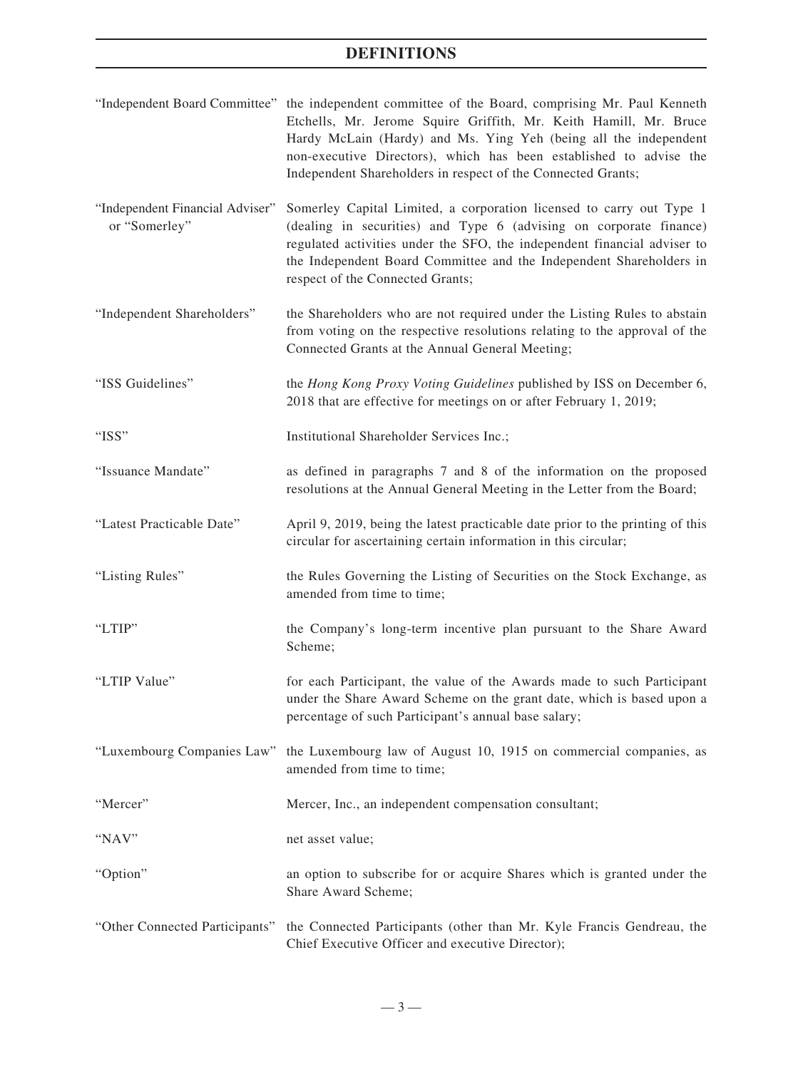# DEFINITIONS

| | |
|---|---|
| "Independent Board Committee" | the independent committee of the Board, comprising Mr. Paul Kenneth Etchells, Mr. Jerome Squire Griffith, Mr. Keith Hamill, Mr. Bruce Hardy McLain (Hardy) and Ms. Ying Yeh (being all the independent non-executive Directors), which has been established to advise the Independent Shareholders in respect of the Connected Grants; |
| "Independent Financial Adviser" or "Somerley" | Somerley Capital Limited, a corporation licensed to carry out Type 1 (dealing in securities) and Type 6 (advising on corporate finance) regulated activities under the SFO, the independent financial adviser to the Independent Board Committee and the Independent Shareholders in respect of the Connected Grants; |
| "Independent Shareholders" | the Shareholders who are not required under the Listing Rules to abstain from voting on the respective resolutions relating to the approval of the Connected Grants at the Annual General Meeting; |
| "ISS Guidelines" | the *Hong Kong Proxy Voting Guidelines* published by ISS on December 6, 2018 that are effective for meetings on or after February 1, 2019; |
| "ISS" | Institutional Shareholder Services Inc.; |
| "Issuance Mandate" | as defined in paragraphs 7 and 8 of the information on the proposed resolutions at the Annual General Meeting in the Letter from the Board; |
| "Latest Practicable Date" | April 9, 2019, being the latest practicable date prior to the printing of this circular for ascertaining certain information in this circular; |
| "Listing Rules" | the Rules Governing the Listing of Securities on the Stock Exchange, as amended from time to time; |
| "LTIP" | the Company's long-term incentive plan pursuant to the Share Award Scheme; |
| "LTIP Value" | for each Participant, the value of the Awards made to such Participant under the Share Award Scheme on the grant date, which is based upon a percentage of such Participant's annual base salary; |
| "Luxembourg Companies Law" | the Luxembourg law of August 10, 1915 on commercial companies, as amended from time to time; |
| "Mercer" | Mercer, Inc., an independent compensation consultant; |
| "NAV" | net asset value; |
| "Option" | an option to subscribe for or acquire Shares which is granted under the Share Award Scheme; |
| "Other Connected Participants" | the Connected Participants (other than Mr. Kyle Francis Gendreau, the Chief Executive Officer and executive Director); |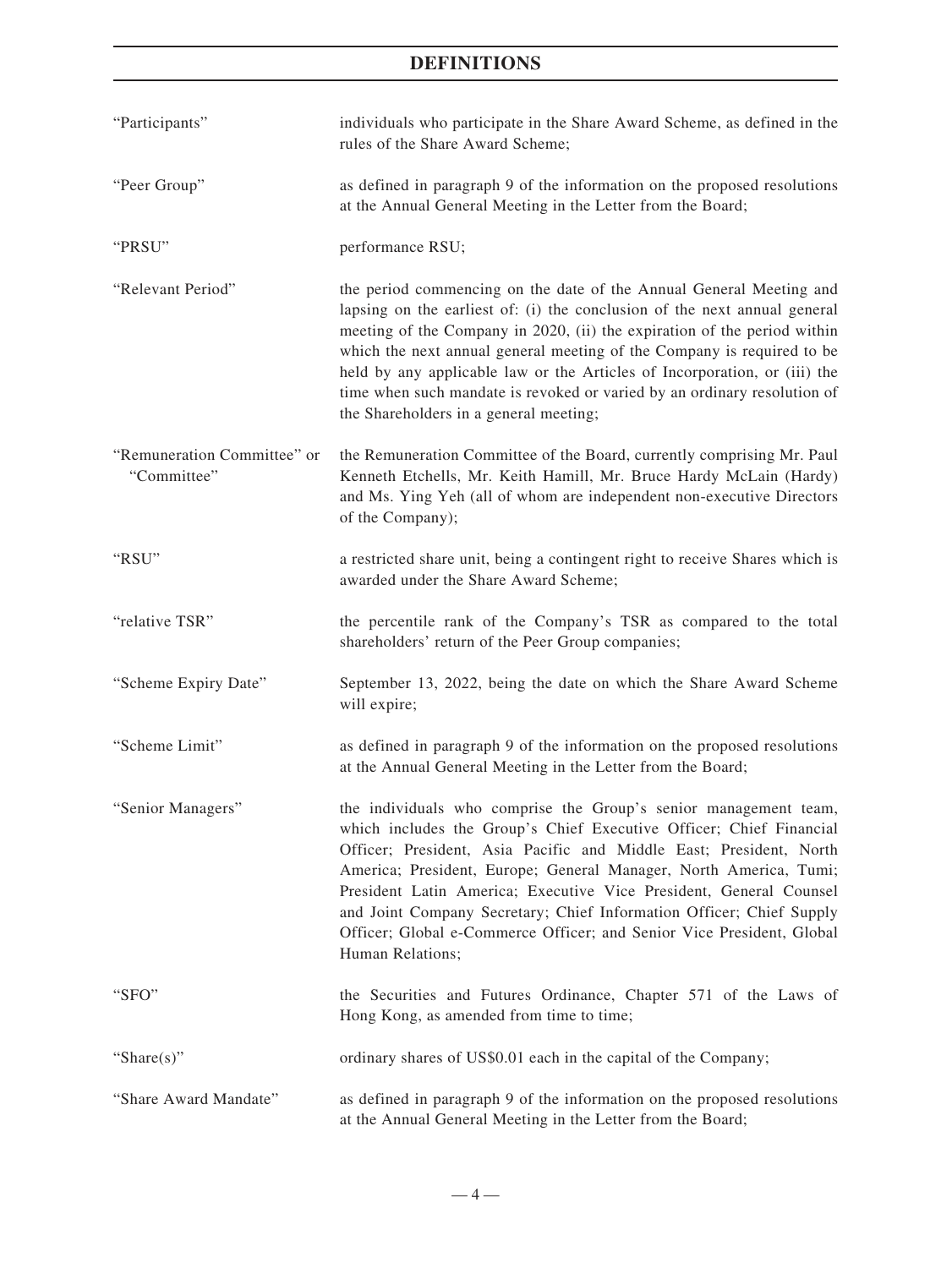## DEFINITIONS

| | |
|---|---|
| "Participants" | individuals who participate in the Share Award Scheme, as defined in the rules of the Share Award Scheme; |
| "Peer Group" | as defined in paragraph 9 of the information on the proposed resolutions at the Annual General Meeting in the Letter from the Board; |
| "PRSU" | performance RSU; |
| "Relevant Period" | the period commencing on the date of the Annual General Meeting and lapsing on the earliest of: (i) the conclusion of the next annual general meeting of the Company in 2020, (ii) the expiration of the period within which the next annual general meeting of the Company is required to be held by any applicable law or the Articles of Incorporation, or (iii) the time when such mandate is revoked or varied by an ordinary resolution of the Shareholders in a general meeting; |
| "Remuneration Committee" or "Committee" | the Remuneration Committee of the Board, currently comprising Mr. Paul Kenneth Etchells, Mr. Keith Hamill, Mr. Bruce Hardy McLain (Hardy) and Ms. Ying Yeh (all of whom are independent non-executive Directors of the Company); |
| "RSU" | a restricted share unit, being a contingent right to receive Shares which is awarded under the Share Award Scheme; |
| "relative TSR" | the percentile rank of the Company's TSR as compared to the total shareholders' return of the Peer Group companies; |
| "Scheme Expiry Date" | September 13, 2022, being the date on which the Share Award Scheme will expire; |
| "Scheme Limit" | as defined in paragraph 9 of the information on the proposed resolutions at the Annual General Meeting in the Letter from the Board; |
| "Senior Managers" | the individuals who comprise the Group's senior management team, which includes the Group's Chief Executive Officer; Chief Financial Officer; President, Asia Pacific and Middle East; President, North America; President, Europe; General Manager, North America, Tumi; President Latin America; Executive Vice President, General Counsel and Joint Company Secretary; Chief Information Officer; Chief Supply Officer; Global e-Commerce Officer; and Senior Vice President, Global Human Relations; |
| "SFO" | the Securities and Futures Ordinance, Chapter 571 of the Laws of Hong Kong, as amended from time to time; |
| "Share(s)" | ordinary shares of US$0.01 each in the capital of the Company; |
| "Share Award Mandate" | as defined in paragraph 9 of the information on the proposed resolutions at the Annual General Meeting in the Letter from the Board; |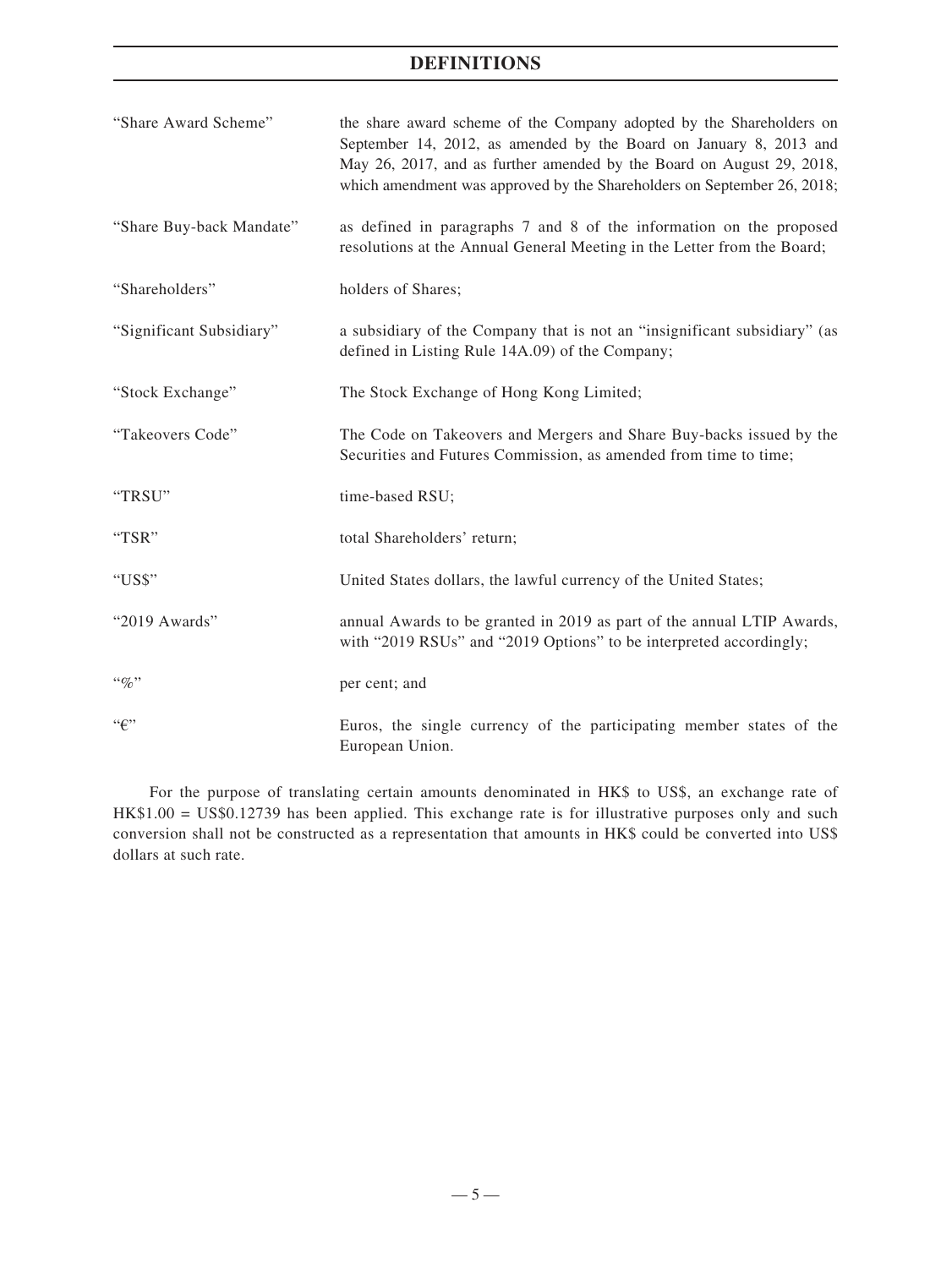# DEFINITIONS

| | |
|---|---|
| "Share Award Scheme" | the share award scheme of the Company adopted by the Shareholders on September 14, 2012, as amended by the Board on January 8, 2013 and May 26, 2017, and as further amended by the Board on August 29, 2018, which amendment was approved by the Shareholders on September 26, 2018; |
| "Share Buy-back Mandate" | as defined in paragraphs 7 and 8 of the information on the proposed resolutions at the Annual General Meeting in the Letter from the Board; |
| "Shareholders" | holders of Shares; |
| "Significant Subsidiary" | a subsidiary of the Company that is not an "insignificant subsidiary" (as defined in Listing Rule 14A.09) of the Company; |
| "Stock Exchange" | The Stock Exchange of Hong Kong Limited; |
| "Takeovers Code" | The Code on Takeovers and Mergers and Share Buy-backs issued by the Securities and Futures Commission, as amended from time to time; |
| "TRSU" | time-based RSU; |
| "TSR" | total Shareholders' return; |
| "US$" | United States dollars, the lawful currency of the United States; |
| "2019 Awards" | annual Awards to be granted in 2019 as part of the annual LTIP Awards, with "2019 RSUs" and "2019 Options" to be interpreted accordingly; |
| "%" | per cent; and |
| "€" | Euros, the single currency of the participating member states of the European Union. |

For the purpose of translating certain amounts denominated in HK$ to US$, an exchange rate of HK$1.00 = US$0.12739 has been applied. This exchange rate is for illustrative purposes only and such conversion shall not be constructed as a representation that amounts in HK$ could be converted into US$ dollars at such rate.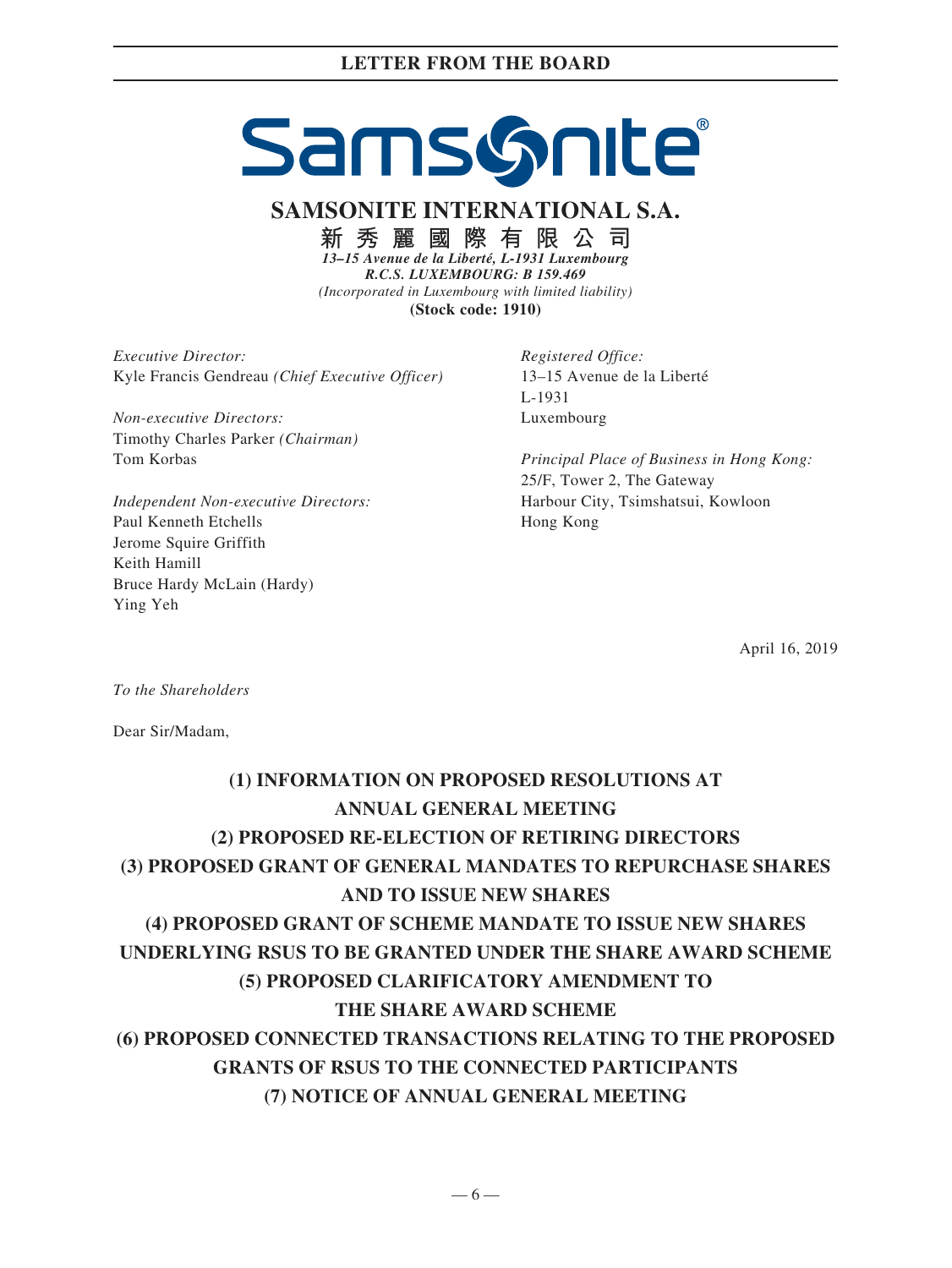# SAMSONITE INTERNATIONAL S.A.

## 新秀麗國際有限公司

*13–15 Avenue de la Liberté, L-1931 Luxembourg*
*R.C.S. LUXEMBOURG: B 159.469*
*(Incorporated in Luxembourg with limited liability)*
**(Stock code: 1910)**

*Executive Director:*
Kyle Francis Gendreau *(Chief Executive Officer)*

*Non-executive Directors:*
Timothy Charles Parker *(Chairman)*
Tom Korbas

*Independent Non-executive Directors:*
Paul Kenneth Etchells
Jerome Squire Griffith
Keith Hamill
Bruce Hardy McLain (Hardy)
Ying Yeh

*Registered Office:*
13–15 Avenue de la Liberté
L-1931
Luxembourg

*Principal Place of Business in Hong Kong:*
25/F, Tower 2, The Gateway
Harbour City, Tsimshatsui, Kowloon
Hong Kong

April 16, 2019

*To the Shareholders*

Dear Sir/Madam,

**(1) INFORMATION ON PROPOSED RESOLUTIONS AT ANNUAL GENERAL MEETING**
**(2) PROPOSED RE-ELECTION OF RETIRING DIRECTORS**
**(3) PROPOSED GRANT OF GENERAL MANDATES TO REPURCHASE SHARES AND TO ISSUE NEW SHARES**
**(4) PROPOSED GRANT OF SCHEME MANDATE TO ISSUE NEW SHARES UNDERLYING RSUS TO BE GRANTED UNDER THE SHARE AWARD SCHEME**
**(5) PROPOSED CLARIFICATORY AMENDMENT TO THE SHARE AWARD SCHEME**
**(6) PROPOSED CONNECTED TRANSACTIONS RELATING TO THE PROPOSED GRANTS OF RSUS TO THE CONNECTED PARTICIPANTS**
**(7) NOTICE OF ANNUAL GENERAL MEETING**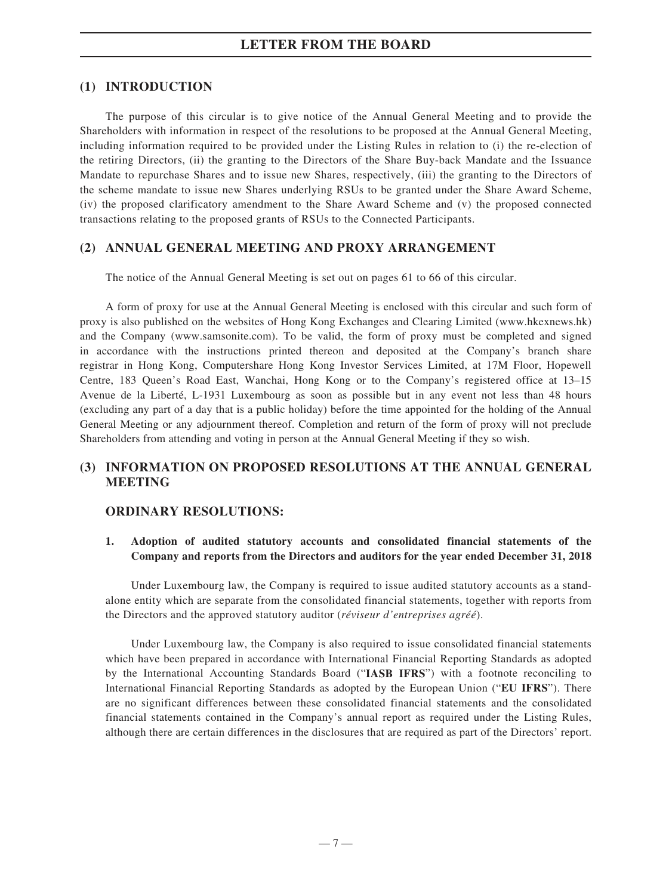# LETTER FROM THE BOARD

## (1) INTRODUCTION

The purpose of this circular is to give notice of the Annual General Meeting and to provide the Shareholders with information in respect of the resolutions to be proposed at the Annual General Meeting, including information required to be provided under the Listing Rules in relation to (i) the re-election of the retiring Directors, (ii) the granting to the Directors of the Share Buy-back Mandate and the Issuance Mandate to repurchase Shares and to issue new Shares, respectively, (iii) the granting to the Directors of the scheme mandate to issue new Shares underlying RSUs to be granted under the Share Award Scheme, (iv) the proposed clarificatory amendment to the Share Award Scheme and (v) the proposed connected transactions relating to the proposed grants of RSUs to the Connected Participants.

## (2) ANNUAL GENERAL MEETING AND PROXY ARRANGEMENT

The notice of the Annual General Meeting is set out on pages 61 to 66 of this circular.

A form of proxy for use at the Annual General Meeting is enclosed with this circular and such form of proxy is also published on the websites of Hong Kong Exchanges and Clearing Limited (www.hkexnews.hk) and the Company (www.samsonite.com). To be valid, the form of proxy must be completed and signed in accordance with the instructions printed thereon and deposited at the Company's branch share registrar in Hong Kong, Computershare Hong Kong Investor Services Limited, at 17M Floor, Hopewell Centre, 183 Queen's Road East, Wanchai, Hong Kong or to the Company's registered office at 13–15 Avenue de la Liberté, L-1931 Luxembourg as soon as possible but in any event not less than 48 hours (excluding any part of a day that is a public holiday) before the time appointed for the holding of the Annual General Meeting or any adjournment thereof. Completion and return of the form of proxy will not preclude Shareholders from attending and voting in person at the Annual General Meeting if they so wish.

## (3) INFORMATION ON PROPOSED RESOLUTIONS AT THE ANNUAL GENERAL MEETING

### ORDINARY RESOLUTIONS:

#### 1. Adoption of audited statutory accounts and consolidated financial statements of the Company and reports from the Directors and auditors for the year ended December 31, 2018

Under Luxembourg law, the Company is required to issue audited statutory accounts as a stand-alone entity which are separate from the consolidated financial statements, together with reports from the Directors and the approved statutory auditor (*réviseur d'entreprises agréé*).

Under Luxembourg law, the Company is also required to issue consolidated financial statements which have been prepared in accordance with International Financial Reporting Standards as adopted by the International Accounting Standards Board ("**IASB IFRS**") with a footnote reconciling to International Financial Reporting Standards as adopted by the European Union ("**EU IFRS**"). There are no significant differences between these consolidated financial statements and the consolidated financial statements contained in the Company's annual report as required under the Listing Rules, although there are certain differences in the disclosures that are required as part of the Directors' report.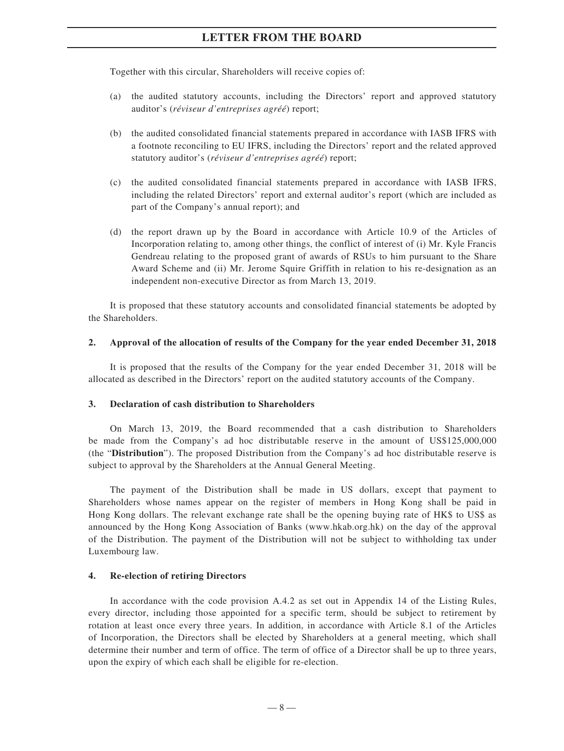Together with this circular, Shareholders will receive copies of:

(a) the audited statutory accounts, including the Directors' report and approved statutory auditor's (*réviseur d'entreprises agréé*) report;

(b) the audited consolidated financial statements prepared in accordance with IASB IFRS with a footnote reconciling to EU IFRS, including the Directors' report and the related approved statutory auditor's (*réviseur d'entreprises agréé*) report;

(c) the audited consolidated financial statements prepared in accordance with IASB IFRS, including the related Directors' report and external auditor's report (which are included as part of the Company's annual report); and

(d) the report drawn up by the Board in accordance with Article 10.9 of the Articles of Incorporation relating to, among other things, the conflict of interest of (i) Mr. Kyle Francis Gendreau relating to the proposed grant of awards of RSUs to him pursuant to the Share Award Scheme and (ii) Mr. Jerome Squire Griffith in relation to his re-designation as an independent non-executive Director as from March 13, 2019.

It is proposed that these statutory accounts and consolidated financial statements be adopted by the Shareholders.

**2. Approval of the allocation of results of the Company for the year ended December 31, 2018**

It is proposed that the results of the Company for the year ended December 31, 2018 will be allocated as described in the Directors' report on the audited statutory accounts of the Company.

**3. Declaration of cash distribution to Shareholders**

On March 13, 2019, the Board recommended that a cash distribution to Shareholders be made from the Company's ad hoc distributable reserve in the amount of US$125,000,000 (the "**Distribution**"). The proposed Distribution from the Company's ad hoc distributable reserve is subject to approval by the Shareholders at the Annual General Meeting.

The payment of the Distribution shall be made in US dollars, except that payment to Shareholders whose names appear on the register of members in Hong Kong shall be paid in Hong Kong dollars. The relevant exchange rate shall be the opening buying rate of HK$ to US$ as announced by the Hong Kong Association of Banks (www.hkab.org.hk) on the day of the approval of the Distribution. The payment of the Distribution will not be subject to withholding tax under Luxembourg law.

**4. Re-election of retiring Directors**

In accordance with the code provision A.4.2 as set out in Appendix 14 of the Listing Rules, every director, including those appointed for a specific term, should be subject to retirement by rotation at least once every three years. In addition, in accordance with Article 8.1 of the Articles of Incorporation, the Directors shall be elected by Shareholders at a general meeting, which shall determine their number and term of office. The term of office of a Director shall be up to three years, upon the expiry of which each shall be eligible for re-election.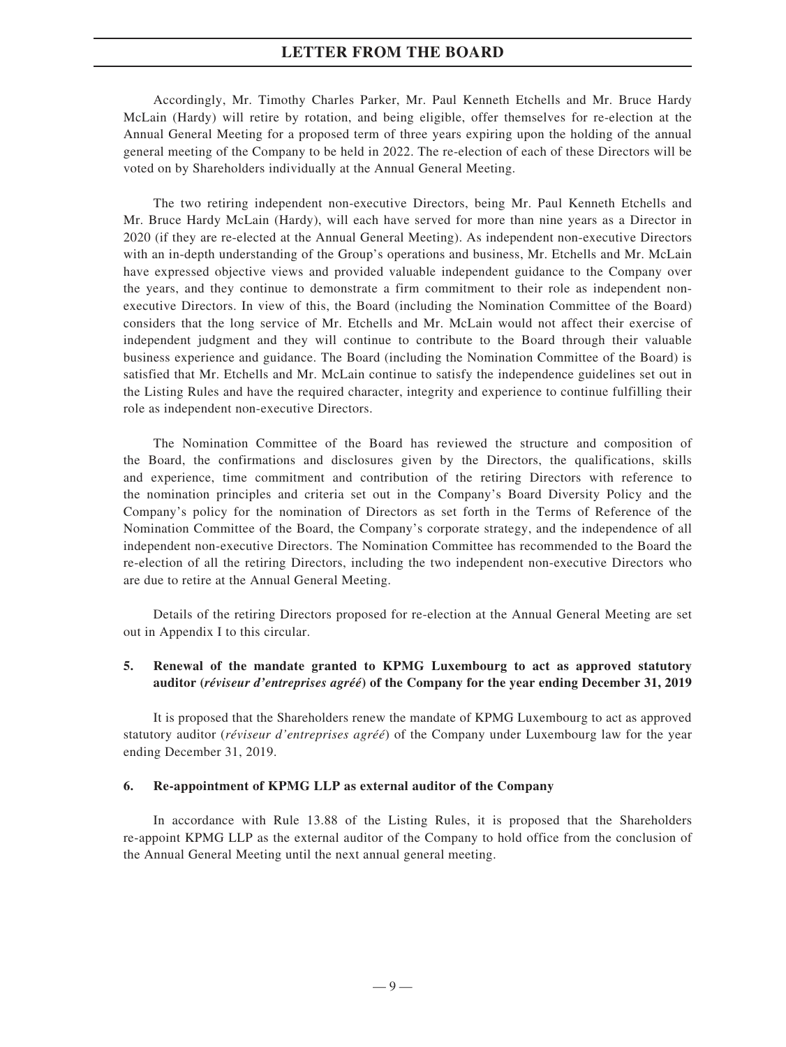Accordingly, Mr. Timothy Charles Parker, Mr. Paul Kenneth Etchells and Mr. Bruce Hardy McLain (Hardy) will retire by rotation, and being eligible, offer themselves for re-election at the Annual General Meeting for a proposed term of three years expiring upon the holding of the annual general meeting of the Company to be held in 2022. The re-election of each of these Directors will be voted on by Shareholders individually at the Annual General Meeting.

The two retiring independent non-executive Directors, being Mr. Paul Kenneth Etchells and Mr. Bruce Hardy McLain (Hardy), will each have served for more than nine years as a Director in 2020 (if they are re-elected at the Annual General Meeting). As independent non-executive Directors with an in-depth understanding of the Group's operations and business, Mr. Etchells and Mr. McLain have expressed objective views and provided valuable independent guidance to the Company over the years, and they continue to demonstrate a firm commitment to their role as independent non-executive Directors. In view of this, the Board (including the Nomination Committee of the Board) considers that the long service of Mr. Etchells and Mr. McLain would not affect their exercise of independent judgment and they will continue to contribute to the Board through their valuable business experience and guidance. The Board (including the Nomination Committee of the Board) is satisfied that Mr. Etchells and Mr. McLain continue to satisfy the independence guidelines set out in the Listing Rules and have the required character, integrity and experience to continue fulfilling their role as independent non-executive Directors.

The Nomination Committee of the Board has reviewed the structure and composition of the Board, the confirmations and disclosures given by the Directors, the qualifications, skills and experience, time commitment and contribution of the retiring Directors with reference to the nomination principles and criteria set out in the Company's Board Diversity Policy and the Company's policy for the nomination of Directors as set forth in the Terms of Reference of the Nomination Committee of the Board, the Company's corporate strategy, and the independence of all independent non-executive Directors. The Nomination Committee has recommended to the Board the re-election of all the retiring Directors, including the two independent non-executive Directors who are due to retire at the Annual General Meeting.

Details of the retiring Directors proposed for re-election at the Annual General Meeting are set out in Appendix I to this circular.

**5. Renewal of the mandate granted to KPMG Luxembourg to act as approved statutory auditor (*réviseur d'entreprises agréé*) of the Company for the year ending December 31, 2019**

It is proposed that the Shareholders renew the mandate of KPMG Luxembourg to act as approved statutory auditor (*réviseur d'entreprises agréé*) of the Company under Luxembourg law for the year ending December 31, 2019.

**6. Re-appointment of KPMG LLP as external auditor of the Company**

In accordance with Rule 13.88 of the Listing Rules, it is proposed that the Shareholders re-appoint KPMG LLP as the external auditor of the Company to hold office from the conclusion of the Annual General Meeting until the next annual general meeting.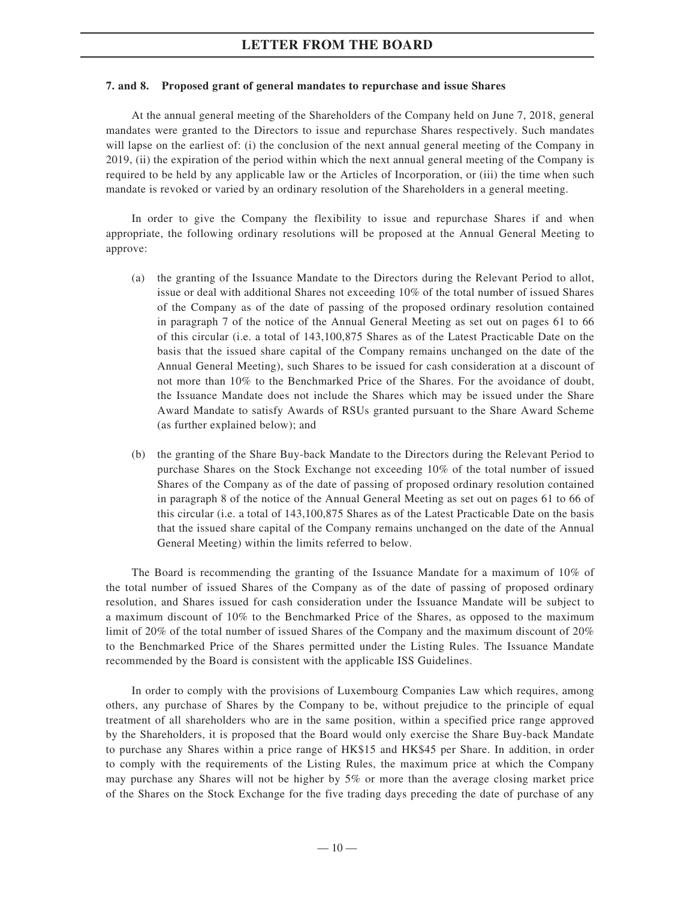#### 7. and 8. Proposed grant of general mandates to repurchase and issue Shares

At the annual general meeting of the Shareholders of the Company held on June 7, 2018, general mandates were granted to the Directors to issue and repurchase Shares respectively. Such mandates will lapse on the earliest of: (i) the conclusion of the next annual general meeting of the Company in 2019, (ii) the expiration of the period within which the next annual general meeting of the Company is required to be held by any applicable law or the Articles of Incorporation, or (iii) the time when such mandate is revoked or varied by an ordinary resolution of the Shareholders in a general meeting.

In order to give the Company the flexibility to issue and repurchase Shares if and when appropriate, the following ordinary resolutions will be proposed at the Annual General Meeting to approve:

(a) the granting of the Issuance Mandate to the Directors during the Relevant Period to allot, issue or deal with additional Shares not exceeding 10% of the total number of issued Shares of the Company as of the date of passing of the proposed ordinary resolution contained in paragraph 7 of the notice of the Annual General Meeting as set out on pages 61 to 66 of this circular (i.e. a total of 143,100,875 Shares as of the Latest Practicable Date on the basis that the issued share capital of the Company remains unchanged on the date of the Annual General Meeting), such Shares to be issued for cash consideration at a discount of not more than 10% to the Benchmarked Price of the Shares. For the avoidance of doubt, the Issuance Mandate does not include the Shares which may be issued under the Share Award Mandate to satisfy Awards of RSUs granted pursuant to the Share Award Scheme (as further explained below); and

(b) the granting of the Share Buy-back Mandate to the Directors during the Relevant Period to purchase Shares on the Stock Exchange not exceeding 10% of the total number of issued Shares of the Company as of the date of passing of proposed ordinary resolution contained in paragraph 8 of the notice of the Annual General Meeting as set out on pages 61 to 66 of this circular (i.e. a total of 143,100,875 Shares as of the Latest Practicable Date on the basis that the issued share capital of the Company remains unchanged on the date of the Annual General Meeting) within the limits referred to below.

The Board is recommending the granting of the Issuance Mandate for a maximum of 10% of the total number of issued Shares of the Company as of the date of passing of proposed ordinary resolution, and Shares issued for cash consideration under the Issuance Mandate will be subject to a maximum discount of 10% to the Benchmarked Price of the Shares, as opposed to the maximum limit of 20% of the total number of issued Shares of the Company and the maximum discount of 20% to the Benchmarked Price of the Shares permitted under the Listing Rules. The Issuance Mandate recommended by the Board is consistent with the applicable ISS Guidelines.

In order to comply with the provisions of Luxembourg Companies Law which requires, among others, any purchase of Shares by the Company to be, without prejudice to the principle of equal treatment of all shareholders who are in the same position, within a specified price range approved by the Shareholders, it is proposed that the Board would only exercise the Share Buy-back Mandate to purchase any Shares within a price range of HK$15 and HK$45 per Share. In addition, in order to comply with the requirements of the Listing Rules, the maximum price at which the Company may purchase any Shares will not be higher by 5% or more than the average closing market price of the Shares on the Stock Exchange for the five trading days preceding the date of purchase of any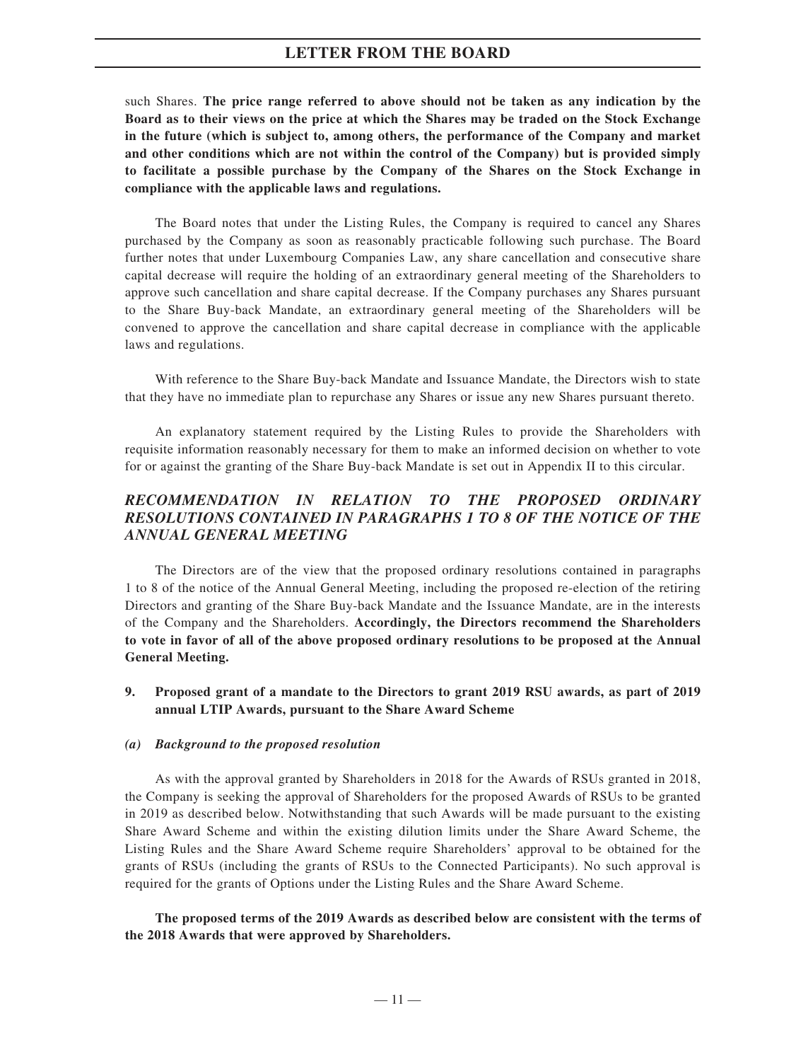such Shares. **The price range referred to above should not be taken as any indication by the Board as to their views on the price at which the Shares may be traded on the Stock Exchange in the future (which is subject to, among others, the performance of the Company and market and other conditions which are not within the control of the Company) but is provided simply to facilitate a possible purchase by the Company of the Shares on the Stock Exchange in compliance with the applicable laws and regulations.**

The Board notes that under the Listing Rules, the Company is required to cancel any Shares purchased by the Company as soon as reasonably practicable following such purchase. The Board further notes that under Luxembourg Companies Law, any share cancellation and consecutive share capital decrease will require the holding of an extraordinary general meeting of the Shareholders to approve such cancellation and share capital decrease. If the Company purchases any Shares pursuant to the Share Buy-back Mandate, an extraordinary general meeting of the Shareholders will be convened to approve the cancellation and share capital decrease in compliance with the applicable laws and regulations.

With reference to the Share Buy-back Mandate and Issuance Mandate, the Directors wish to state that they have no immediate plan to repurchase any Shares or issue any new Shares pursuant thereto.

An explanatory statement required by the Listing Rules to provide the Shareholders with requisite information reasonably necessary for them to make an informed decision on whether to vote for or against the granting of the Share Buy-back Mandate is set out in Appendix II to this circular.

## *RECOMMENDATION IN RELATION TO THE PROPOSED ORDINARY RESOLUTIONS CONTAINED IN PARAGRAPHS 1 TO 8 OF THE NOTICE OF THE ANNUAL GENERAL MEETING*

The Directors are of the view that the proposed ordinary resolutions contained in paragraphs 1 to 8 of the notice of the Annual General Meeting, including the proposed re-election of the retiring Directors and granting of the Share Buy-back Mandate and the Issuance Mandate, are in the interests of the Company and the Shareholders. **Accordingly, the Directors recommend the Shareholders to vote in favor of all of the above proposed ordinary resolutions to be proposed at the Annual General Meeting.**

### 9. Proposed grant of a mandate to the Directors to grant 2019 RSU awards, as part of 2019 annual LTIP Awards, pursuant to the Share Award Scheme

#### *(a) Background to the proposed resolution*

As with the approval granted by Shareholders in 2018 for the Awards of RSUs granted in 2018, the Company is seeking the approval of Shareholders for the proposed Awards of RSUs to be granted in 2019 as described below. Notwithstanding that such Awards will be made pursuant to the existing Share Award Scheme and within the existing dilution limits under the Share Award Scheme, the Listing Rules and the Share Award Scheme require Shareholders' approval to be obtained for the grants of RSUs (including the grants of RSUs to the Connected Participants). No such approval is required for the grants of Options under the Listing Rules and the Share Award Scheme.

**The proposed terms of the 2019 Awards as described below are consistent with the terms of the 2018 Awards that were approved by Shareholders.**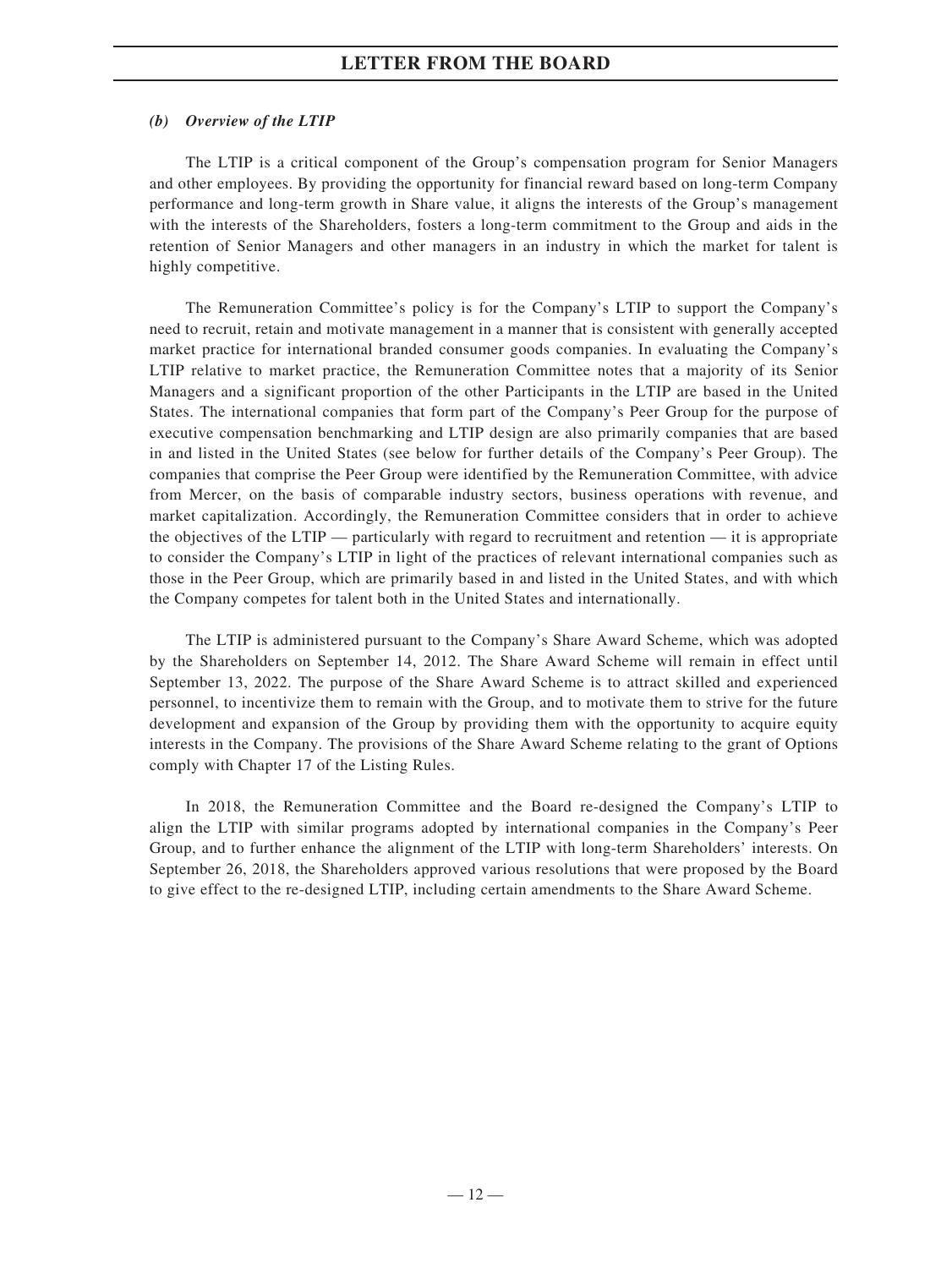#### *(b) Overview of the LTIP*

The LTIP is a critical component of the Group's compensation program for Senior Managers and other employees. By providing the opportunity for financial reward based on long-term Company performance and long-term growth in Share value, it aligns the interests of the Group's management with the interests of the Shareholders, fosters a long-term commitment to the Group and aids in the retention of Senior Managers and other managers in an industry in which the market for talent is highly competitive.

The Remuneration Committee's policy is for the Company's LTIP to support the Company's need to recruit, retain and motivate management in a manner that is consistent with generally accepted market practice for international branded consumer goods companies. In evaluating the Company's LTIP relative to market practice, the Remuneration Committee notes that a majority of its Senior Managers and a significant proportion of the other Participants in the LTIP are based in the United States. The international companies that form part of the Company's Peer Group for the purpose of executive compensation benchmarking and LTIP design are also primarily companies that are based in and listed in the United States (see below for further details of the Company's Peer Group). The companies that comprise the Peer Group were identified by the Remuneration Committee, with advice from Mercer, on the basis of comparable industry sectors, business operations with revenue, and market capitalization. Accordingly, the Remuneration Committee considers that in order to achieve the objectives of the LTIP — particularly with regard to recruitment and retention — it is appropriate to consider the Company's LTIP in light of the practices of relevant international companies such as those in the Peer Group, which are primarily based in and listed in the United States, and with which the Company competes for talent both in the United States and internationally.

The LTIP is administered pursuant to the Company's Share Award Scheme, which was adopted by the Shareholders on September 14, 2012. The Share Award Scheme will remain in effect until September 13, 2022. The purpose of the Share Award Scheme is to attract skilled and experienced personnel, to incentivize them to remain with the Group, and to motivate them to strive for the future development and expansion of the Group by providing them with the opportunity to acquire equity interests in the Company. The provisions of the Share Award Scheme relating to the grant of Options comply with Chapter 17 of the Listing Rules.

In 2018, the Remuneration Committee and the Board re-designed the Company's LTIP to align the LTIP with similar programs adopted by international companies in the Company's Peer Group, and to further enhance the alignment of the LTIP with long-term Shareholders' interests. On September 26, 2018, the Shareholders approved various resolutions that were proposed by the Board to give effect to the re-designed LTIP, including certain amendments to the Share Award Scheme.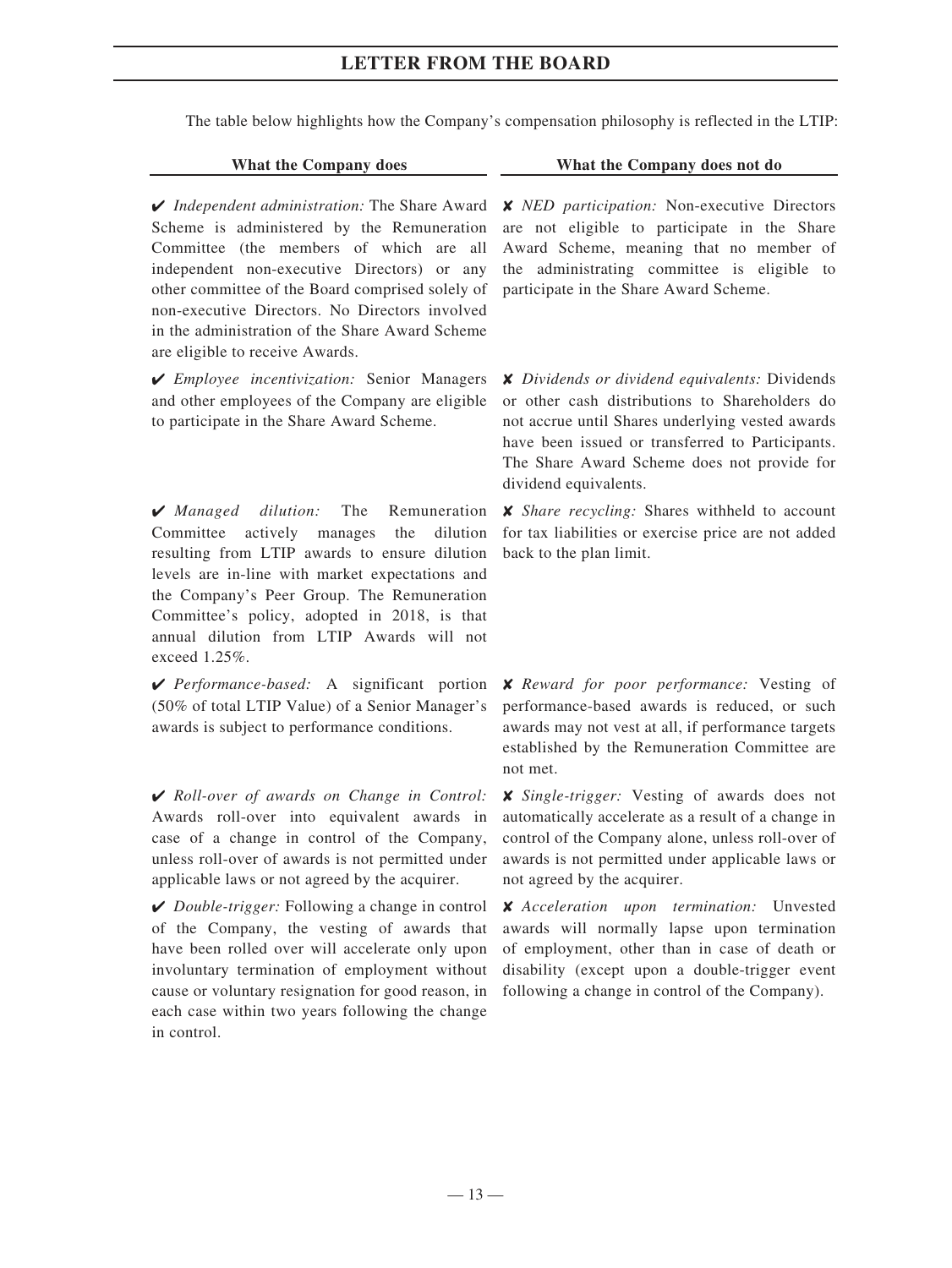The table below highlights how the Company's compensation philosophy is reflected in the LTIP:

| What the Company does | What the Company does not do |
|---|---|
| ✔ *Independent administration:* The Share Award Scheme is administered by the Remuneration Committee (the members of which are all independent non-executive Directors) or any other committee of the Board comprised solely of non-executive Directors. No Directors involved in the administration of the Share Award Scheme are eligible to receive Awards. | ✘ *NED participation:* Non-executive Directors are not eligible to participate in the Share Award Scheme, meaning that no member of the administrating committee is eligible to participate in the Share Award Scheme. |
| ✔ *Employee incentivization:* Senior Managers and other employees of the Company are eligible to participate in the Share Award Scheme. | ✘ *Dividends or dividend equivalents:* Dividends or other cash distributions to Shareholders do not accrue until Shares underlying vested awards have been issued or transferred to Participants. The Share Award Scheme does not provide for dividend equivalents. |
| ✔ *Managed dilution:* The Remuneration Committee actively manages the dilution resulting from LTIP awards to ensure dilution levels are in-line with market expectations and the Company's Peer Group. The Remuneration Committee's policy, adopted in 2018, is that annual dilution from LTIP Awards will not exceed 1.25%. | ✘ *Share recycling:* Shares withheld to account for tax liabilities or exercise price are not added back to the plan limit. |
| ✔ *Performance-based:* A significant portion (50% of total LTIP Value) of a Senior Manager's awards is subject to performance conditions. | ✘ *Reward for poor performance:* Vesting of performance-based awards is reduced, or such awards may not vest at all, if performance targets established by the Remuneration Committee are not met. |
| ✔ *Roll-over of awards on Change in Control:* Awards roll-over into equivalent awards in case of a change in control of the Company, unless roll-over of awards is not permitted under applicable laws or not agreed by the acquirer. | ✘ *Single-trigger:* Vesting of awards does not automatically accelerate as a result of a change in control of the Company alone, unless roll-over of awards is not permitted under applicable laws or not agreed by the acquirer. |
| ✔ *Double-trigger:* Following a change in control of the Company, the vesting of awards that have been rolled over will accelerate only upon involuntary termination of employment without cause or voluntary resignation for good reason, in each case within two years following the change in control. | ✘ *Acceleration upon termination:* Unvested awards will normally lapse upon termination of employment, other than in case of death or disability (except upon a double-trigger event following a change in control of the Company). |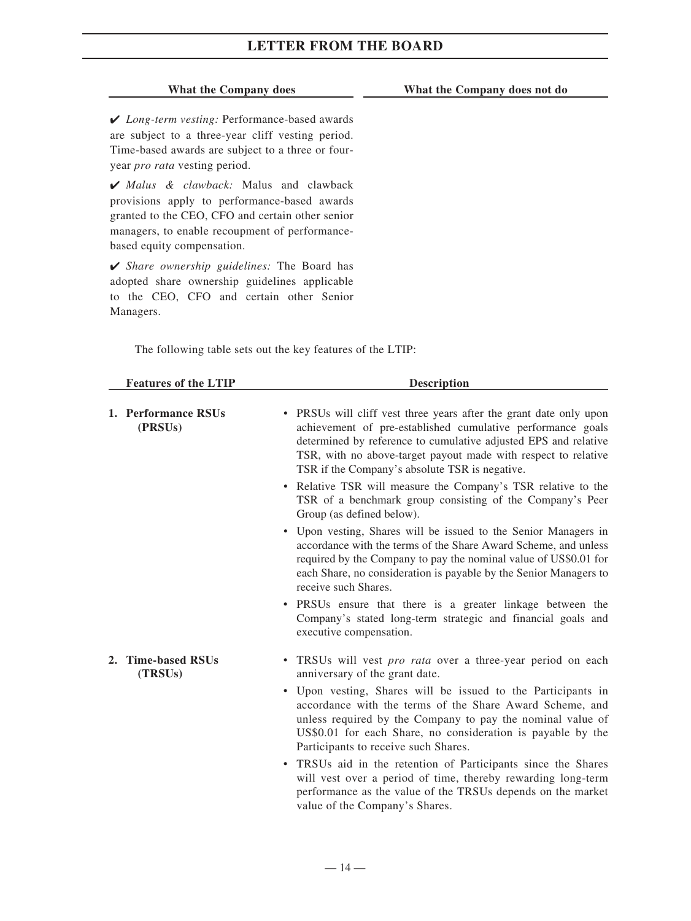| What the Company does | What the Company does not do |
|---|---|
| ✔ *Long-term vesting:* Performance-based awards are subject to a three-year cliff vesting period. Time-based awards are subject to a three or four-year *pro rata* vesting period. | |
| ✔ *Malus & clawback:* Malus and clawback provisions apply to performance-based awards granted to the CEO, CFO and certain other senior managers, to enable recoupment of performance-based equity compensation. | |
| ✔ *Share ownership guidelines:* The Board has adopted share ownership guidelines applicable to the CEO, CFO and certain other Senior Managers. | |

The following table sets out the key features of the LTIP:

| Features of the LTIP | Description |
|---|---|
| **1. Performance RSUs (PRSUs)** | • PRSUs will cliff vest three years after the grant date only upon achievement of pre-established cumulative performance goals determined by reference to cumulative adjusted EPS and relative TSR, with no above-target payout made with respect to relative TSR if the Company's absolute TSR is negative.<br>• Relative TSR will measure the Company's TSR relative to the TSR of a benchmark group consisting of the Company's Peer Group (as defined below).<br>• Upon vesting, Shares will be issued to the Senior Managers in accordance with the terms of the Share Award Scheme, and unless required by the Company to pay the nominal value of US$0.01 for each Share, no consideration is payable by the Senior Managers to receive such Shares.<br>• PRSUs ensure that there is a greater linkage between the Company's stated long-term strategic and financial goals and executive compensation. |
| **2. Time-based RSUs (TRSUs)** | • TRSUs will vest *pro rata* over a three-year period on each anniversary of the grant date.<br>• Upon vesting, Shares will be issued to the Participants in accordance with the terms of the Share Award Scheme, and unless required by the Company to pay the nominal value of US$0.01 for each Share, no consideration is payable by the Participants to receive such Shares.<br>• TRSUs aid in the retention of Participants since the Shares will vest over a period of time, thereby rewarding long-term performance as the value of the TRSUs depends on the market value of the Company's Shares. |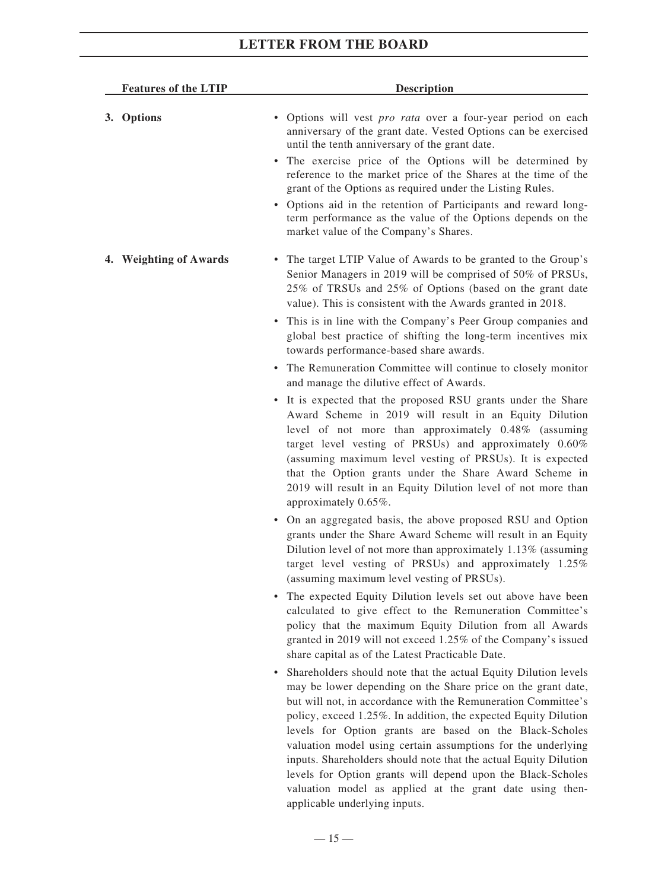| Features of the LTIP | Description |
| --- | --- |
| 3. Options | • Options will vest *pro rata* over a four-year period on each anniversary of the grant date. Vested Options can be exercised until the tenth anniversary of the grant date.<br>• The exercise price of the Options will be determined by reference to the market price of the Shares at the time of the grant of the Options as required under the Listing Rules.<br>• Options aid in the retention of Participants and reward long-term performance as the value of the Options depends on the market value of the Company's Shares. |
| 4. Weighting of Awards | • The target LTIP Value of Awards to be granted to the Group's Senior Managers in 2019 will be comprised of 50% of PRSUs, 25% of TRSUs and 25% of Options (based on the grant date value). This is consistent with the Awards granted in 2018.<br>• This is in line with the Company's Peer Group companies and global best practice of shifting the long-term incentives mix towards performance-based share awards.<br>• The Remuneration Committee will continue to closely monitor and manage the dilutive effect of Awards.<br>• It is expected that the proposed RSU grants under the Share Award Scheme in 2019 will result in an Equity Dilution level of not more than approximately 0.48% (assuming target level vesting of PRSUs) and approximately 0.60% (assuming maximum level vesting of PRSUs). It is expected that the Option grants under the Share Award Scheme in 2019 will result in an Equity Dilution level of not more than approximately 0.65%.<br>• On an aggregated basis, the above proposed RSU and Option grants under the Share Award Scheme will result in an Equity Dilution level of not more than approximately 1.13% (assuming target level vesting of PRSUs) and approximately 1.25% (assuming maximum level vesting of PRSUs).<br>• The expected Equity Dilution levels set out above have been calculated to give effect to the Remuneration Committee's policy that the maximum Equity Dilution from all Awards granted in 2019 will not exceed 1.25% of the Company's issued share capital as of the Latest Practicable Date.<br>• Shareholders should note that the actual Equity Dilution levels may be lower depending on the Share price on the grant date, but will not, in accordance with the Remuneration Committee's policy, exceed 1.25%. In addition, the expected Equity Dilution levels for Option grants are based on the Black-Scholes valuation model using certain assumptions for the underlying inputs. Shareholders should note that the actual Equity Dilution levels for Option grants will depend upon the Black-Scholes valuation model as applied at the grant date using then-applicable underlying inputs. |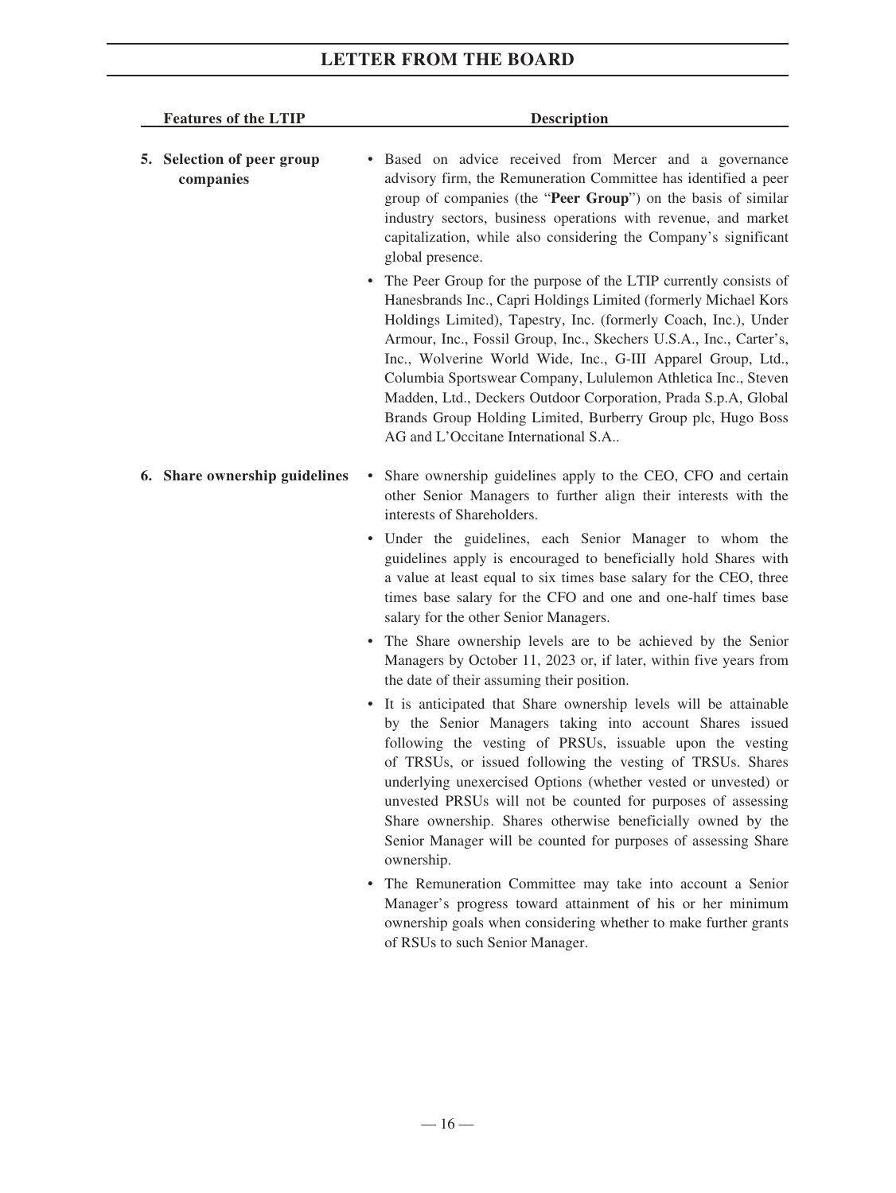| Features of the LTIP | Description |
| --- | --- |
| **5. Selection of peer group companies** | • Based on advice received from Mercer and a governance advisory firm, the Remuneration Committee has identified a peer group of companies (the "**Peer Group**") on the basis of similar industry sectors, business operations with revenue, and market capitalization, while also considering the Company's significant global presence.<br>• The Peer Group for the purpose of the LTIP currently consists of Hanesbrands Inc., Capri Holdings Limited (formerly Michael Kors Holdings Limited), Tapestry, Inc. (formerly Coach, Inc.), Under Armour, Inc., Fossil Group, Inc., Skechers U.S.A., Inc., Carter's, Inc., Wolverine World Wide, Inc., G-III Apparel Group, Ltd., Columbia Sportswear Company, Lululemon Athletica Inc., Steven Madden, Ltd., Deckers Outdoor Corporation, Prada S.p.A, Global Brands Group Holding Limited, Burberry Group plc, Hugo Boss AG and L'Occitane International S.A.. |
| **6. Share ownership guidelines** | • Share ownership guidelines apply to the CEO, CFO and certain other Senior Managers to further align their interests with the interests of Shareholders.<br>• Under the guidelines, each Senior Manager to whom the guidelines apply is encouraged to beneficially hold Shares with a value at least equal to six times base salary for the CEO, three times base salary for the CFO and one and one-half times base salary for the other Senior Managers.<br>• The Share ownership levels are to be achieved by the Senior Managers by October 11, 2023 or, if later, within five years from the date of their assuming their position.<br>• It is anticipated that Share ownership levels will be attainable by the Senior Managers taking into account Shares issued following the vesting of PRSUs, issuable upon the vesting of TRSUs, or issued following the vesting of TRSUs. Shares underlying unexercised Options (whether vested or unvested) or unvested PRSUs will not be counted for purposes of assessing Share ownership. Shares otherwise beneficially owned by the Senior Manager will be counted for purposes of assessing Share ownership.<br>• The Remuneration Committee may take into account a Senior Manager's progress toward attainment of his or her minimum ownership goals when considering whether to make further grants of RSUs to such Senior Manager. |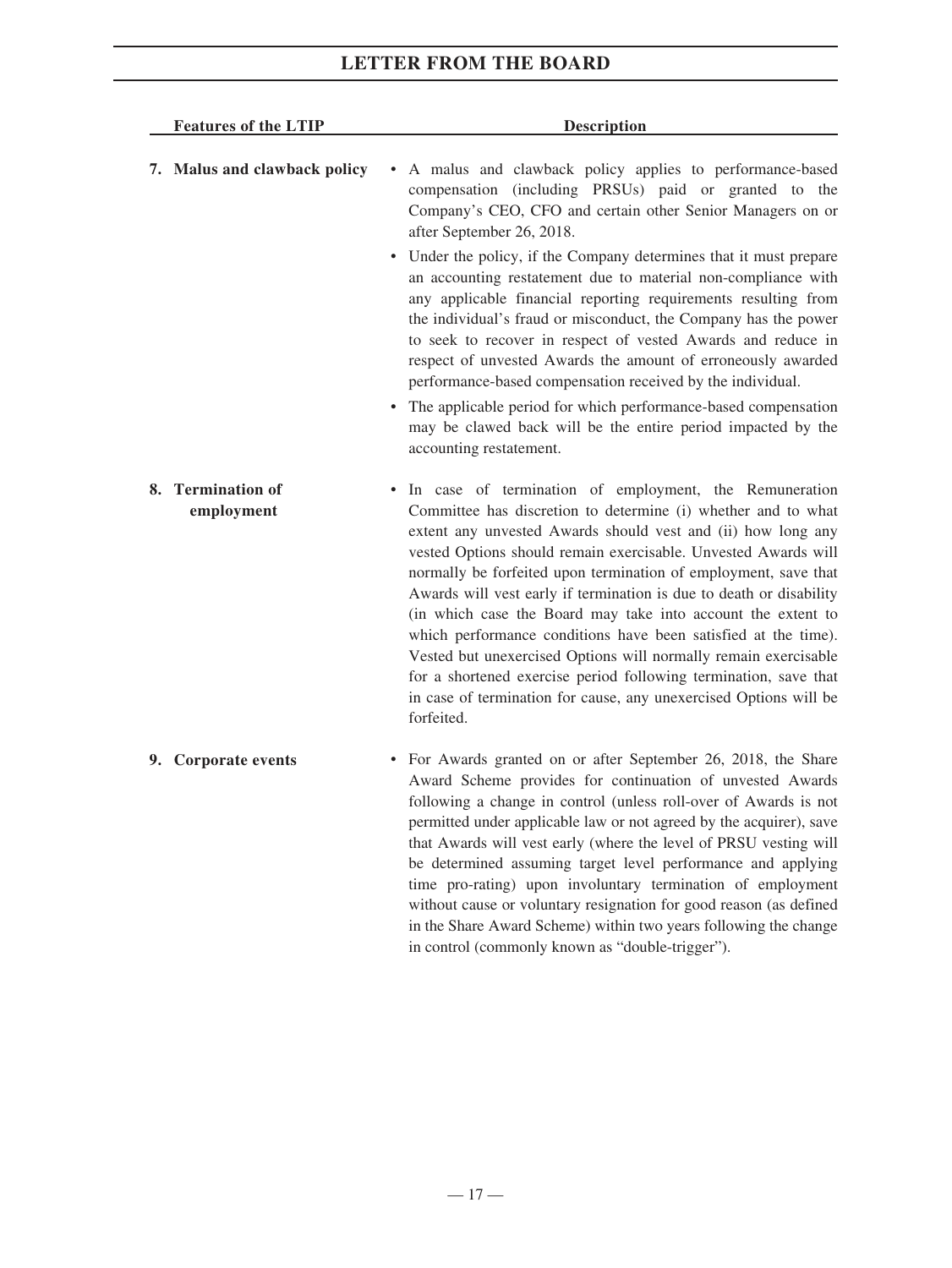| Features of the LTIP | Description |
| --- | --- |
| **7. Malus and clawback policy** | • A malus and clawback policy applies to performance-based compensation (including PRSUs) paid or granted to the Company's CEO, CFO and certain other Senior Managers on or after September 26, 2018.<br>• Under the policy, if the Company determines that it must prepare an accounting restatement due to material non-compliance with any applicable financial reporting requirements resulting from the individual's fraud or misconduct, the Company has the power to seek to recover in respect of vested Awards and reduce in respect of unvested Awards the amount of erroneously awarded performance-based compensation received by the individual.<br>• The applicable period for which performance-based compensation may be clawed back will be the entire period impacted by the accounting restatement. |
| **8. Termination of employment** | • In case of termination of employment, the Remuneration Committee has discretion to determine (i) whether and to what extent any unvested Awards should vest and (ii) how long any vested Options should remain exercisable. Unvested Awards will normally be forfeited upon termination of employment, save that Awards will vest early if termination is due to death or disability (in which case the Board may take into account the extent to which performance conditions have been satisfied at the time). Vested but unexercised Options will normally remain exercisable for a shortened exercise period following termination, save that in case of termination for cause, any unexercised Options will be forfeited. |
| **9. Corporate events** | • For Awards granted on or after September 26, 2018, the Share Award Scheme provides for continuation of unvested Awards following a change in control (unless roll-over of Awards is not permitted under applicable law or not agreed by the acquirer), save that Awards will vest early (where the level of PRSU vesting will be determined assuming target level performance and applying time pro-rating) upon involuntary termination of employment without cause or voluntary resignation for good reason (as defined in the Share Award Scheme) within two years following the change in control (commonly known as "double-trigger"). |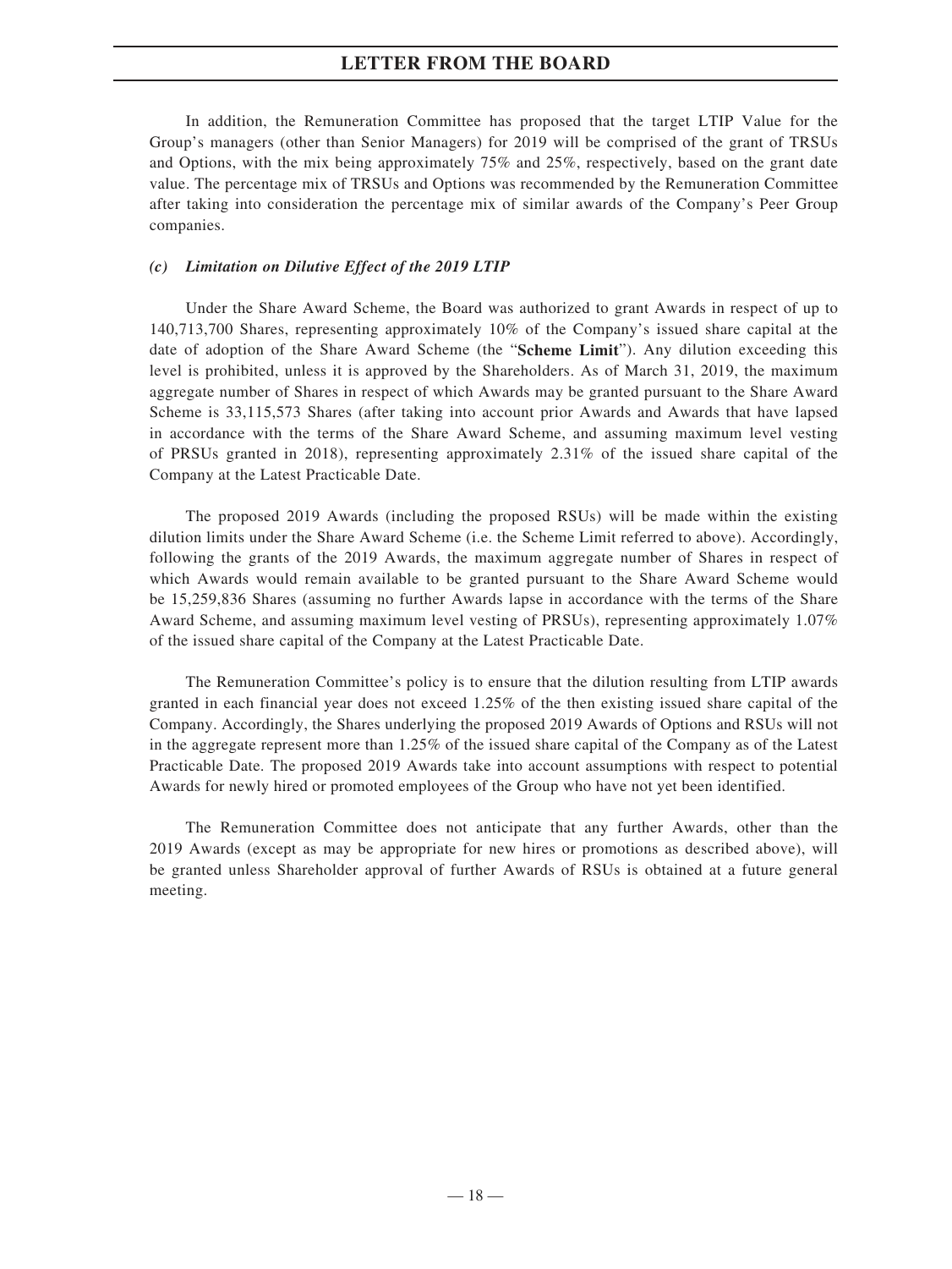In addition, the Remuneration Committee has proposed that the target LTIP Value for the Group's managers (other than Senior Managers) for 2019 will be comprised of the grant of TRSUs and Options, with the mix being approximately 75% and 25%, respectively, based on the grant date value. The percentage mix of TRSUs and Options was recommended by the Remuneration Committee after taking into consideration the percentage mix of similar awards of the Company's Peer Group companies.

### *(c) Limitation on Dilutive Effect of the 2019 LTIP*

Under the Share Award Scheme, the Board was authorized to grant Awards in respect of up to 140,713,700 Shares, representing approximately 10% of the Company's issued share capital at the date of adoption of the Share Award Scheme (the "**Scheme Limit**"). Any dilution exceeding this level is prohibited, unless it is approved by the Shareholders. As of March 31, 2019, the maximum aggregate number of Shares in respect of which Awards may be granted pursuant to the Share Award Scheme is 33,115,573 Shares (after taking into account prior Awards and Awards that have lapsed in accordance with the terms of the Share Award Scheme, and assuming maximum level vesting of PRSUs granted in 2018), representing approximately 2.31% of the issued share capital of the Company at the Latest Practicable Date.

The proposed 2019 Awards (including the proposed RSUs) will be made within the existing dilution limits under the Share Award Scheme (i.e. the Scheme Limit referred to above). Accordingly, following the grants of the 2019 Awards, the maximum aggregate number of Shares in respect of which Awards would remain available to be granted pursuant to the Share Award Scheme would be 15,259,836 Shares (assuming no further Awards lapse in accordance with the terms of the Share Award Scheme, and assuming maximum level vesting of PRSUs), representing approximately 1.07% of the issued share capital of the Company at the Latest Practicable Date.

The Remuneration Committee's policy is to ensure that the dilution resulting from LTIP awards granted in each financial year does not exceed 1.25% of the then existing issued share capital of the Company. Accordingly, the Shares underlying the proposed 2019 Awards of Options and RSUs will not in the aggregate represent more than 1.25% of the issued share capital of the Company as of the Latest Practicable Date. The proposed 2019 Awards take into account assumptions with respect to potential Awards for newly hired or promoted employees of the Group who have not yet been identified.

The Remuneration Committee does not anticipate that any further Awards, other than the 2019 Awards (except as may be appropriate for new hires or promotions as described above), will be granted unless Shareholder approval of further Awards of RSUs is obtained at a future general meeting.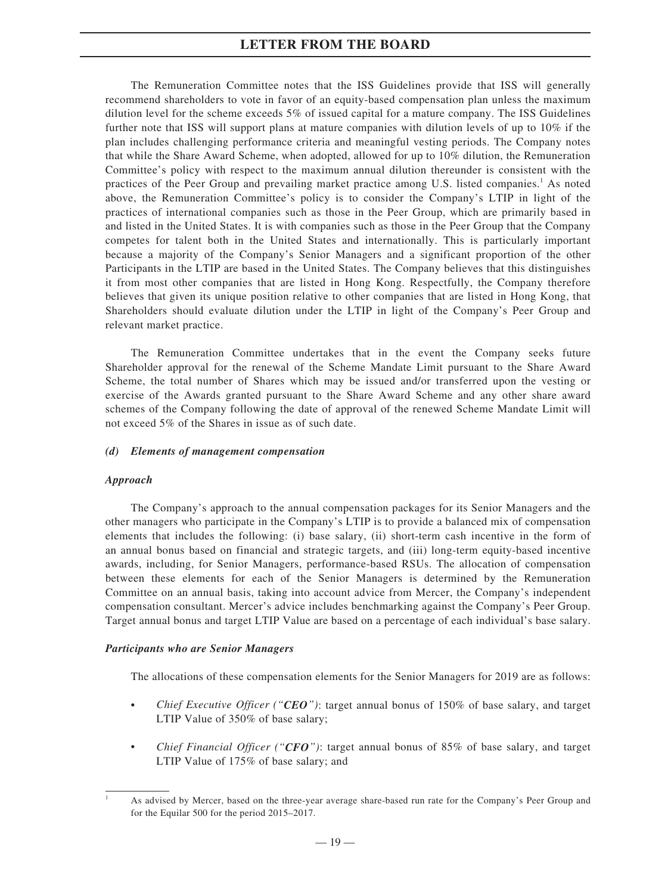The Remuneration Committee notes that the ISS Guidelines provide that ISS will generally recommend shareholders to vote in favor of an equity-based compensation plan unless the maximum dilution level for the scheme exceeds 5% of issued capital for a mature company. The ISS Guidelines further note that ISS will support plans at mature companies with dilution levels of up to 10% if the plan includes challenging performance criteria and meaningful vesting periods. The Company notes that while the Share Award Scheme, when adopted, allowed for up to 10% dilution, the Remuneration Committee's policy with respect to the maximum annual dilution thereunder is consistent with the practices of the Peer Group and prevailing market practice among U.S. listed companies.[1] As noted above, the Remuneration Committee's policy is to consider the Company's LTIP in light of the practices of international companies such as those in the Peer Group, which are primarily based in and listed in the United States. It is with companies such as those in the Peer Group that the Company competes for talent both in the United States and internationally. This is particularly important because a majority of the Company's Senior Managers and a significant proportion of the other Participants in the LTIP are based in the United States. The Company believes that this distinguishes it from most other companies that are listed in Hong Kong. Respectfully, the Company therefore believes that given its unique position relative to other companies that are listed in Hong Kong, that Shareholders should evaluate dilution under the LTIP in light of the Company's Peer Group and relevant market practice.

The Remuneration Committee undertakes that in the event the Company seeks future Shareholder approval for the renewal of the Scheme Mandate Limit pursuant to the Share Award Scheme, the total number of Shares which may be issued and/or transferred upon the vesting or exercise of the Awards granted pursuant to the Share Award Scheme and any other share award schemes of the Company following the date of approval of the renewed Scheme Mandate Limit will not exceed 5% of the Shares in issue as of such date.

#### *(d) Elements of management compensation*

***Approach***

The Company's approach to the annual compensation packages for its Senior Managers and the other managers who participate in the Company's LTIP is to provide a balanced mix of compensation elements that includes the following: (i) base salary, (ii) short-term cash incentive in the form of an annual bonus based on financial and strategic targets, and (iii) long-term equity-based incentive awards, including, for Senior Managers, performance-based RSUs. The allocation of compensation between these elements for each of the Senior Managers is determined by the Remuneration Committee on an annual basis, taking into account advice from Mercer, the Company's independent compensation consultant. Mercer's advice includes benchmarking against the Company's Peer Group. Target annual bonus and target LTIP Value are based on a percentage of each individual's base salary.

***Participants who are Senior Managers***

The allocations of these compensation elements for the Senior Managers for 2019 are as follows:

- *Chief Executive Officer ("**CEO**")*: target annual bonus of 150% of base salary, and target LTIP Value of 350% of base salary;
- *Chief Financial Officer ("**CFO**")*: target annual bonus of 85% of base salary, and target LTIP Value of 175% of base salary; and

[1] As advised by Mercer, based on the three-year average share-based run rate for the Company's Peer Group and for the Equilar 500 for the period 2015–2017.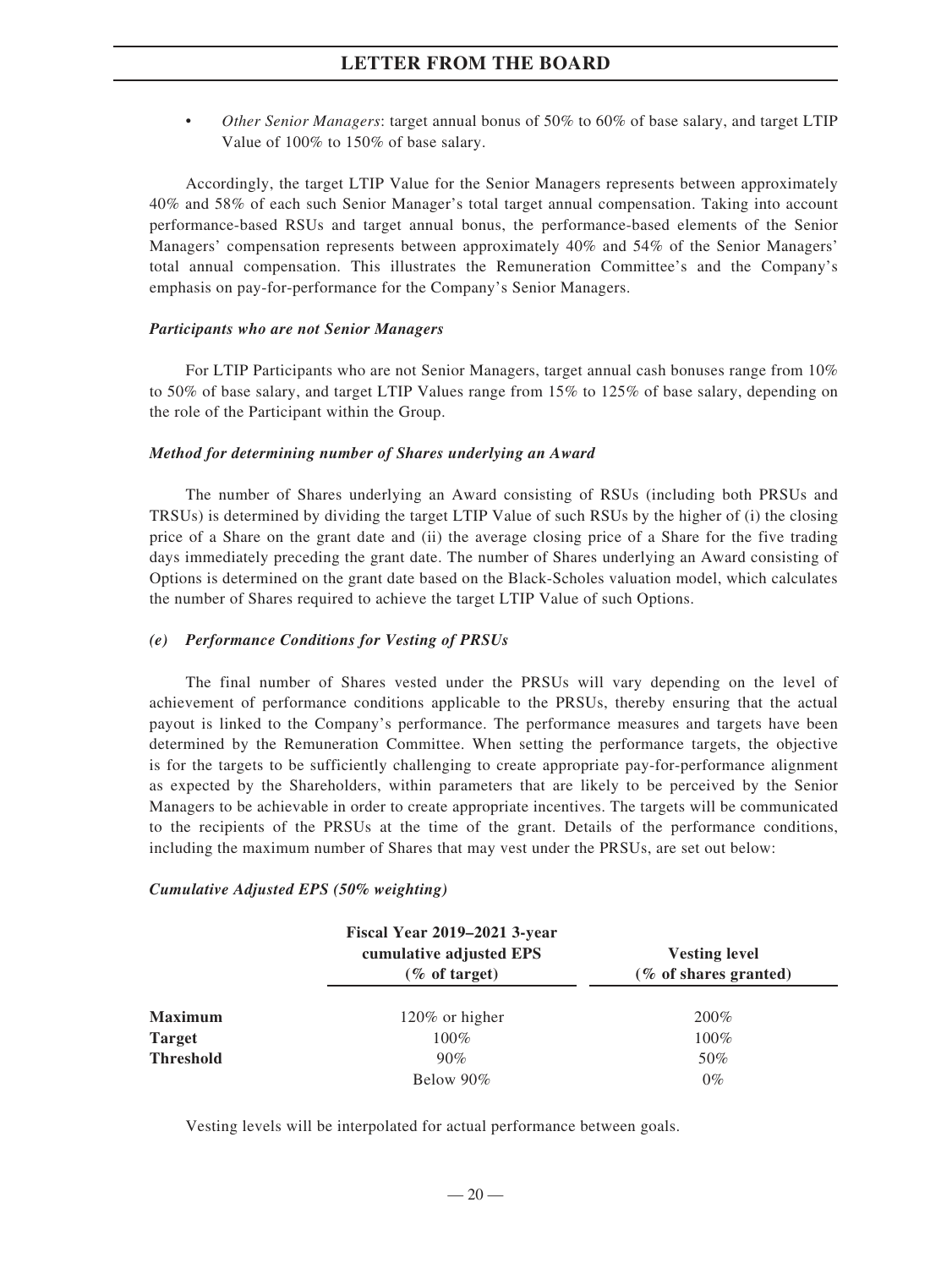- *Other Senior Managers*: target annual bonus of 50% to 60% of base salary, and target LTIP Value of 100% to 150% of base salary.

Accordingly, the target LTIP Value for the Senior Managers represents between approximately 40% and 58% of each such Senior Manager's total target annual compensation. Taking into account performance-based RSUs and target annual bonus, the performance-based elements of the Senior Managers' compensation represents between approximately 40% and 54% of the Senior Managers' total annual compensation. This illustrates the Remuneration Committee's and the Company's emphasis on pay-for-performance for the Company's Senior Managers.

***Participants who are not Senior Managers***

For LTIP Participants who are not Senior Managers, target annual cash bonuses range from 10% to 50% of base salary, and target LTIP Values range from 15% to 125% of base salary, depending on the role of the Participant within the Group.

***Method for determining number of Shares underlying an Award***

The number of Shares underlying an Award consisting of RSUs (including both PRSUs and TRSUs) is determined by dividing the target LTIP Value of such RSUs by the higher of (i) the closing price of a Share on the grant date and (ii) the average closing price of a Share for the five trading days immediately preceding the grant date. The number of Shares underlying an Award consisting of Options is determined on the grant date based on the Black-Scholes valuation model, which calculates the number of Shares required to achieve the target LTIP Value of such Options.

***(e) Performance Conditions for Vesting of PRSUs***

The final number of Shares vested under the PRSUs will vary depending on the level of achievement of performance conditions applicable to the PRSUs, thereby ensuring that the actual payout is linked to the Company's performance. The performance measures and targets have been determined by the Remuneration Committee. When setting the performance targets, the objective is for the targets to be sufficiently challenging to create appropriate pay-for-performance alignment as expected by the Shareholders, within parameters that are likely to be perceived by the Senior Managers to be achievable in order to create appropriate incentives. The targets will be communicated to the recipients of the PRSUs at the time of the grant. Details of the performance conditions, including the maximum number of Shares that may vest under the PRSUs, are set out below:

***Cumulative Adjusted EPS (50% weighting)***

| | Fiscal Year 2019–2021 3-year cumulative adjusted EPS (% of target) | Vesting level (% of shares granted) |
|---|---|---|
| **Maximum** | 120% or higher | 200% |
| **Target** | 100% | 100% |
| **Threshold** | 90% | 50% |
| | Below 90% | 0% |

Vesting levels will be interpolated for actual performance between goals.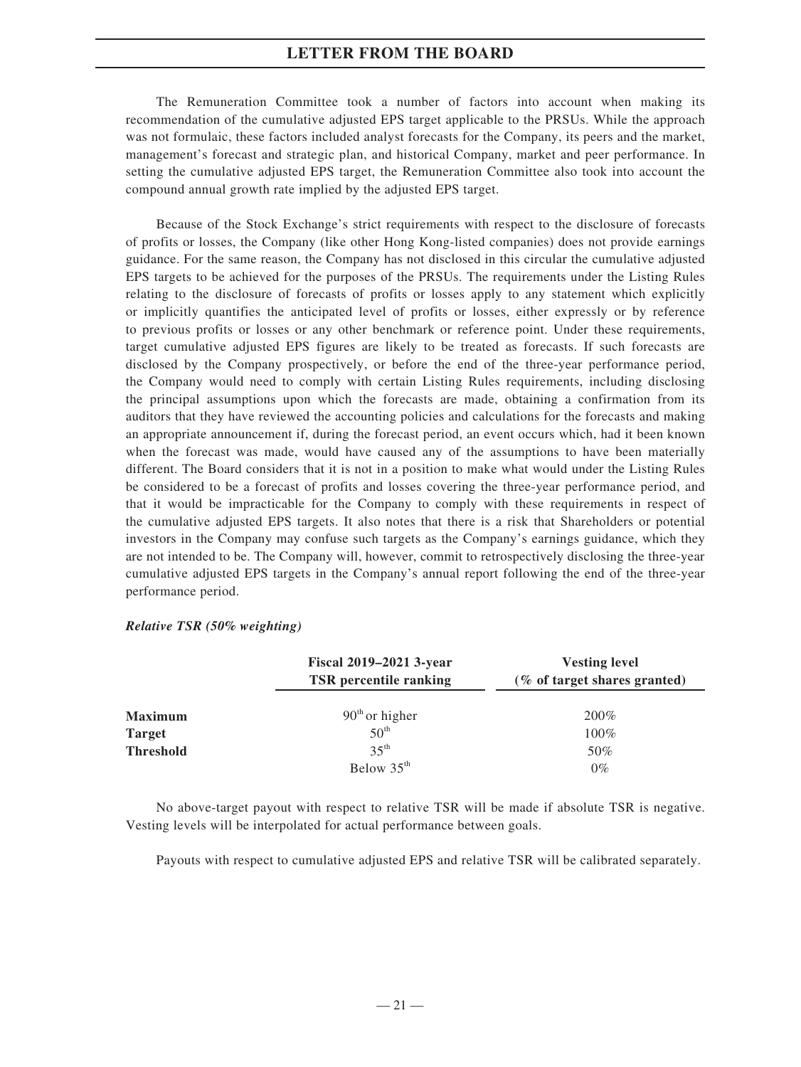The Remuneration Committee took a number of factors into account when making its recommendation of the cumulative adjusted EPS target applicable to the PRSUs. While the approach was not formulaic, these factors included analyst forecasts for the Company, its peers and the market, management's forecast and strategic plan, and historical Company, market and peer performance. In setting the cumulative adjusted EPS target, the Remuneration Committee also took into account the compound annual growth rate implied by the adjusted EPS target.

Because of the Stock Exchange's strict requirements with respect to the disclosure of forecasts of profits or losses, the Company (like other Hong Kong-listed companies) does not provide earnings guidance. For the same reason, the Company has not disclosed in this circular the cumulative adjusted EPS targets to be achieved for the purposes of the PRSUs. The requirements under the Listing Rules relating to the disclosure of forecasts of profits or losses apply to any statement which explicitly or implicitly quantifies the anticipated level of profits or losses, either expressly or by reference to previous profits or losses or any other benchmark or reference point. Under these requirements, target cumulative adjusted EPS figures are likely to be treated as forecasts. If such forecasts are disclosed by the Company prospectively, or before the end of the three-year performance period, the Company would need to comply with certain Listing Rules requirements, including disclosing the principal assumptions upon which the forecasts are made, obtaining a confirmation from its auditors that they have reviewed the accounting policies and calculations for the forecasts and making an appropriate announcement if, during the forecast period, an event occurs which, had it been known when the forecast was made, would have caused any of the assumptions to have been materially different. The Board considers that it is not in a position to make what would under the Listing Rules be considered to be a forecast of profits and losses covering the three-year performance period, and that it would be impracticable for the Company to comply with these requirements in respect of the cumulative adjusted EPS targets. It also notes that there is a risk that Shareholders or potential investors in the Company may confuse such targets as the Company's earnings guidance, which they are not intended to be. The Company will, however, commit to retrospectively disclosing the three-year cumulative adjusted EPS targets in the Company's annual report following the end of the three-year performance period.

***Relative TSR (50% weighting)***

| | Fiscal 2019–2021 3-year TSR percentile ranking | Vesting level (% of target shares granted) |
|---|---|---|
| **Maximum** | 90th or higher | 200% |
| **Target** | 50th | 100% |
| **Threshold** | 35th | 50% |
| | Below 35th | 0% |

No above-target payout with respect to relative TSR will be made if absolute TSR is negative. Vesting levels will be interpolated for actual performance between goals.

Payouts with respect to cumulative adjusted EPS and relative TSR will be calibrated separately.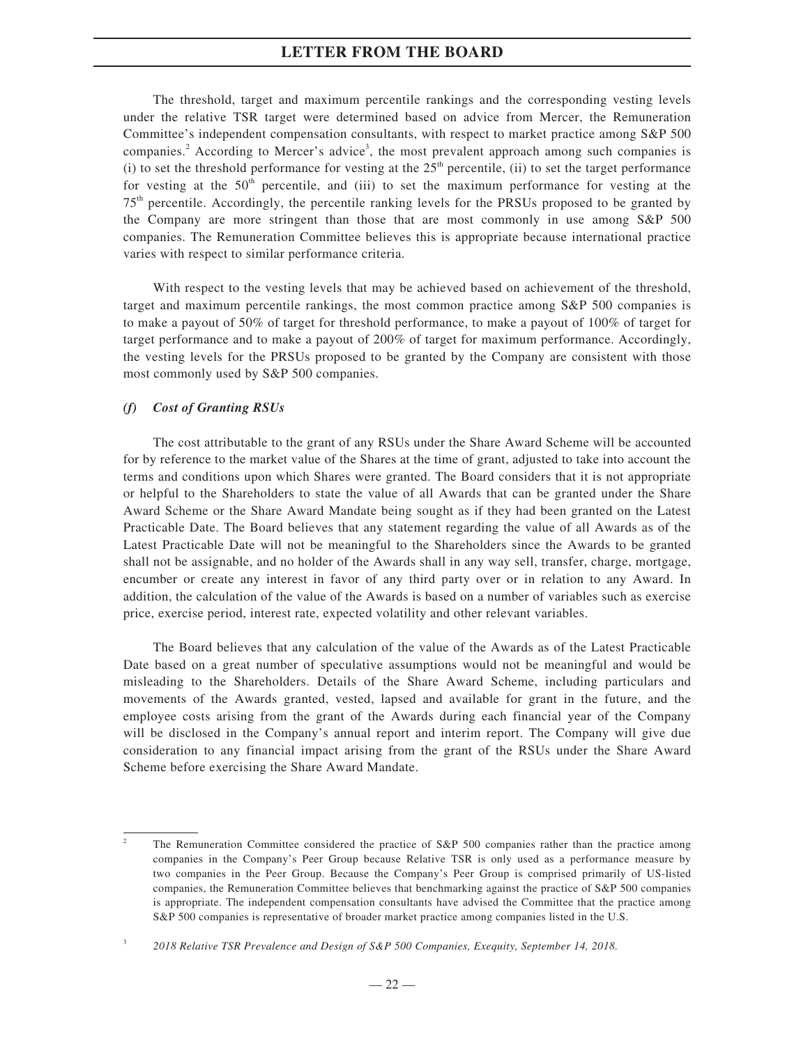The threshold, target and maximum percentile rankings and the corresponding vesting levels under the relative TSR target were determined based on advice from Mercer, the Remuneration Committee's independent compensation consultants, with respect to market practice among S&P 500 companies.[2] According to Mercer's advice[3], the most prevalent approach among such companies is (i) to set the threshold performance for vesting at the 25th percentile, (ii) to set the target performance for vesting at the 50th percentile, and (iii) to set the maximum performance for vesting at the 75th percentile. Accordingly, the percentile ranking levels for the PRSUs proposed to be granted by the Company are more stringent than those that are most commonly in use among S&P 500 companies. The Remuneration Committee believes this is appropriate because international practice varies with respect to similar performance criteria.

With respect to the vesting levels that may be achieved based on achievement of the threshold, target and maximum percentile rankings, the most common practice among S&P 500 companies is to make a payout of 50% of target for threshold performance, to make a payout of 100% of target for target performance and to make a payout of 200% of target for maximum performance. Accordingly, the vesting levels for the PRSUs proposed to be granted by the Company are consistent with those most commonly used by S&P 500 companies.

***(f) Cost of Granting RSUs***

The cost attributable to the grant of any RSUs under the Share Award Scheme will be accounted for by reference to the market value of the Shares at the time of grant, adjusted to take into account the terms and conditions upon which Shares were granted. The Board considers that it is not appropriate or helpful to the Shareholders to state the value of all Awards that can be granted under the Share Award Scheme or the Share Award Mandate being sought as if they had been granted on the Latest Practicable Date. The Board believes that any statement regarding the value of all Awards as of the Latest Practicable Date will not be meaningful to the Shareholders since the Awards to be granted shall not be assignable, and no holder of the Awards shall in any way sell, transfer, charge, mortgage, encumber or create any interest in favor of any third party over or in relation to any Award. In addition, the calculation of the value of the Awards is based on a number of variables such as exercise price, exercise period, interest rate, expected volatility and other relevant variables.

The Board believes that any calculation of the value of the Awards as of the Latest Practicable Date based on a great number of speculative assumptions would not be meaningful and would be misleading to the Shareholders. Details of the Share Award Scheme, including particulars and movements of the Awards granted, vested, lapsed and available for grant in the future, and the employee costs arising from the grant of the Awards during each financial year of the Company will be disclosed in the Company's annual report and interim report. The Company will give due consideration to any financial impact arising from the grant of the RSUs under the Share Award Scheme before exercising the Share Award Mandate.

---

[2] The Remuneration Committee considered the practice of S&P 500 companies rather than the practice among companies in the Company's Peer Group because Relative TSR is only used as a performance measure by two companies in the Peer Group. Because the Company's Peer Group is comprised primarily of US-listed companies, the Remuneration Committee believes that benchmarking against the practice of S&P 500 companies is appropriate. The independent compensation consultants have advised the Committee that the practice among S&P 500 companies is representative of broader market practice among companies listed in the U.S.

[3] *2018 Relative TSR Prevalence and Design of S&P 500 Companies, Exequity, September 14, 2018.*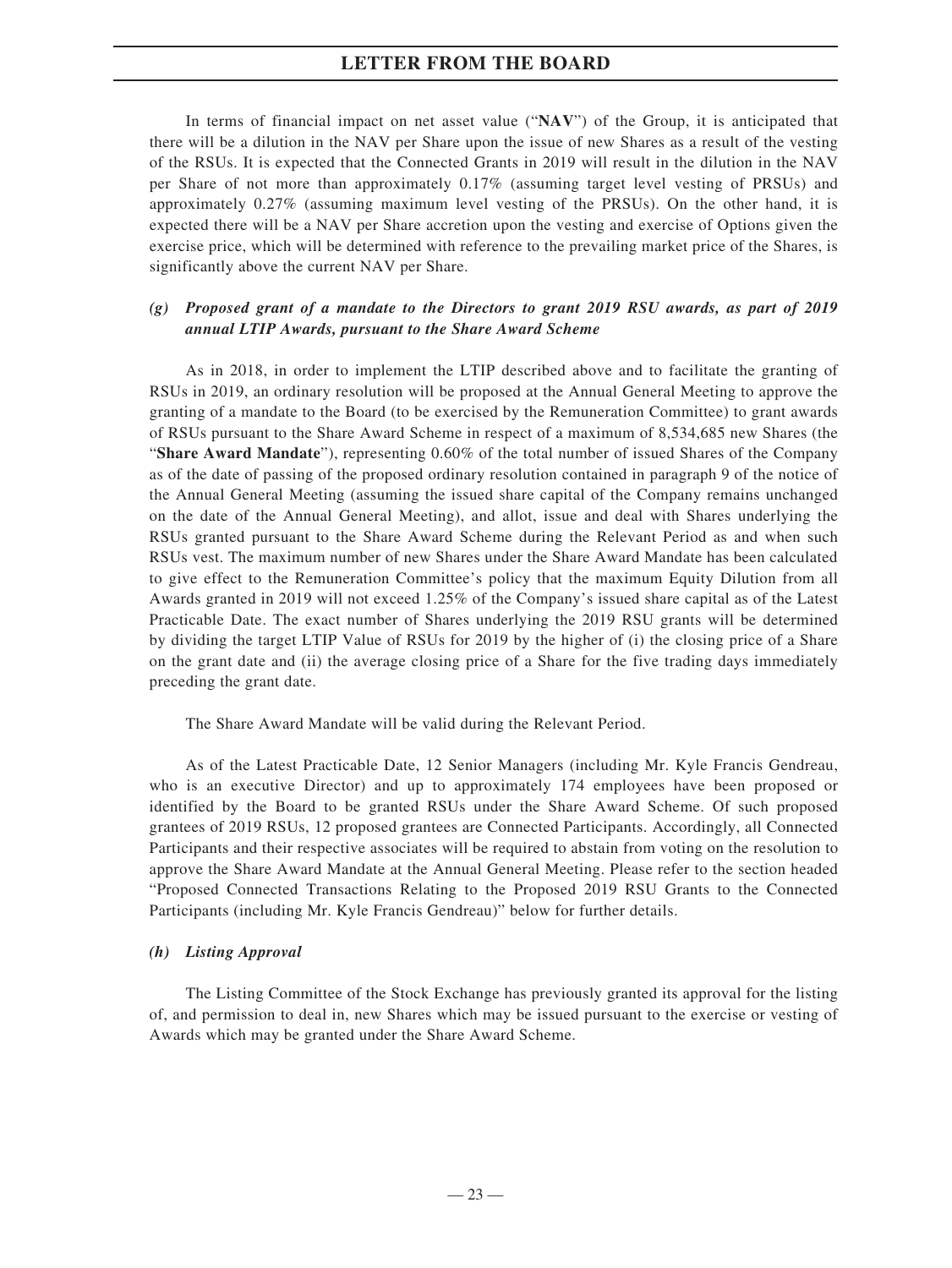In terms of financial impact on net asset value ("**NAV**") of the Group, it is anticipated that there will be a dilution in the NAV per Share upon the issue of new Shares as a result of the vesting of the RSUs. It is expected that the Connected Grants in 2019 will result in the dilution in the NAV per Share of not more than approximately 0.17% (assuming target level vesting of PRSUs) and approximately 0.27% (assuming maximum level vesting of the PRSUs). On the other hand, it is expected there will be a NAV per Share accretion upon the vesting and exercise of Options given the exercise price, which will be determined with reference to the prevailing market price of the Shares, is significantly above the current NAV per Share.

*(g) Proposed grant of a mandate to the Directors to grant 2019 RSU awards, as part of 2019 annual LTIP Awards, pursuant to the Share Award Scheme*

As in 2018, in order to implement the LTIP described above and to facilitate the granting of RSUs in 2019, an ordinary resolution will be proposed at the Annual General Meeting to approve the granting of a mandate to the Board (to be exercised by the Remuneration Committee) to grant awards of RSUs pursuant to the Share Award Scheme in respect of a maximum of 8,534,685 new Shares (the "**Share Award Mandate**"), representing 0.60% of the total number of issued Shares of the Company as of the date of passing of the proposed ordinary resolution contained in paragraph 9 of the notice of the Annual General Meeting (assuming the issued share capital of the Company remains unchanged on the date of the Annual General Meeting), and allot, issue and deal with Shares underlying the RSUs granted pursuant to the Share Award Scheme during the Relevant Period as and when such RSUs vest. The maximum number of new Shares under the Share Award Mandate has been calculated to give effect to the Remuneration Committee's policy that the maximum Equity Dilution from all Awards granted in 2019 will not exceed 1.25% of the Company's issued share capital as of the Latest Practicable Date. The exact number of Shares underlying the 2019 RSU grants will be determined by dividing the target LTIP Value of RSUs for 2019 by the higher of (i) the closing price of a Share on the grant date and (ii) the average closing price of a Share for the five trading days immediately preceding the grant date.

The Share Award Mandate will be valid during the Relevant Period.

As of the Latest Practicable Date, 12 Senior Managers (including Mr. Kyle Francis Gendreau, who is an executive Director) and up to approximately 174 employees have been proposed or identified by the Board to be granted RSUs under the Share Award Scheme. Of such proposed grantees of 2019 RSUs, 12 proposed grantees are Connected Participants. Accordingly, all Connected Participants and their respective associates will be required to abstain from voting on the resolution to approve the Share Award Mandate at the Annual General Meeting. Please refer to the section headed "Proposed Connected Transactions Relating to the Proposed 2019 RSU Grants to the Connected Participants (including Mr. Kyle Francis Gendreau)" below for further details.

*(h) Listing Approval*

The Listing Committee of the Stock Exchange has previously granted its approval for the listing of, and permission to deal in, new Shares which may be issued pursuant to the exercise or vesting of Awards which may be granted under the Share Award Scheme.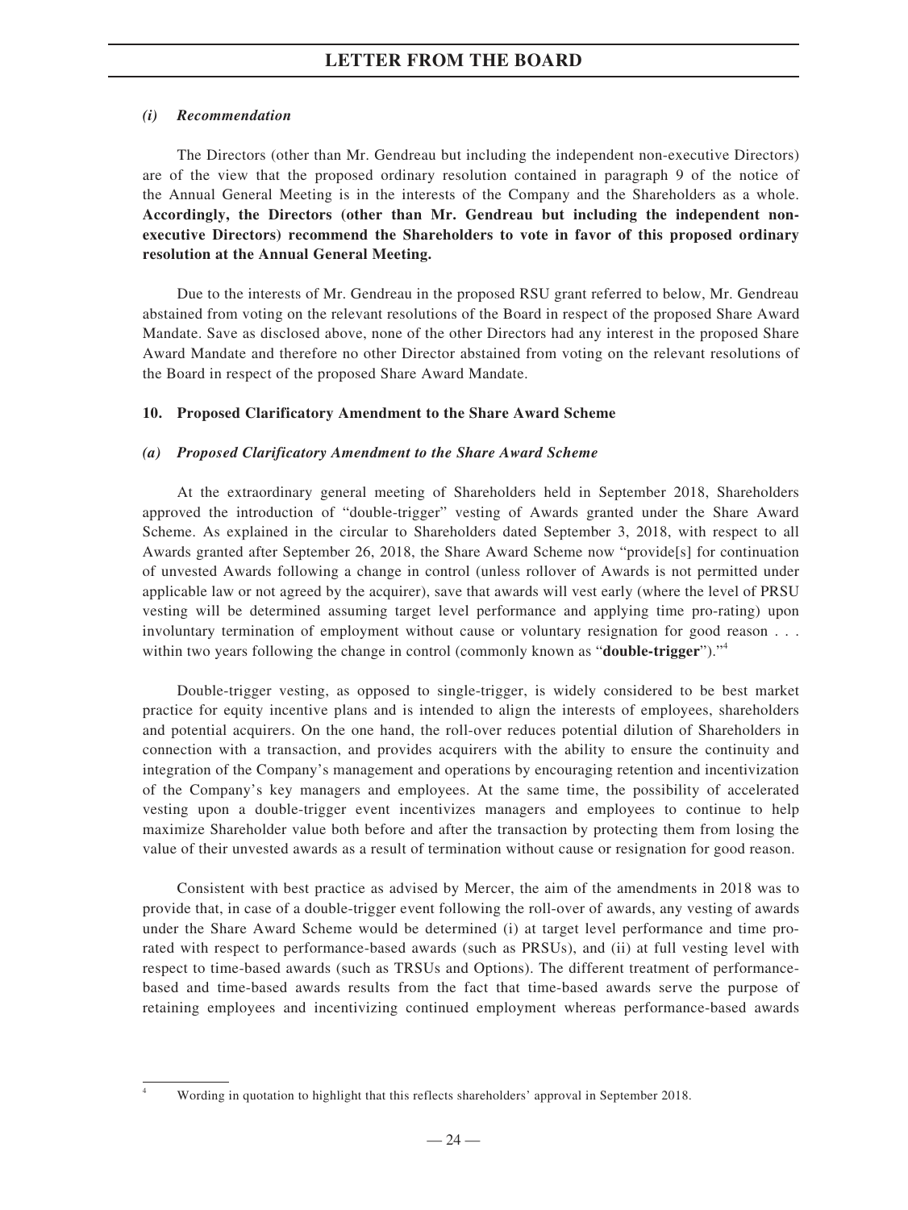#### *(i) Recommendation*

The Directors (other than Mr. Gendreau but including the independent non-executive Directors) are of the view that the proposed ordinary resolution contained in paragraph 9 of the notice of the Annual General Meeting is in the interests of the Company and the Shareholders as a whole. **Accordingly, the Directors (other than Mr. Gendreau but including the independent non-executive Directors) recommend the Shareholders to vote in favor of this proposed ordinary resolution at the Annual General Meeting.**

Due to the interests of Mr. Gendreau in the proposed RSU grant referred to below, Mr. Gendreau abstained from voting on the relevant resolutions of the Board in respect of the proposed Share Award Mandate. Save as disclosed above, none of the other Directors had any interest in the proposed Share Award Mandate and therefore no other Director abstained from voting on the relevant resolutions of the Board in respect of the proposed Share Award Mandate.

### 10. Proposed Clarificatory Amendment to the Share Award Scheme

#### *(a) Proposed Clarificatory Amendment to the Share Award Scheme*

At the extraordinary general meeting of Shareholders held in September 2018, Shareholders approved the introduction of "double-trigger" vesting of Awards granted under the Share Award Scheme. As explained in the circular to Shareholders dated September 3, 2018, with respect to all Awards granted after September 26, 2018, the Share Award Scheme now "provide[s] for continuation of unvested Awards following a change in control (unless rollover of Awards is not permitted under applicable law or not agreed by the acquirer), save that awards will vest early (where the level of PRSU vesting will be determined assuming target level performance and applying time pro-rating) upon involuntary termination of employment without cause or voluntary resignation for good reason . . . within two years following the change in control (commonly known as "**double-trigger**")."[4]

Double-trigger vesting, as opposed to single-trigger, is widely considered to be best market practice for equity incentive plans and is intended to align the interests of employees, shareholders and potential acquirers. On the one hand, the roll-over reduces potential dilution of Shareholders in connection with a transaction, and provides acquirers with the ability to ensure the continuity and integration of the Company's management and operations by encouraging retention and incentivization of the Company's key managers and employees. At the same time, the possibility of accelerated vesting upon a double-trigger event incentivizes managers and employees to continue to help maximize Shareholder value both before and after the transaction by protecting them from losing the value of their unvested awards as a result of termination without cause or resignation for good reason.

Consistent with best practice as advised by Mercer, the aim of the amendments in 2018 was to provide that, in case of a double-trigger event following the roll-over of awards, any vesting of awards under the Share Award Scheme would be determined (i) at target level performance and time pro-rated with respect to performance-based awards (such as PRSUs), and (ii) at full vesting level with respect to time-based awards (such as TRSUs and Options). The different treatment of performance-based and time-based awards results from the fact that time-based awards serve the purpose of retaining employees and incentivizing continued employment whereas performance-based awards

[4] Wording in quotation to highlight that this reflects shareholders' approval in September 2018.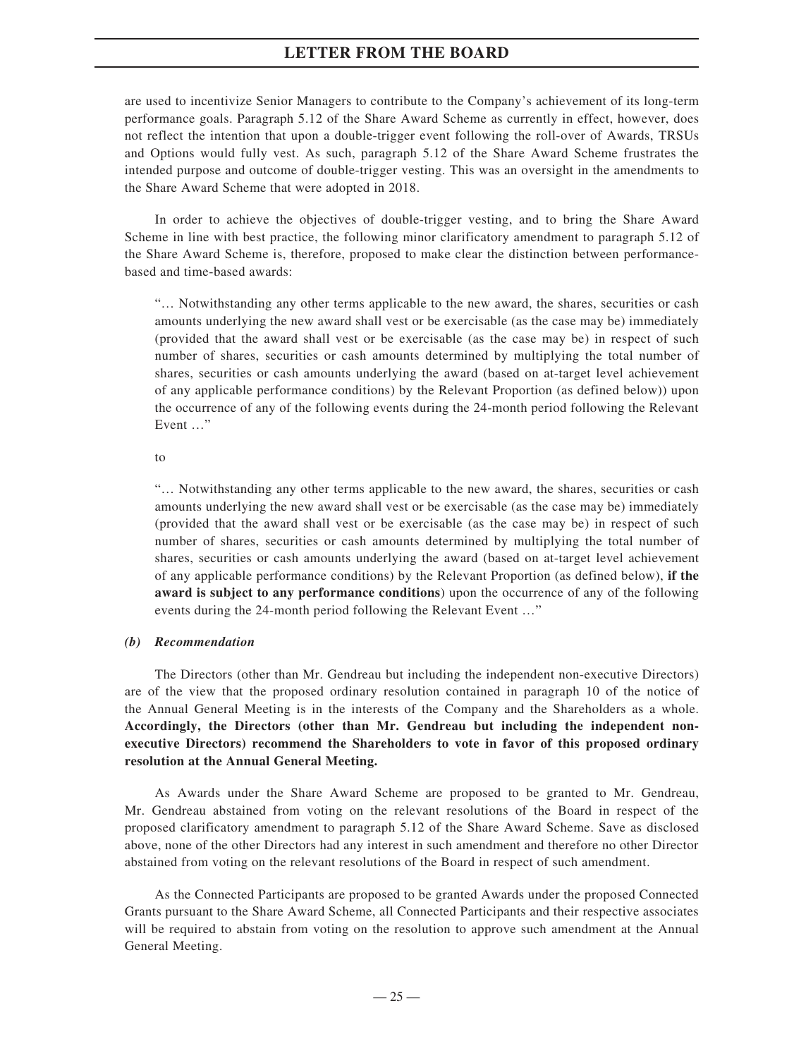are used to incentivize Senior Managers to contribute to the Company's achievement of its long-term performance goals. Paragraph 5.12 of the Share Award Scheme as currently in effect, however, does not reflect the intention that upon a double-trigger event following the roll-over of Awards, TRSUs and Options would fully vest. As such, paragraph 5.12 of the Share Award Scheme frustrates the intended purpose and outcome of double-trigger vesting. This was an oversight in the amendments to the Share Award Scheme that were adopted in 2018.

In order to achieve the objectives of double-trigger vesting, and to bring the Share Award Scheme in line with best practice, the following minor clarificatory amendment to paragraph 5.12 of the Share Award Scheme is, therefore, proposed to make clear the distinction between performance-based and time-based awards:

"… Notwithstanding any other terms applicable to the new award, the shares, securities or cash amounts underlying the new award shall vest or be exercisable (as the case may be) immediately (provided that the award shall vest or be exercisable (as the case may be) in respect of such number of shares, securities or cash amounts determined by multiplying the total number of shares, securities or cash amounts underlying the award (based on at-target level achievement of any applicable performance conditions) by the Relevant Proportion (as defined below)) upon the occurrence of any of the following events during the 24-month period following the Relevant Event …"

to

"… Notwithstanding any other terms applicable to the new award, the shares, securities or cash amounts underlying the new award shall vest or be exercisable (as the case may be) immediately (provided that the award shall vest or be exercisable (as the case may be) in respect of such number of shares, securities or cash amounts determined by multiplying the total number of shares, securities or cash amounts underlying the award (based on at-target level achievement of any applicable performance conditions) by the Relevant Proportion (as defined below), **if the award is subject to any performance conditions**) upon the occurrence of any of the following events during the 24-month period following the Relevant Event …"

***(b) Recommendation***

The Directors (other than Mr. Gendreau but including the independent non-executive Directors) are of the view that the proposed ordinary resolution contained in paragraph 10 of the notice of the Annual General Meeting is in the interests of the Company and the Shareholders as a whole. **Accordingly, the Directors (other than Mr. Gendreau but including the independent non-executive Directors) recommend the Shareholders to vote in favor of this proposed ordinary resolution at the Annual General Meeting.**

As Awards under the Share Award Scheme are proposed to be granted to Mr. Gendreau, Mr. Gendreau abstained from voting on the relevant resolutions of the Board in respect of the proposed clarificatory amendment to paragraph 5.12 of the Share Award Scheme. Save as disclosed above, none of the other Directors had any interest in such amendment and therefore no other Director abstained from voting on the relevant resolutions of the Board in respect of such amendment.

As the Connected Participants are proposed to be granted Awards under the proposed Connected Grants pursuant to the Share Award Scheme, all Connected Participants and their respective associates will be required to abstain from voting on the resolution to approve such amendment at the Annual General Meeting.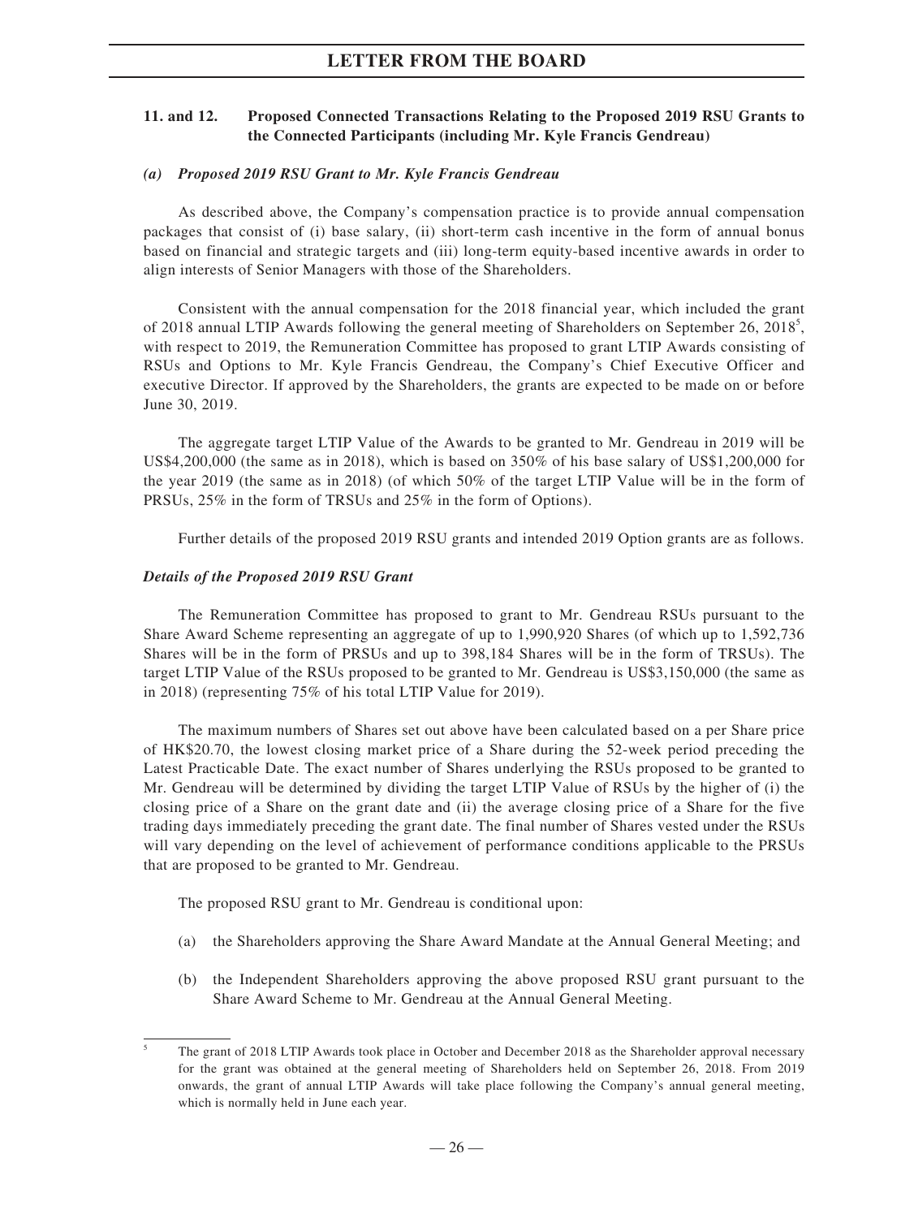## 11. and 12. Proposed Connected Transactions Relating to the Proposed 2019 RSU Grants to the Connected Participants (including Mr. Kyle Francis Gendreau)

### *(a) Proposed 2019 RSU Grant to Mr. Kyle Francis Gendreau*

As described above, the Company's compensation practice is to provide annual compensation packages that consist of (i) base salary, (ii) short-term cash incentive in the form of annual bonus based on financial and strategic targets and (iii) long-term equity-based incentive awards in order to align interests of Senior Managers with those of the Shareholders.

Consistent with the annual compensation for the 2018 financial year, which included the grant of 2018 annual LTIP Awards following the general meeting of Shareholders on September 26, 2018[5], with respect to 2019, the Remuneration Committee has proposed to grant LTIP Awards consisting of RSUs and Options to Mr. Kyle Francis Gendreau, the Company's Chief Executive Officer and executive Director. If approved by the Shareholders, the grants are expected to be made on or before June 30, 2019.

The aggregate target LTIP Value of the Awards to be granted to Mr. Gendreau in 2019 will be US$4,200,000 (the same as in 2018), which is based on 350% of his base salary of US$1,200,000 for the year 2019 (the same as in 2018) (of which 50% of the target LTIP Value will be in the form of PRSUs, 25% in the form of TRSUs and 25% in the form of Options).

Further details of the proposed 2019 RSU grants and intended 2019 Option grants are as follows.

### *Details of the Proposed 2019 RSU Grant*

The Remuneration Committee has proposed to grant to Mr. Gendreau RSUs pursuant to the Share Award Scheme representing an aggregate of up to 1,990,920 Shares (of which up to 1,592,736 Shares will be in the form of PRSUs and up to 398,184 Shares will be in the form of TRSUs). The target LTIP Value of the RSUs proposed to be granted to Mr. Gendreau is US$3,150,000 (the same as in 2018) (representing 75% of his total LTIP Value for 2019).

The maximum numbers of Shares set out above have been calculated based on a per Share price of HK$20.70, the lowest closing market price of a Share during the 52-week period preceding the Latest Practicable Date. The exact number of Shares underlying the RSUs proposed to be granted to Mr. Gendreau will be determined by dividing the target LTIP Value of RSUs by the higher of (i) the closing price of a Share on the grant date and (ii) the average closing price of a Share for the five trading days immediately preceding the grant date. The final number of Shares vested under the RSUs will vary depending on the level of achievement of performance conditions applicable to the PRSUs that are proposed to be granted to Mr. Gendreau.

The proposed RSU grant to Mr. Gendreau is conditional upon:

(a) the Shareholders approving the Share Award Mandate at the Annual General Meeting; and

(b) the Independent Shareholders approving the above proposed RSU grant pursuant to the Share Award Scheme to Mr. Gendreau at the Annual General Meeting.

---

[5] The grant of 2018 LTIP Awards took place in October and December 2018 as the Shareholder approval necessary for the grant was obtained at the general meeting of Shareholders held on September 26, 2018. From 2019 onwards, the grant of annual LTIP Awards will take place following the Company's annual general meeting, which is normally held in June each year.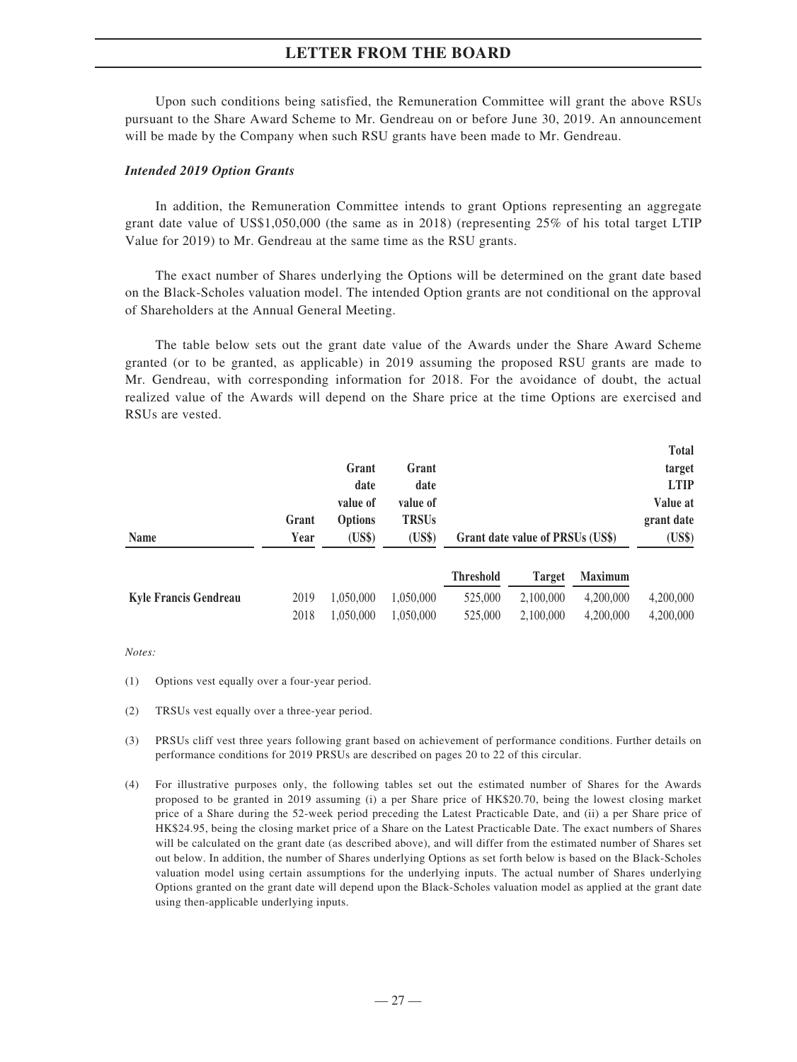Upon such conditions being satisfied, the Remuneration Committee will grant the above RSUs pursuant to the Share Award Scheme to Mr. Gendreau on or before June 30, 2019. An announcement will be made by the Company when such RSU grants have been made to Mr. Gendreau.

***Intended 2019 Option Grants***

In addition, the Remuneration Committee intends to grant Options representing an aggregate grant date value of US$1,050,000 (the same as in 2018) (representing 25% of his total target LTIP Value for 2019) to Mr. Gendreau at the same time as the RSU grants.

The exact number of Shares underlying the Options will be determined on the grant date based on the Black-Scholes valuation model. The intended Option grants are not conditional on the approval of Shareholders at the Annual General Meeting.

The table below sets out the grant date value of the Awards under the Share Award Scheme granted (or to be granted, as applicable) in 2019 assuming the proposed RSU grants are made to Mr. Gendreau, with corresponding information for 2018. For the avoidance of doubt, the actual realized value of the Awards will depend on the Share price at the time Options are exercised and RSUs are vested.

| Name | Grant Year | Grant date value of Options (US$) | Grant date value of TRSUs (US$) | Grant date value of PRSUs (US$) | | | Total target LTIP Value at grant date (US$) |
|---|---|---|---|---|---|---|---|
| | | | | Threshold | Target | Maximum | |
| **Kyle Francis Gendreau** | 2019 | 1,050,000 | 1,050,000 | 525,000 | 2,100,000 | 4,200,000 | 4,200,000 |
| | 2018 | 1,050,000 | 1,050,000 | 525,000 | 2,100,000 | 4,200,000 | 4,200,000 |

*Notes:*

(1) Options vest equally over a four-year period.

(2) TRSUs vest equally over a three-year period.

(3) PRSUs cliff vest three years following grant based on achievement of performance conditions. Further details on performance conditions for 2019 PRSUs are described on pages 20 to 22 of this circular.

(4) For illustrative purposes only, the following tables set out the estimated number of Shares for the Awards proposed to be granted in 2019 assuming (i) a per Share price of HK$20.70, being the lowest closing market price of a Share during the 52-week period preceding the Latest Practicable Date, and (ii) a per Share price of HK$24.95, being the closing market price of a Share on the Latest Practicable Date. The exact numbers of Shares will be calculated on the grant date (as described above), and will differ from the estimated number of Shares set out below. In addition, the number of Shares underlying Options as set forth below is based on the Black-Scholes valuation model using certain assumptions for the underlying inputs. The actual number of Shares underlying Options granted on the grant date will depend upon the Black-Scholes valuation model as applied at the grant date using then-applicable underlying inputs.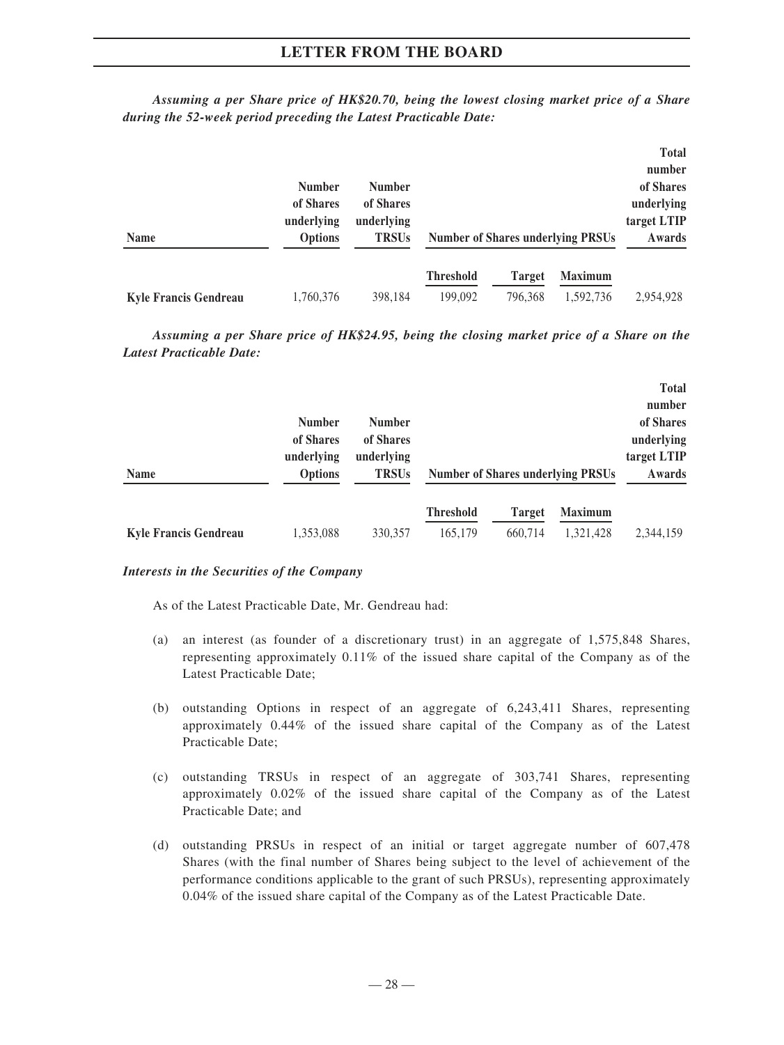***Assuming a per Share price of HK$20.70, being the lowest closing market price of a Share during the 52-week period preceding the Latest Practicable Date:***

| Name | Number of Shares underlying Options | Number of Shares underlying TRSUs | Number of Shares underlying PRSUs | | | Total number of Shares underlying target LTIP Awards |
|---|---|---|---|---|---|---|
| | | | Threshold | Target | Maximum | |
| **Kyle Francis Gendreau** | 1,760,376 | 398,184 | 199,092 | 796,368 | 1,592,736 | 2,954,928 |

***Assuming a per Share price of HK$24.95, being the closing market price of a Share on the Latest Practicable Date:***

| Name | Number of Shares underlying Options | Number of Shares underlying TRSUs | Number of Shares underlying PRSUs | | | Total number of Shares underlying target LTIP Awards |
|---|---|---|---|---|---|---|
| | | | Threshold | Target | Maximum | |
| **Kyle Francis Gendreau** | 1,353,088 | 330,357 | 165,179 | 660,714 | 1,321,428 | 2,344,159 |

***Interests in the Securities of the Company***

As of the Latest Practicable Date, Mr. Gendreau had:

(a) an interest (as founder of a discretionary trust) in an aggregate of 1,575,848 Shares, representing approximately 0.11% of the issued share capital of the Company as of the Latest Practicable Date;

(b) outstanding Options in respect of an aggregate of 6,243,411 Shares, representing approximately 0.44% of the issued share capital of the Company as of the Latest Practicable Date;

(c) outstanding TRSUs in respect of an aggregate of 303,741 Shares, representing approximately 0.02% of the issued share capital of the Company as of the Latest Practicable Date; and

(d) outstanding PRSUs in respect of an initial or target aggregate number of 607,478 Shares (with the final number of Shares being subject to the level of achievement of the performance conditions applicable to the grant of such PRSUs), representing approximately 0.04% of the issued share capital of the Company as of the Latest Practicable Date.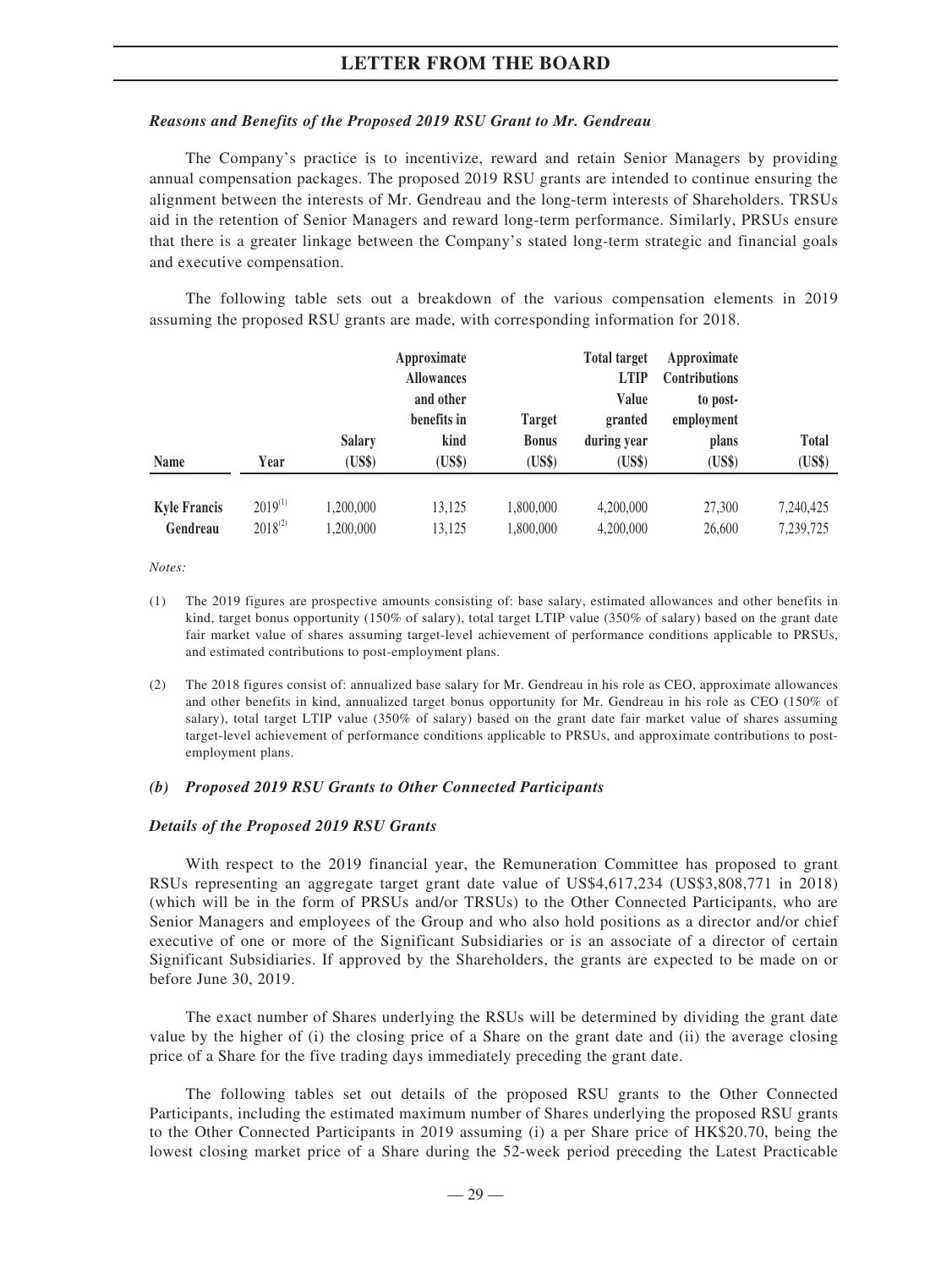*Reasons and Benefits of the Proposed 2019 RSU Grant to Mr. Gendreau*

The Company's practice is to incentivize, reward and retain Senior Managers by providing annual compensation packages. The proposed 2019 RSU grants are intended to continue ensuring the alignment between the interests of Mr. Gendreau and the long-term interests of Shareholders. TRSUs aid in the retention of Senior Managers and reward long-term performance. Similarly, PRSUs ensure that there is a greater linkage between the Company's stated long-term strategic and financial goals and executive compensation.

The following table sets out a breakdown of the various compensation elements in 2019 assuming the proposed RSU grants are made, with corresponding information for 2018.

| Name | Year | Salary (US$) | Approximate Allowances and other benefits in kind (US$) | Target Bonus (US$) | Total target LTIP Value granted during year (US$) | Approximate Contributions to post-employment plans (US$) | Total (US$) |
|---|---|---|---|---|---|---|---|
| Kyle Francis Gendreau | 2019(1) | 1,200,000 | 13,125 | 1,800,000 | 4,200,000 | 27,300 | 7,240,425 |
| | 2018(2) | 1,200,000 | 13,125 | 1,800,000 | 4,200,000 | 26,600 | 7,239,725 |

*Notes:*

(1) The 2019 figures are prospective amounts consisting of: base salary, estimated allowances and other benefits in kind, target bonus opportunity (150% of salary), total target LTIP value (350% of salary) based on the grant date fair market value of shares assuming target-level achievement of performance conditions applicable to PRSUs, and estimated contributions to post-employment plans.

(2) The 2018 figures consist of: annualized base salary for Mr. Gendreau in his role as CEO, approximate allowances and other benefits in kind, annualized target bonus opportunity for Mr. Gendreau in his role as CEO (150% of salary), total target LTIP value (350% of salary) based on the grant date fair market value of shares assuming target-level achievement of performance conditions applicable to PRSUs, and approximate contributions to post-employment plans.

***(b) Proposed 2019 RSU Grants to Other Connected Participants***

*Details of the Proposed 2019 RSU Grants*

With respect to the 2019 financial year, the Remuneration Committee has proposed to grant RSUs representing an aggregate target grant date value of US$4,617,234 (US$3,808,771 in 2018) (which will be in the form of PRSUs and/or TRSUs) to the Other Connected Participants, who are Senior Managers and employees of the Group and who also hold positions as a director and/or chief executive of one or more of the Significant Subsidiaries or is an associate of a director of certain Significant Subsidiaries. If approved by the Shareholders, the grants are expected to be made on or before June 30, 2019.

The exact number of Shares underlying the RSUs will be determined by dividing the grant date value by the higher of (i) the closing price of a Share on the grant date and (ii) the average closing price of a Share for the five trading days immediately preceding the grant date.

The following tables set out details of the proposed RSU grants to the Other Connected Participants, including the estimated maximum number of Shares underlying the proposed RSU grants to the Other Connected Participants in 2019 assuming (i) a per Share price of HK$20.70, being the lowest closing market price of a Share during the 52-week period preceding the Latest Practicable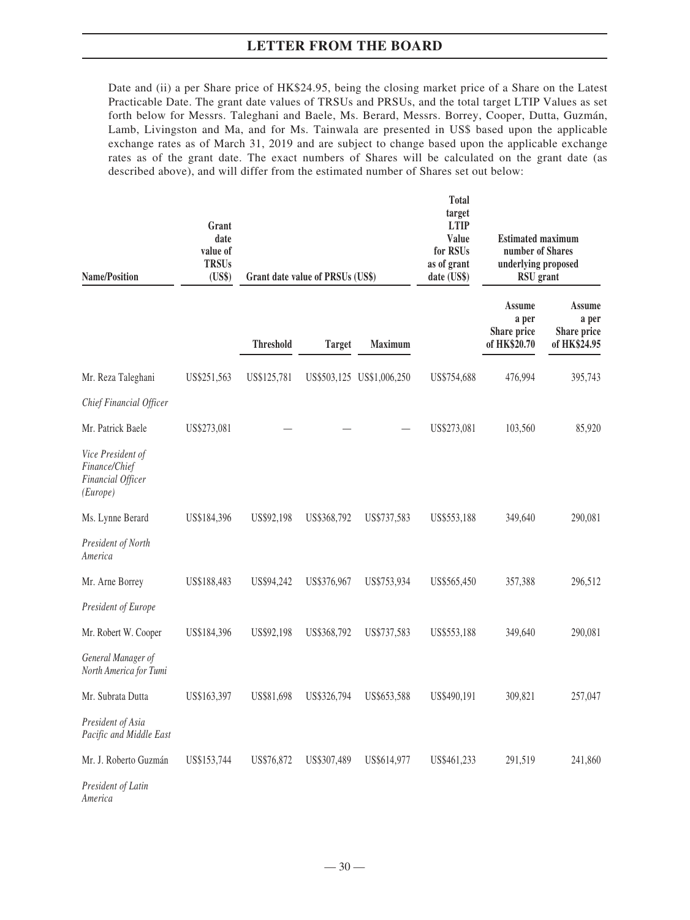Date and (ii) a per Share price of HK$24.95, being the closing market price of a Share on the Latest Practicable Date. The grant date values of TRSUs and PRSUs, and the total target LTIP Values as set forth below for Messrs. Taleghani and Baele, Ms. Berard, Messrs. Borrey, Cooper, Dutta, Guzmán, Lamb, Livingston and Ma, and for Ms. Tainwala are presented in US$ based upon the applicable exchange rates as of March 31, 2019 and are subject to change based upon the applicable exchange rates as of the grant date. The exact numbers of Shares will be calculated on the grant date (as described above), and will differ from the estimated number of Shares set out below:

| Name/Position | Grant date value of TRSUs (US$) | Grant date value of PRSUs (US$) | | | Total target LTIP Value for RSUs as of grant date (US$) | Estimated maximum number of Shares underlying proposed RSU grant | |
|---|---|---|---|---|---|---|---|
| | | Threshold | Target | Maximum | | Assume a per Share price of HK$20.70 | Assume a per Share price of HK$24.95 |
| Mr. Reza Taleghani | US$251,563 | US$125,781 | US$503,125 | US$1,006,250 | US$754,688 | 476,994 | 395,743 |
| *Chief Financial Officer* | | | | | | | |
| Mr. Patrick Baele | US$273,081 | — | — | — | US$273,081 | 103,560 | 85,920 |
| *Vice President of Finance/Chief Financial Officer (Europe)* | | | | | | | |
| Ms. Lynne Berard | US$184,396 | US$92,198 | US$368,792 | US$737,583 | US$553,188 | 349,640 | 290,081 |
| *President of North America* | | | | | | | |
| Mr. Arne Borrey | US$188,483 | US$94,242 | US$376,967 | US$753,934 | US$565,450 | 357,388 | 296,512 |
| *President of Europe* | | | | | | | |
| Mr. Robert W. Cooper | US$184,396 | US$92,198 | US$368,792 | US$737,583 | US$553,188 | 349,640 | 290,081 |
| *General Manager of North America for Tumi* | | | | | | | |
| Mr. Subrata Dutta | US$163,397 | US$81,698 | US$326,794 | US$653,588 | US$490,191 | 309,821 | 257,047 |
| *President of Asia Pacific and Middle East* | | | | | | | |
| Mr. J. Roberto Guzmán | US$153,744 | US$76,872 | US$307,489 | US$614,977 | US$461,233 | 291,519 | 241,860 |
| *President of Latin America* | | | | | | | |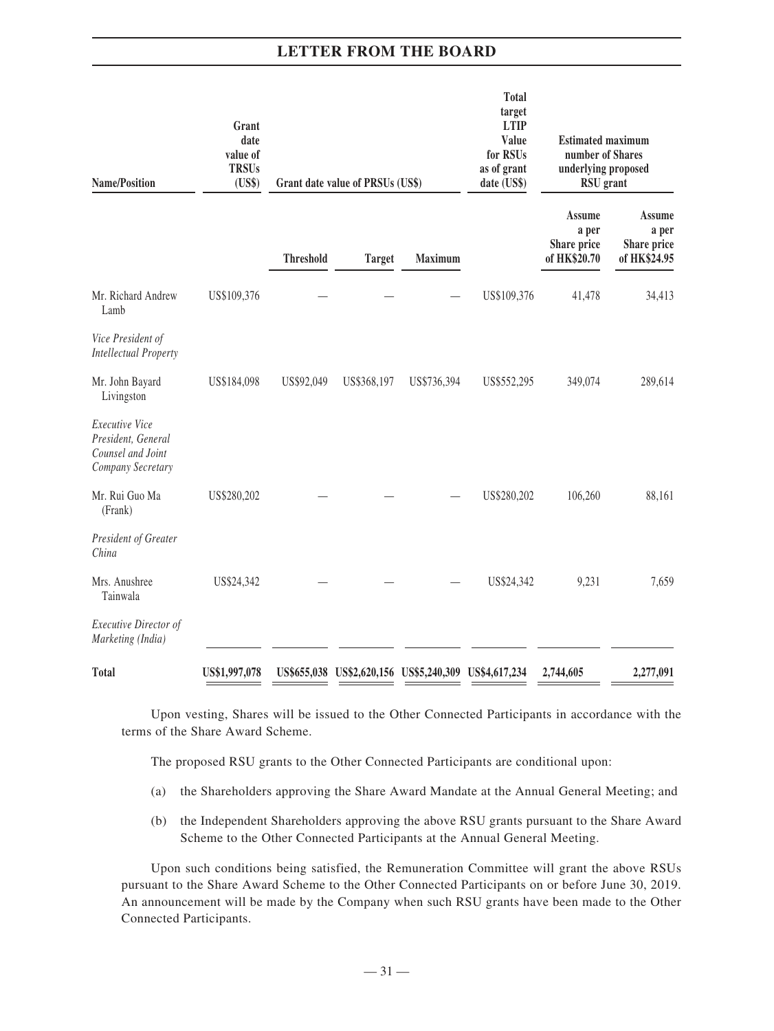| Name/Position | Grant date value of TRSUs (US$) | Grant date value of PRSUs (US$) | | | Total target LTIP Value for RSUs as of grant date (US$) | Estimated maximum number of Shares underlying proposed RSU grant | |
|---|---|---|---|---|---|---|---|
| | | Threshold | Target | Maximum | | Assume a per Share price of HK$20.70 | Assume a per Share price of HK$24.95 |
| Mr. Richard Andrew Lamb<br>*Vice President of Intellectual Property* | US$109,376 | — | — | — | US$109,376 | 41,478 | 34,413 |
| Mr. John Bayard Livingston<br>*Executive Vice President, General Counsel and Joint Company Secretary* | US$184,098 | US$92,049 | US$368,197 | US$736,394 | US$552,295 | 349,074 | 289,614 |
| Mr. Rui Guo Ma (Frank)<br>*President of Greater China* | US$280,202 | — | — | — | US$280,202 | 106,260 | 88,161 |
| Mrs. Anushree Tainwala<br>*Executive Director of Marketing (India)* | US$24,342 | — | — | — | US$24,342 | 9,231 | 7,659 |
| **Total** | **US$1,997,078** | **US$655,038** | **US$2,620,156** | **US$5,240,309** | **US$4,617,234** | **2,744,605** | **2,277,091** |

Upon vesting, Shares will be issued to the Other Connected Participants in accordance with the terms of the Share Award Scheme.

The proposed RSU grants to the Other Connected Participants are conditional upon:

(a) the Shareholders approving the Share Award Mandate at the Annual General Meeting; and

(b) the Independent Shareholders approving the above RSU grants pursuant to the Share Award Scheme to the Other Connected Participants at the Annual General Meeting.

Upon such conditions being satisfied, the Remuneration Committee will grant the above RSUs pursuant to the Share Award Scheme to the Other Connected Participants on or before June 30, 2019. An announcement will be made by the Company when such RSU grants have been made to the Other Connected Participants.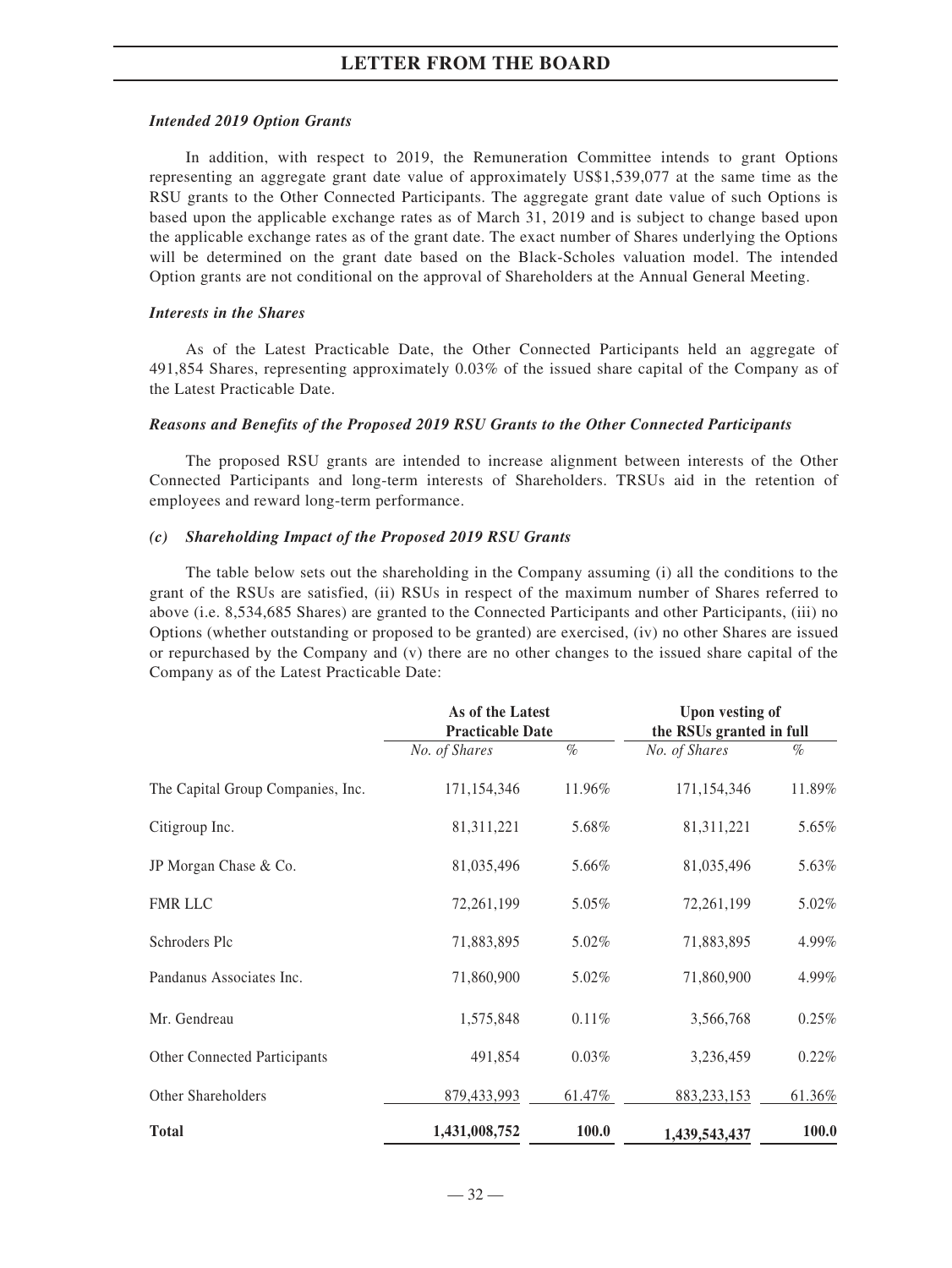#### *Intended 2019 Option Grants*

In addition, with respect to 2019, the Remuneration Committee intends to grant Options representing an aggregate grant date value of approximately US$1,539,077 at the same time as the RSU grants to the Other Connected Participants. The aggregate grant date value of such Options is based upon the applicable exchange rates as of March 31, 2019 and is subject to change based upon the applicable exchange rates as of the grant date. The exact number of Shares underlying the Options will be determined on the grant date based on the Black-Scholes valuation model. The intended Option grants are not conditional on the approval of Shareholders at the Annual General Meeting.

#### *Interests in the Shares*

As of the Latest Practicable Date, the Other Connected Participants held an aggregate of 491,854 Shares, representing approximately 0.03% of the issued share capital of the Company as of the Latest Practicable Date.

#### *Reasons and Benefits of the Proposed 2019 RSU Grants to the Other Connected Participants*

The proposed RSU grants are intended to increase alignment between interests of the Other Connected Participants and long-term interests of Shareholders. TRSUs aid in the retention of employees and reward long-term performance.

#### *(c) Shareholding Impact of the Proposed 2019 RSU Grants*

The table below sets out the shareholding in the Company assuming (i) all the conditions to the grant of the RSUs are satisfied, (ii) RSUs in respect of the maximum number of Shares referred to above (i.e. 8,534,685 Shares) are granted to the Connected Participants and other Participants, (iii) no Options (whether outstanding or proposed to be granted) are exercised, (iv) no other Shares are issued or repurchased by the Company and (v) there are no other changes to the issued share capital of the Company as of the Latest Practicable Date:

| | **As of the Latest Practicable Date** | | **Upon vesting of the RSUs granted in full** | |
|---|---|---|---|---|
| | *No. of Shares* | *%* | *No. of Shares* | *%* |
| The Capital Group Companies, Inc. | 171,154,346 | 11.96% | 171,154,346 | 11.89% |
| Citigroup Inc. | 81,311,221 | 5.68% | 81,311,221 | 5.65% |
| JP Morgan Chase & Co. | 81,035,496 | 5.66% | 81,035,496 | 5.63% |
| FMR LLC | 72,261,199 | 5.05% | 72,261,199 | 5.02% |
| Schroders Plc | 71,883,895 | 5.02% | 71,883,895 | 4.99% |
| Pandanus Associates Inc. | 71,860,900 | 5.02% | 71,860,900 | 4.99% |
| Mr. Gendreau | 1,575,848 | 0.11% | 3,566,768 | 0.25% |
| Other Connected Participants | 491,854 | 0.03% | 3,236,459 | 0.22% |
| Other Shareholders | 879,433,993 | 61.47% | 883,233,153 | 61.36% |
| **Total** | **1,431,008,752** | **100.0** | **1,439,543,437** | **100.0** |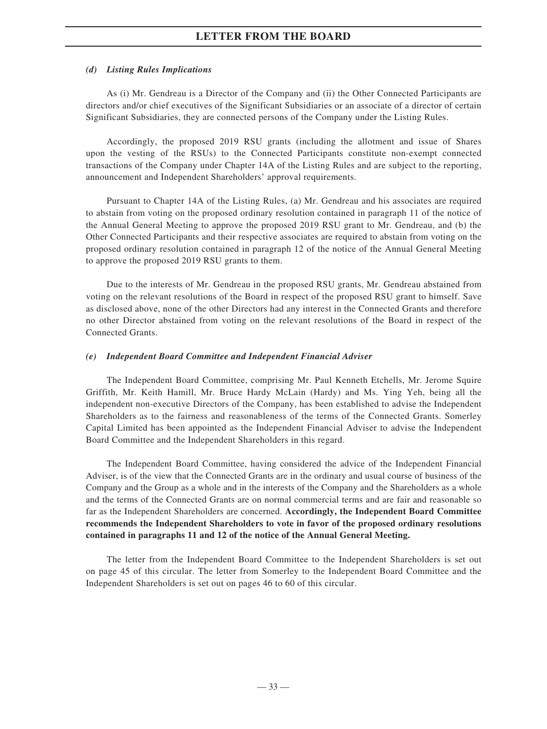### *(d) Listing Rules Implications*

As (i) Mr. Gendreau is a Director of the Company and (ii) the Other Connected Participants are directors and/or chief executives of the Significant Subsidiaries or an associate of a director of certain Significant Subsidiaries, they are connected persons of the Company under the Listing Rules.

Accordingly, the proposed 2019 RSU grants (including the allotment and issue of Shares upon the vesting of the RSUs) to the Connected Participants constitute non-exempt connected transactions of the Company under Chapter 14A of the Listing Rules and are subject to the reporting, announcement and Independent Shareholders' approval requirements.

Pursuant to Chapter 14A of the Listing Rules, (a) Mr. Gendreau and his associates are required to abstain from voting on the proposed ordinary resolution contained in paragraph 11 of the notice of the Annual General Meeting to approve the proposed 2019 RSU grant to Mr. Gendreau, and (b) the Other Connected Participants and their respective associates are required to abstain from voting on the proposed ordinary resolution contained in paragraph 12 of the notice of the Annual General Meeting to approve the proposed 2019 RSU grants to them.

Due to the interests of Mr. Gendreau in the proposed RSU grants, Mr. Gendreau abstained from voting on the relevant resolutions of the Board in respect of the proposed RSU grant to himself. Save as disclosed above, none of the other Directors had any interest in the Connected Grants and therefore no other Director abstained from voting on the relevant resolutions of the Board in respect of the Connected Grants.

### *(e) Independent Board Committee and Independent Financial Adviser*

The Independent Board Committee, comprising Mr. Paul Kenneth Etchells, Mr. Jerome Squire Griffith, Mr. Keith Hamill, Mr. Bruce Hardy McLain (Hardy) and Ms. Ying Yeh, being all the independent non-executive Directors of the Company, has been established to advise the Independent Shareholders as to the fairness and reasonableness of the terms of the Connected Grants. Somerley Capital Limited has been appointed as the Independent Financial Adviser to advise the Independent Board Committee and the Independent Shareholders in this regard.

The Independent Board Committee, having considered the advice of the Independent Financial Adviser, is of the view that the Connected Grants are in the ordinary and usual course of business of the Company and the Group as a whole and in the interests of the Company and the Shareholders as a whole and the terms of the Connected Grants are on normal commercial terms and are fair and reasonable so far as the Independent Shareholders are concerned. **Accordingly, the Independent Board Committee recommends the Independent Shareholders to vote in favor of the proposed ordinary resolutions contained in paragraphs 11 and 12 of the notice of the Annual General Meeting.**

The letter from the Independent Board Committee to the Independent Shareholders is set out on page 45 of this circular. The letter from Somerley to the Independent Board Committee and the Independent Shareholders is set out on pages 46 to 60 of this circular.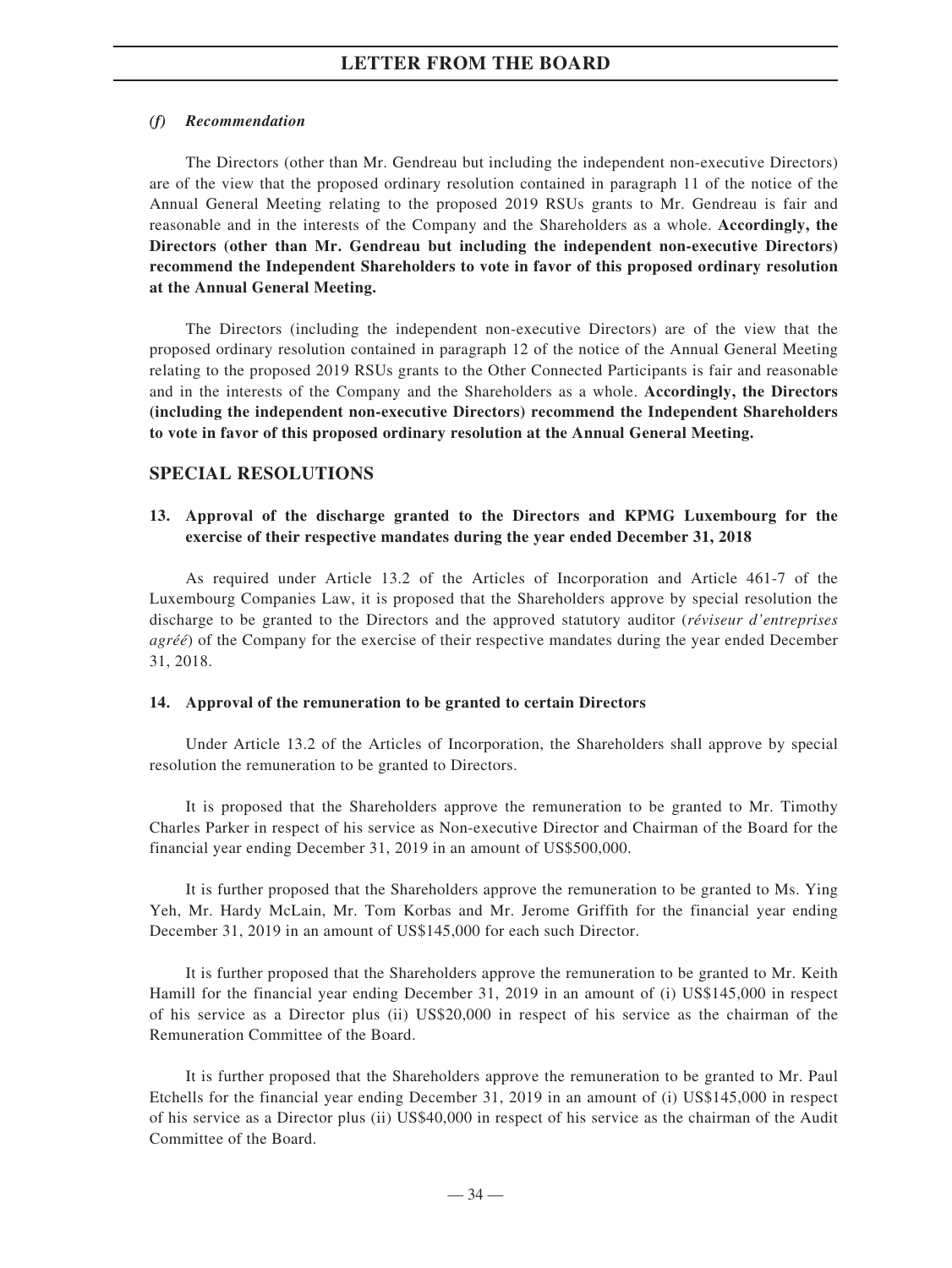### *(f) Recommendation*

The Directors (other than Mr. Gendreau but including the independent non-executive Directors) are of the view that the proposed ordinary resolution contained in paragraph 11 of the notice of the Annual General Meeting relating to the proposed 2019 RSUs grants to Mr. Gendreau is fair and reasonable and in the interests of the Company and the Shareholders as a whole. **Accordingly, the Directors (other than Mr. Gendreau but including the independent non-executive Directors) recommend the Independent Shareholders to vote in favor of this proposed ordinary resolution at the Annual General Meeting.**

The Directors (including the independent non-executive Directors) are of the view that the proposed ordinary resolution contained in paragraph 12 of the notice of the Annual General Meeting relating to the proposed 2019 RSUs grants to the Other Connected Participants is fair and reasonable and in the interests of the Company and the Shareholders as a whole. **Accordingly, the Directors (including the independent non-executive Directors) recommend the Independent Shareholders to vote in favor of this proposed ordinary resolution at the Annual General Meeting.**

## SPECIAL RESOLUTIONS

### 13. Approval of the discharge granted to the Directors and KPMG Luxembourg for the exercise of their respective mandates during the year ended December 31, 2018

As required under Article 13.2 of the Articles of Incorporation and Article 461-7 of the Luxembourg Companies Law, it is proposed that the Shareholders approve by special resolution the discharge to be granted to the Directors and the approved statutory auditor (*réviseur d'entreprises agréé*) of the Company for the exercise of their respective mandates during the year ended December 31, 2018.

### 14. Approval of the remuneration to be granted to certain Directors

Under Article 13.2 of the Articles of Incorporation, the Shareholders shall approve by special resolution the remuneration to be granted to Directors.

It is proposed that the Shareholders approve the remuneration to be granted to Mr. Timothy Charles Parker in respect of his service as Non-executive Director and Chairman of the Board for the financial year ending December 31, 2019 in an amount of US$500,000.

It is further proposed that the Shareholders approve the remuneration to be granted to Ms. Ying Yeh, Mr. Hardy McLain, Mr. Tom Korbas and Mr. Jerome Griffith for the financial year ending December 31, 2019 in an amount of US$145,000 for each such Director.

It is further proposed that the Shareholders approve the remuneration to be granted to Mr. Keith Hamill for the financial year ending December 31, 2019 in an amount of (i) US$145,000 in respect of his service as a Director plus (ii) US$20,000 in respect of his service as the chairman of the Remuneration Committee of the Board.

It is further proposed that the Shareholders approve the remuneration to be granted to Mr. Paul Etchells for the financial year ending December 31, 2019 in an amount of (i) US$145,000 in respect of his service as a Director plus (ii) US$40,000 in respect of his service as the chairman of the Audit Committee of the Board.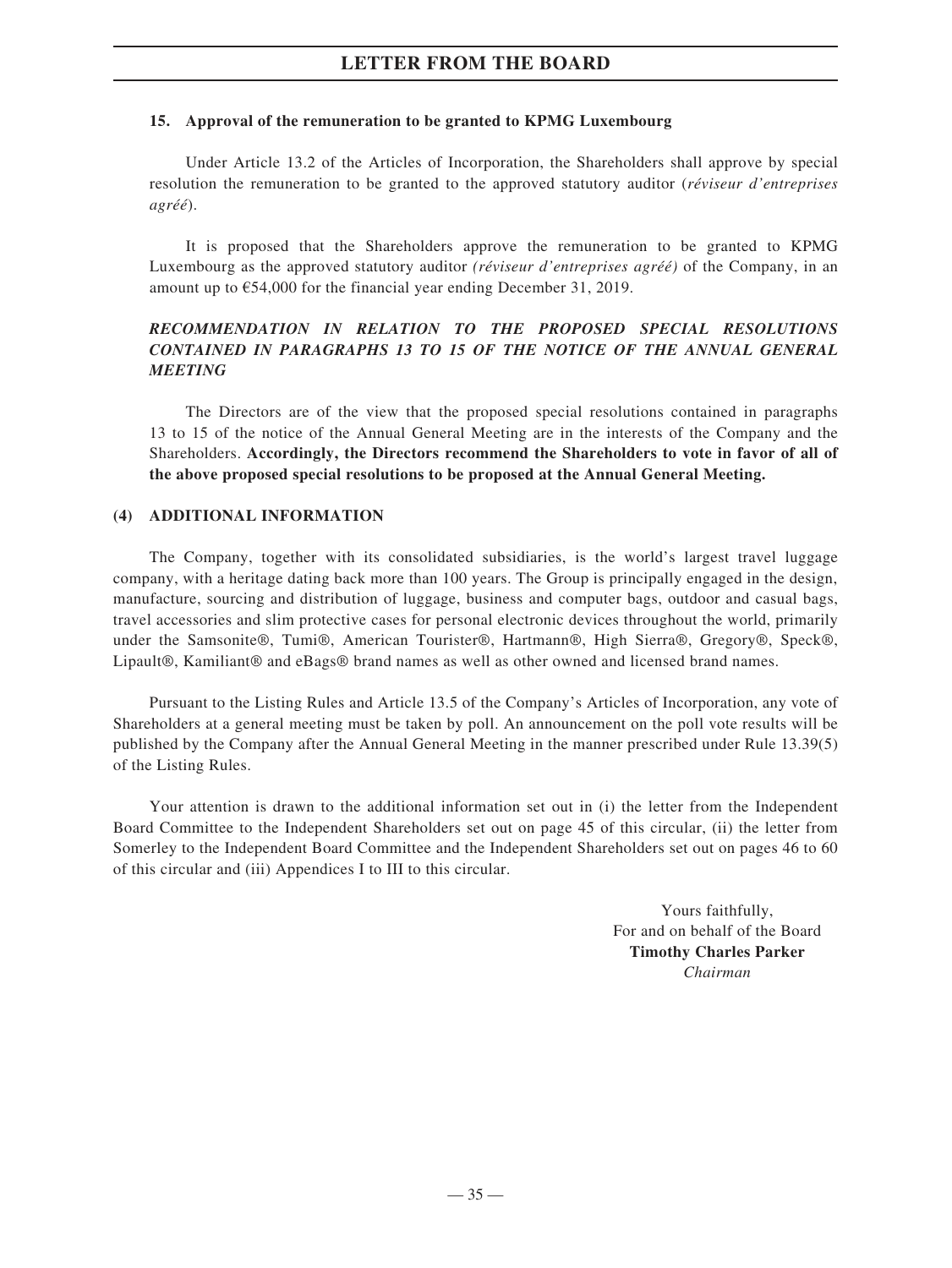### 15. Approval of the remuneration to be granted to KPMG Luxembourg

Under Article 13.2 of the Articles of Incorporation, the Shareholders shall approve by special resolution the remuneration to be granted to the approved statutory auditor (*réviseur d'entreprises agréé*).

It is proposed that the Shareholders approve the remuneration to be granted to KPMG Luxembourg as the approved statutory auditor *(réviseur d'entreprises agréé)* of the Company, in an amount up to €54,000 for the financial year ending December 31, 2019.

### *RECOMMENDATION IN RELATION TO THE PROPOSED SPECIAL RESOLUTIONS CONTAINED IN PARAGRAPHS 13 TO 15 OF THE NOTICE OF THE ANNUAL GENERAL MEETING*

The Directors are of the view that the proposed special resolutions contained in paragraphs 13 to 15 of the notice of the Annual General Meeting are in the interests of the Company and the Shareholders. **Accordingly, the Directors recommend the Shareholders to vote in favor of all of the above proposed special resolutions to be proposed at the Annual General Meeting.**

## (4) ADDITIONAL INFORMATION

The Company, together with its consolidated subsidiaries, is the world's largest travel luggage company, with a heritage dating back more than 100 years. The Group is principally engaged in the design, manufacture, sourcing and distribution of luggage, business and computer bags, outdoor and casual bags, travel accessories and slim protective cases for personal electronic devices throughout the world, primarily under the Samsonite®, Tumi®, American Tourister®, Hartmann®, High Sierra®, Gregory®, Speck®, Lipault®, Kamiliant® and eBags® brand names as well as other owned and licensed brand names.

Pursuant to the Listing Rules and Article 13.5 of the Company's Articles of Incorporation, any vote of Shareholders at a general meeting must be taken by poll. An announcement on the poll vote results will be published by the Company after the Annual General Meeting in the manner prescribed under Rule 13.39(5) of the Listing Rules.

Your attention is drawn to the additional information set out in (i) the letter from the Independent Board Committee to the Independent Shareholders set out on page 45 of this circular, (ii) the letter from Somerley to the Independent Board Committee and the Independent Shareholders set out on pages 46 to 60 of this circular and (iii) Appendices I to III to this circular.

Yours faithfully,
For and on behalf of the Board
**Timothy Charles Parker**
*Chairman*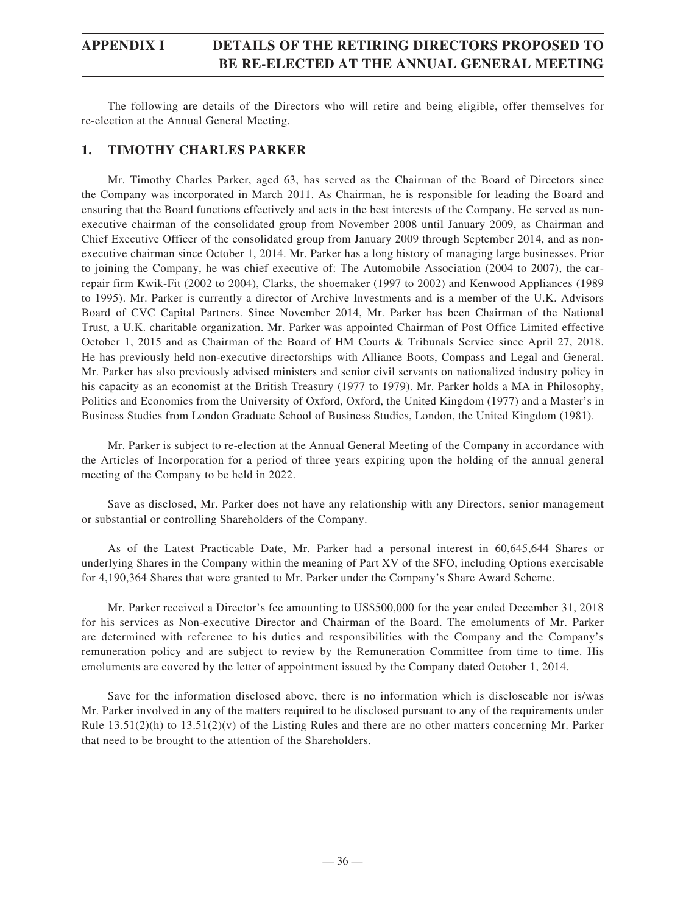# APPENDIX I DETAILS OF THE RETIRING DIRECTORS PROPOSED TO BE RE-ELECTED AT THE ANNUAL GENERAL MEETING

The following are details of the Directors who will retire and being eligible, offer themselves for re-election at the Annual General Meeting.

## 1. TIMOTHY CHARLES PARKER

Mr. Timothy Charles Parker, aged 63, has served as the Chairman of the Board of Directors since the Company was incorporated in March 2011. As Chairman, he is responsible for leading the Board and ensuring that the Board functions effectively and acts in the best interests of the Company. He served as non-executive chairman of the consolidated group from November 2008 until January 2009, as Chairman and Chief Executive Officer of the consolidated group from January 2009 through September 2014, and as non-executive chairman since October 1, 2014. Mr. Parker has a long history of managing large businesses. Prior to joining the Company, he was chief executive of: The Automobile Association (2004 to 2007), the car-repair firm Kwik-Fit (2002 to 2004), Clarks, the shoemaker (1997 to 2002) and Kenwood Appliances (1989 to 1995). Mr. Parker is currently a director of Archive Investments and is a member of the U.K. Advisors Board of CVC Capital Partners. Since November 2014, Mr. Parker has been Chairman of the National Trust, a U.K. charitable organization. Mr. Parker was appointed Chairman of Post Office Limited effective October 1, 2015 and as Chairman of the Board of HM Courts & Tribunals Service since April 27, 2018. He has previously held non-executive directorships with Alliance Boots, Compass and Legal and General. Mr. Parker has also previously advised ministers and senior civil servants on nationalized industry policy in his capacity as an economist at the British Treasury (1977 to 1979). Mr. Parker holds a MA in Philosophy, Politics and Economics from the University of Oxford, Oxford, the United Kingdom (1977) and a Master's in Business Studies from London Graduate School of Business Studies, London, the United Kingdom (1981).

Mr. Parker is subject to re-election at the Annual General Meeting of the Company in accordance with the Articles of Incorporation for a period of three years expiring upon the holding of the annual general meeting of the Company to be held in 2022.

Save as disclosed, Mr. Parker does not have any relationship with any Directors, senior management or substantial or controlling Shareholders of the Company.

As of the Latest Practicable Date, Mr. Parker had a personal interest in 60,645,644 Shares or underlying Shares in the Company within the meaning of Part XV of the SFO, including Options exercisable for 4,190,364 Shares that were granted to Mr. Parker under the Company's Share Award Scheme.

Mr. Parker received a Director's fee amounting to US$500,000 for the year ended December 31, 2018 for his services as Non-executive Director and Chairman of the Board. The emoluments of Mr. Parker are determined with reference to his duties and responsibilities with the Company and the Company's remuneration policy and are subject to review by the Remuneration Committee from time to time. His emoluments are covered by the letter of appointment issued by the Company dated October 1, 2014.

Save for the information disclosed above, there is no information which is discloseable nor is/was Mr. Parker involved in any of the matters required to be disclosed pursuant to any of the requirements under Rule 13.51(2)(h) to 13.51(2)(v) of the Listing Rules and there are no other matters concerning Mr. Parker that need to be brought to the attention of the Shareholders.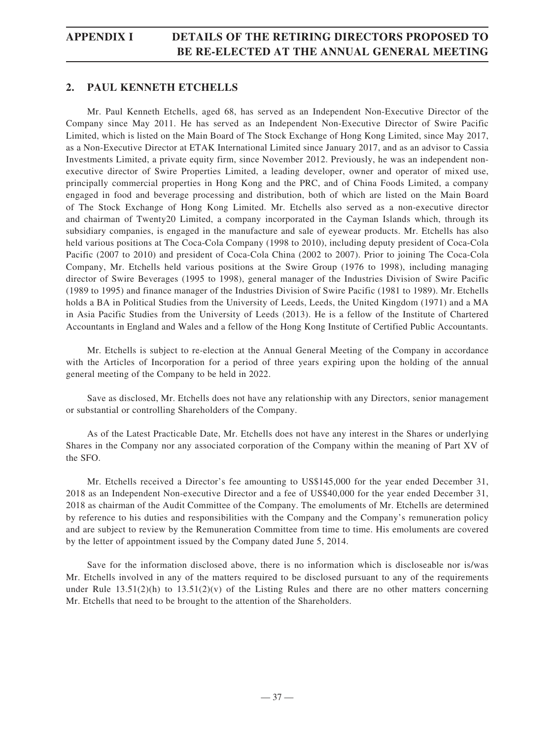## 2. PAUL KENNETH ETCHELLS

Mr. Paul Kenneth Etchells, aged 68, has served as an Independent Non-Executive Director of the Company since May 2011. He has served as an Independent Non-Executive Director of Swire Pacific Limited, which is listed on the Main Board of The Stock Exchange of Hong Kong Limited, since May 2017, as a Non-Executive Director at ETAK International Limited since January 2017, and as an advisor to Cassia Investments Limited, a private equity firm, since November 2012. Previously, he was an independent non-executive director of Swire Properties Limited, a leading developer, owner and operator of mixed use, principally commercial properties in Hong Kong and the PRC, and of China Foods Limited, a company engaged in food and beverage processing and distribution, both of which are listed on the Main Board of The Stock Exchange of Hong Kong Limited. Mr. Etchells also served as a non-executive director and chairman of Twenty20 Limited, a company incorporated in the Cayman Islands which, through its subsidiary companies, is engaged in the manufacture and sale of eyewear products. Mr. Etchells has also held various positions at The Coca-Cola Company (1998 to 2010), including deputy president of Coca-Cola Pacific (2007 to 2010) and president of Coca-Cola China (2002 to 2007). Prior to joining The Coca-Cola Company, Mr. Etchells held various positions at the Swire Group (1976 to 1998), including managing director of Swire Beverages (1995 to 1998), general manager of the Industries Division of Swire Pacific (1989 to 1995) and finance manager of the Industries Division of Swire Pacific (1981 to 1989). Mr. Etchells holds a BA in Political Studies from the University of Leeds, Leeds, the United Kingdom (1971) and a MA in Asia Pacific Studies from the University of Leeds (2013). He is a fellow of the Institute of Chartered Accountants in England and Wales and a fellow of the Hong Kong Institute of Certified Public Accountants.

Mr. Etchells is subject to re-election at the Annual General Meeting of the Company in accordance with the Articles of Incorporation for a period of three years expiring upon the holding of the annual general meeting of the Company to be held in 2022.

Save as disclosed, Mr. Etchells does not have any relationship with any Directors, senior management or substantial or controlling Shareholders of the Company.

As of the Latest Practicable Date, Mr. Etchells does not have any interest in the Shares or underlying Shares in the Company nor any associated corporation of the Company within the meaning of Part XV of the SFO.

Mr. Etchells received a Director's fee amounting to US$145,000 for the year ended December 31, 2018 as an Independent Non-executive Director and a fee of US$40,000 for the year ended December 31, 2018 as chairman of the Audit Committee of the Company. The emoluments of Mr. Etchells are determined by reference to his duties and responsibilities with the Company and the Company's remuneration policy and are subject to review by the Remuneration Committee from time to time. His emoluments are covered by the letter of appointment issued by the Company dated June 5, 2014.

Save for the information disclosed above, there is no information which is discloseable nor is/was Mr. Etchells involved in any of the matters required to be disclosed pursuant to any of the requirements under Rule 13.51(2)(h) to 13.51(2)(v) of the Listing Rules and there are no other matters concerning Mr. Etchells that need to be brought to the attention of the Shareholders.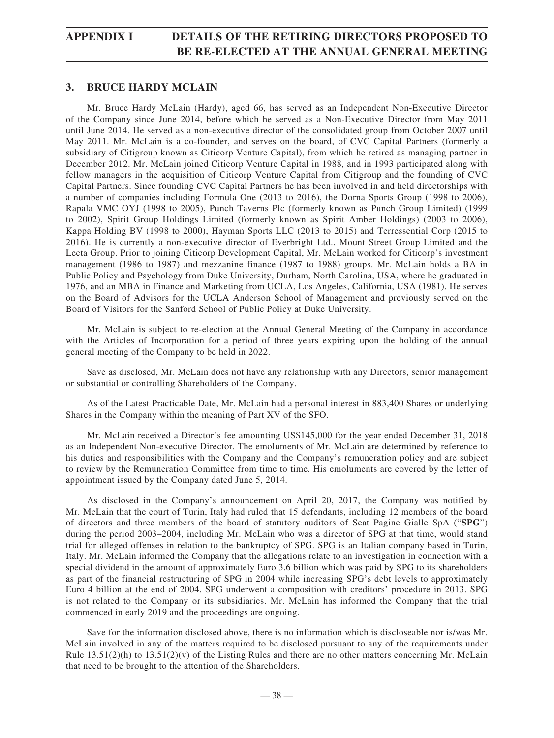### 3. BRUCE HARDY MCLAIN

Mr. Bruce Hardy McLain (Hardy), aged 66, has served as an Independent Non-Executive Director of the Company since June 2014, before which he served as a Non-Executive Director from May 2011 until June 2014. He served as a non-executive director of the consolidated group from October 2007 until May 2011. Mr. McLain is a co-founder, and serves on the board, of CVC Capital Partners (formerly a subsidiary of Citigroup known as Citicorp Venture Capital), from which he retired as managing partner in December 2012. Mr. McLain joined Citicorp Venture Capital in 1988, and in 1993 participated along with fellow managers in the acquisition of Citicorp Venture Capital from Citigroup and the founding of CVC Capital Partners. Since founding CVC Capital Partners he has been involved in and held directorships with a number of companies including Formula One (2013 to 2016), the Dorna Sports Group (1998 to 2006), Rapala VMC OYJ (1998 to 2005), Punch Taverns Plc (formerly known as Punch Group Limited) (1999 to 2002), Spirit Group Holdings Limited (formerly known as Spirit Amber Holdings) (2003 to 2006), Kappa Holding BV (1998 to 2000), Hayman Sports LLC (2013 to 2015) and Terressential Corp (2015 to 2016). He is currently a non-executive director of Everbright Ltd., Mount Street Group Limited and the Lecta Group. Prior to joining Citicorp Development Capital, Mr. McLain worked for Citicorp's investment management (1986 to 1987) and mezzanine finance (1987 to 1988) groups. Mr. McLain holds a BA in Public Policy and Psychology from Duke University, Durham, North Carolina, USA, where he graduated in 1976, and an MBA in Finance and Marketing from UCLA, Los Angeles, California, USA (1981). He serves on the Board of Advisors for the UCLA Anderson School of Management and previously served on the Board of Visitors for the Sanford School of Public Policy at Duke University.

Mr. McLain is subject to re-election at the Annual General Meeting of the Company in accordance with the Articles of Incorporation for a period of three years expiring upon the holding of the annual general meeting of the Company to be held in 2022.

Save as disclosed, Mr. McLain does not have any relationship with any Directors, senior management or substantial or controlling Shareholders of the Company.

As of the Latest Practicable Date, Mr. McLain had a personal interest in 883,400 Shares or underlying Shares in the Company within the meaning of Part XV of the SFO.

Mr. McLain received a Director's fee amounting US$145,000 for the year ended December 31, 2018 as an Independent Non-executive Director. The emoluments of Mr. McLain are determined by reference to his duties and responsibilities with the Company and the Company's remuneration policy and are subject to review by the Remuneration Committee from time to time. His emoluments are covered by the letter of appointment issued by the Company dated June 5, 2014.

As disclosed in the Company's announcement on April 20, 2017, the Company was notified by Mr. McLain that the court of Turin, Italy had ruled that 15 defendants, including 12 members of the board of directors and three members of the board of statutory auditors of Seat Pagine Gialle SpA ("**SPG**") during the period 2003–2004, including Mr. McLain who was a director of SPG at that time, would stand trial for alleged offenses in relation to the bankruptcy of SPG. SPG is an Italian company based in Turin, Italy. Mr. McLain informed the Company that the allegations relate to an investigation in connection with a special dividend in the amount of approximately Euro 3.6 billion which was paid by SPG to its shareholders as part of the financial restructuring of SPG in 2004 while increasing SPG's debt levels to approximately Euro 4 billion at the end of 2004. SPG underwent a composition with creditors' procedure in 2013. SPG is not related to the Company or its subsidiaries. Mr. McLain has informed the Company that the trial commenced in early 2019 and the proceedings are ongoing.

Save for the information disclosed above, there is no information which is discloseable nor is/was Mr. McLain involved in any of the matters required to be disclosed pursuant to any of the requirements under Rule 13.51(2)(h) to 13.51(2)(v) of the Listing Rules and there are no other matters concerning Mr. McLain that need to be brought to the attention of the Shareholders.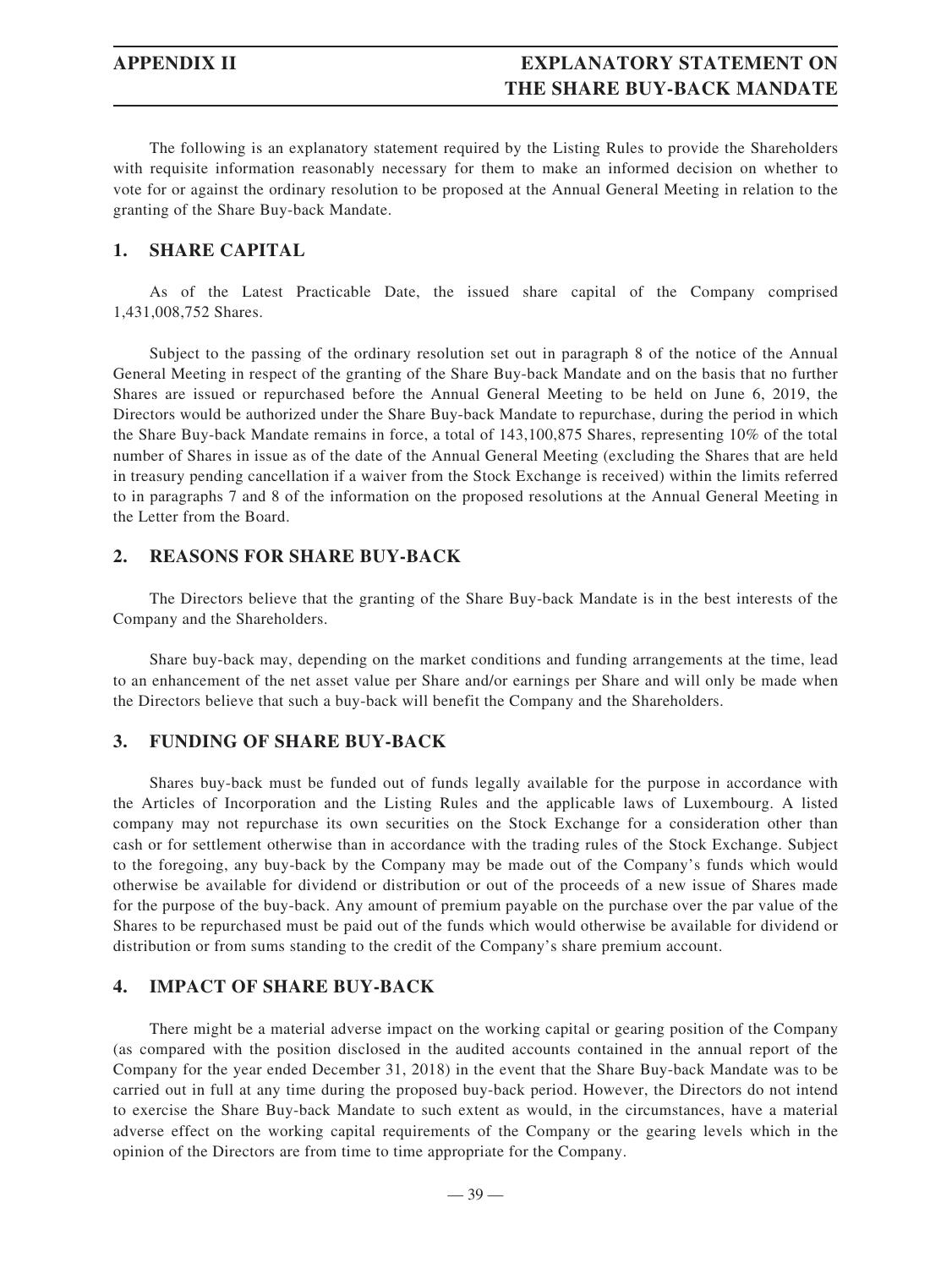# APPENDIX II — EXPLANATORY STATEMENT ON THE SHARE BUY-BACK MANDATE

The following is an explanatory statement required by the Listing Rules to provide the Shareholders with requisite information reasonably necessary for them to make an informed decision on whether to vote for or against the ordinary resolution to be proposed at the Annual General Meeting in relation to the granting of the Share Buy-back Mandate.

## 1. SHARE CAPITAL

As of the Latest Practicable Date, the issued share capital of the Company comprised 1,431,008,752 Shares.

Subject to the passing of the ordinary resolution set out in paragraph 8 of the notice of the Annual General Meeting in respect of the granting of the Share Buy-back Mandate and on the basis that no further Shares are issued or repurchased before the Annual General Meeting to be held on June 6, 2019, the Directors would be authorized under the Share Buy-back Mandate to repurchase, during the period in which the Share Buy-back Mandate remains in force, a total of 143,100,875 Shares, representing 10% of the total number of Shares in issue as of the date of the Annual General Meeting (excluding the Shares that are held in treasury pending cancellation if a waiver from the Stock Exchange is received) within the limits referred to in paragraphs 7 and 8 of the information on the proposed resolutions at the Annual General Meeting in the Letter from the Board.

## 2. REASONS FOR SHARE BUY-BACK

The Directors believe that the granting of the Share Buy-back Mandate is in the best interests of the Company and the Shareholders.

Share buy-back may, depending on the market conditions and funding arrangements at the time, lead to an enhancement of the net asset value per Share and/or earnings per Share and will only be made when the Directors believe that such a buy-back will benefit the Company and the Shareholders.

## 3. FUNDING OF SHARE BUY-BACK

Shares buy-back must be funded out of funds legally available for the purpose in accordance with the Articles of Incorporation and the Listing Rules and the applicable laws of Luxembourg. A listed company may not repurchase its own securities on the Stock Exchange for a consideration other than cash or for settlement otherwise than in accordance with the trading rules of the Stock Exchange. Subject to the foregoing, any buy-back by the Company may be made out of the Company's funds which would otherwise be available for dividend or distribution or out of the proceeds of a new issue of Shares made for the purpose of the buy-back. Any amount of premium payable on the purchase over the par value of the Shares to be repurchased must be paid out of the funds which would otherwise be available for dividend or distribution or from sums standing to the credit of the Company's share premium account.

## 4. IMPACT OF SHARE BUY-BACK

There might be a material adverse impact on the working capital or gearing position of the Company (as compared with the position disclosed in the audited accounts contained in the annual report of the Company for the year ended December 31, 2018) in the event that the Share Buy-back Mandate was to be carried out in full at any time during the proposed buy-back period. However, the Directors do not intend to exercise the Share Buy-back Mandate to such extent as would, in the circumstances, have a material adverse effect on the working capital requirements of the Company or the gearing levels which in the opinion of the Directors are from time to time appropriate for the Company.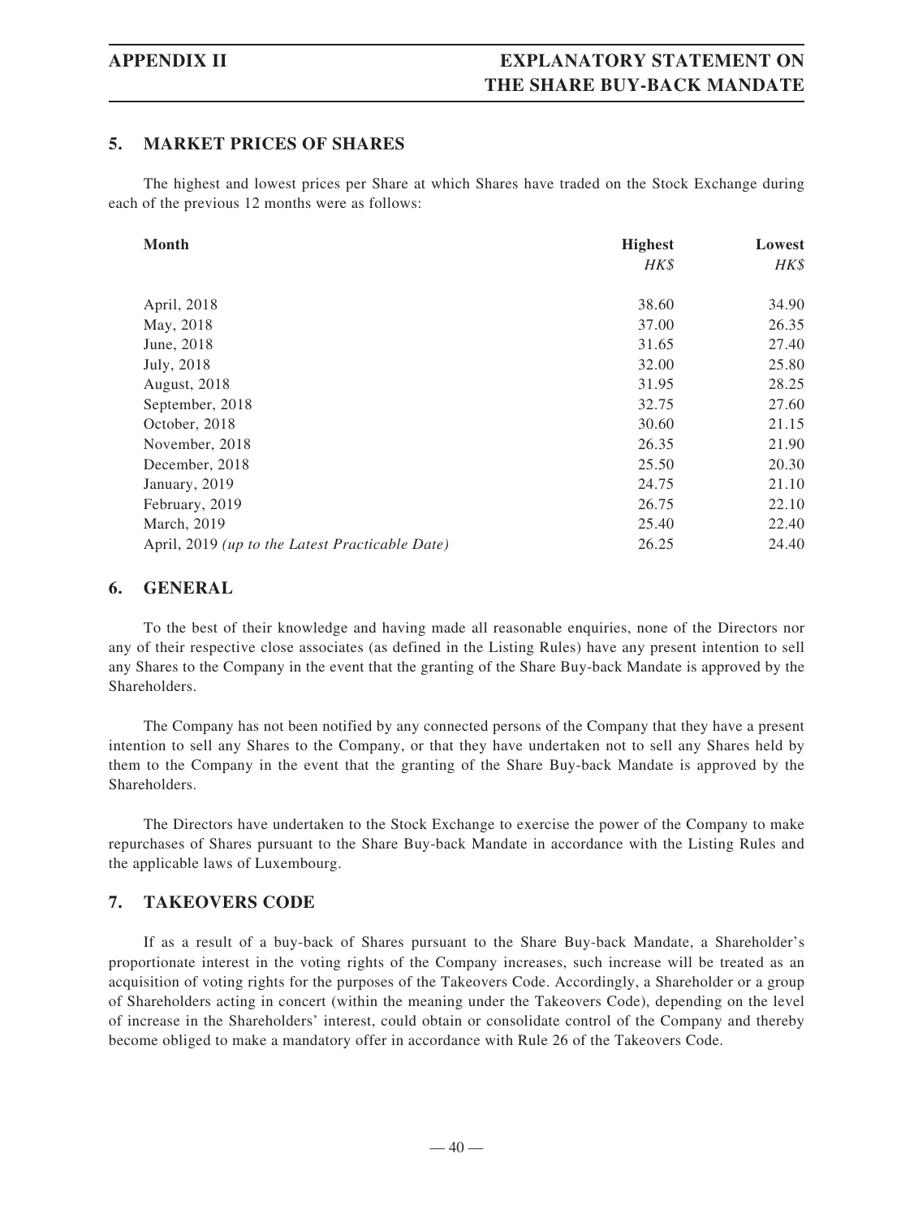## 5. MARKET PRICES OF SHARES

The highest and lowest prices per Share at which Shares have traded on the Stock Exchange during each of the previous 12 months were as follows:

| Month | Highest | Lowest |
|---|---|---|
| | *HK$* | *HK$* |
| April, 2018 | 38.60 | 34.90 |
| May, 2018 | 37.00 | 26.35 |
| June, 2018 | 31.65 | 27.40 |
| July, 2018 | 32.00 | 25.80 |
| August, 2018 | 31.95 | 28.25 |
| September, 2018 | 32.75 | 27.60 |
| October, 2018 | 30.60 | 21.15 |
| November, 2018 | 26.35 | 21.90 |
| December, 2018 | 25.50 | 20.30 |
| January, 2019 | 24.75 | 21.10 |
| February, 2019 | 26.75 | 22.10 |
| March, 2019 | 25.40 | 22.40 |
| April, 2019 *(up to the Latest Practicable Date)* | 26.25 | 24.40 |

## 6. GENERAL

To the best of their knowledge and having made all reasonable enquiries, none of the Directors nor any of their respective close associates (as defined in the Listing Rules) have any present intention to sell any Shares to the Company in the event that the granting of the Share Buy-back Mandate is approved by the Shareholders.

The Company has not been notified by any connected persons of the Company that they have a present intention to sell any Shares to the Company, or that they have undertaken not to sell any Shares held by them to the Company in the event that the granting of the Share Buy-back Mandate is approved by the Shareholders.

The Directors have undertaken to the Stock Exchange to exercise the power of the Company to make repurchases of Shares pursuant to the Share Buy-back Mandate in accordance with the Listing Rules and the applicable laws of Luxembourg.

## 7. TAKEOVERS CODE

If as a result of a buy-back of Shares pursuant to the Share Buy-back Mandate, a Shareholder's proportionate interest in the voting rights of the Company increases, such increase will be treated as an acquisition of voting rights for the purposes of the Takeovers Code. Accordingly, a Shareholder or a group of Shareholders acting in concert (within the meaning under the Takeovers Code), depending on the level of increase in the Shareholders' interest, could obtain or consolidate control of the Company and thereby become obliged to make a mandatory offer in accordance with Rule 26 of the Takeovers Code.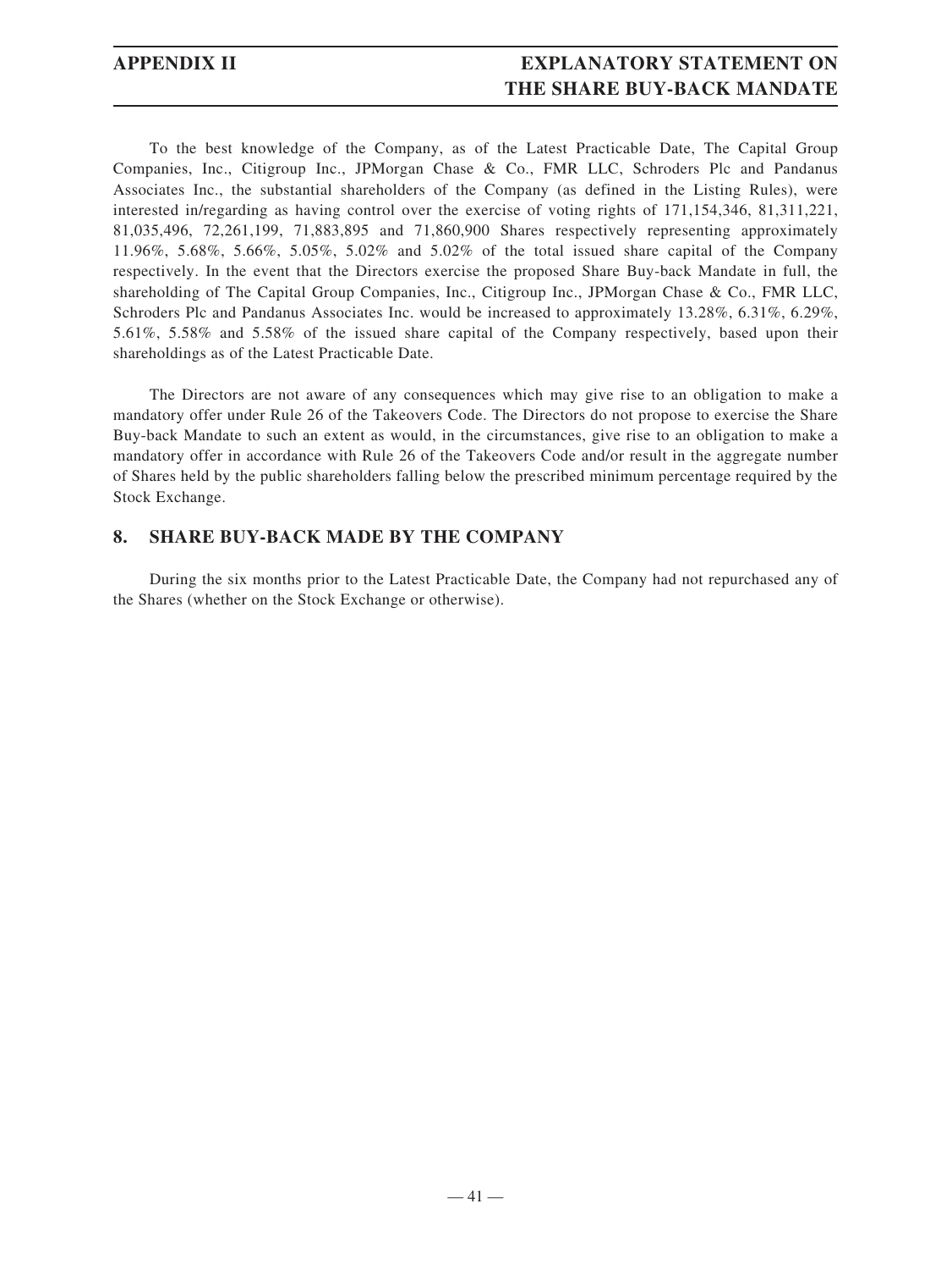To the best knowledge of the Company, as of the Latest Practicable Date, The Capital Group Companies, Inc., Citigroup Inc., JPMorgan Chase & Co., FMR LLC, Schroders Plc and Pandanus Associates Inc., the substantial shareholders of the Company (as defined in the Listing Rules), were interested in/regarding as having control over the exercise of voting rights of 171,154,346, 81,311,221, 81,035,496, 72,261,199, 71,883,895 and 71,860,900 Shares respectively representing approximately 11.96%, 5.68%, 5.66%, 5.05%, 5.02% and 5.02% of the total issued share capital of the Company respectively. In the event that the Directors exercise the proposed Share Buy-back Mandate in full, the shareholding of The Capital Group Companies, Inc., Citigroup Inc., JPMorgan Chase & Co., FMR LLC, Schroders Plc and Pandanus Associates Inc. would be increased to approximately 13.28%, 6.31%, 6.29%, 5.61%, 5.58% and 5.58% of the issued share capital of the Company respectively, based upon their shareholdings as of the Latest Practicable Date.

The Directors are not aware of any consequences which may give rise to an obligation to make a mandatory offer under Rule 26 of the Takeovers Code. The Directors do not propose to exercise the Share Buy-back Mandate to such an extent as would, in the circumstances, give rise to an obligation to make a mandatory offer in accordance with Rule 26 of the Takeovers Code and/or result in the aggregate number of Shares held by the public shareholders falling below the prescribed minimum percentage required by the Stock Exchange.

## 8. SHARE BUY-BACK MADE BY THE COMPANY

During the six months prior to the Latest Practicable Date, the Company had not repurchased any of the Shares (whether on the Stock Exchange or otherwise).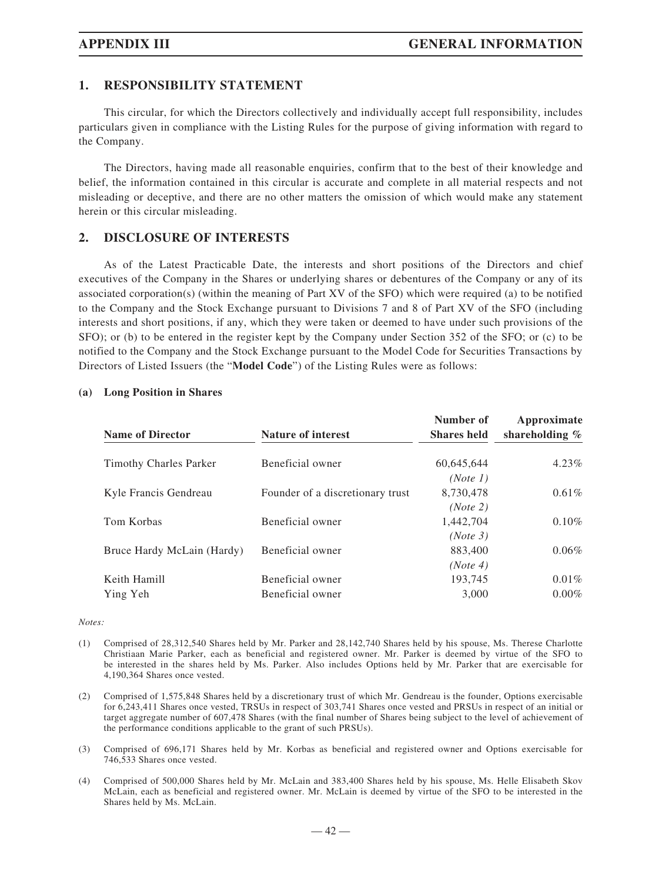## 1. RESPONSIBILITY STATEMENT

This circular, for which the Directors collectively and individually accept full responsibility, includes particulars given in compliance with the Listing Rules for the purpose of giving information with regard to the Company.

The Directors, having made all reasonable enquiries, confirm that to the best of their knowledge and belief, the information contained in this circular is accurate and complete in all material respects and not misleading or deceptive, and there are no other matters the omission of which would make any statement herein or this circular misleading.

## 2. DISCLOSURE OF INTERESTS

As of the Latest Practicable Date, the interests and short positions of the Directors and chief executives of the Company in the Shares or underlying shares or debentures of the Company or any of its associated corporation(s) (within the meaning of Part XV of the SFO) which were required (a) to be notified to the Company and the Stock Exchange pursuant to Divisions 7 and 8 of Part XV of the SFO (including interests and short positions, if any, which they were taken or deemed to have under such provisions of the SFO); or (b) to be entered in the register kept by the Company under Section 352 of the SFO; or (c) to be notified to the Company and the Stock Exchange pursuant to the Model Code for Securities Transactions by Directors of Listed Issuers (the "**Model Code**") of the Listing Rules were as follows:

### (a) Long Position in Shares

| Name of Director | Nature of interest | Number of Shares held | Approximate shareholding % |
|---|---|---|---|
| Timothy Charles Parker | Beneficial owner | 60,645,644 *(Note 1)* | 4.23% |
| Kyle Francis Gendreau | Founder of a discretionary trust | 8,730,478 *(Note 2)* | 0.61% |
| Tom Korbas | Beneficial owner | 1,442,704 *(Note 3)* | 0.10% |
| Bruce Hardy McLain (Hardy) | Beneficial owner | 883,400 *(Note 4)* | 0.06% |
| Keith Hamill | Beneficial owner | 193,745 | 0.01% |
| Ying Yeh | Beneficial owner | 3,000 | 0.00% |

*Notes:*

(1) Comprised of 28,312,540 Shares held by Mr. Parker and 28,142,740 Shares held by his spouse, Ms. Therese Charlotte Christiaan Marie Parker, each as beneficial and registered owner. Mr. Parker is deemed by virtue of the SFO to be interested in the shares held by Ms. Parker. Also includes Options held by Mr. Parker that are exercisable for 4,190,364 Shares once vested.

(2) Comprised of 1,575,848 Shares held by a discretionary trust of which Mr. Gendreau is the founder, Options exercisable for 6,243,411 Shares once vested, TRSUs in respect of 303,741 Shares once vested and PRSUs in respect of an initial or target aggregate number of 607,478 Shares (with the final number of Shares being subject to the level of achievement of the performance conditions applicable to the grant of such PRSUs).

(3) Comprised of 696,171 Shares held by Mr. Korbas as beneficial and registered owner and Options exercisable for 746,533 Shares once vested.

(4) Comprised of 500,000 Shares held by Mr. McLain and 383,400 Shares held by his spouse, Ms. Helle Elisabeth Skov McLain, each as beneficial and registered owner. Mr. McLain is deemed by virtue of the SFO to be interested in the Shares held by Ms. McLain.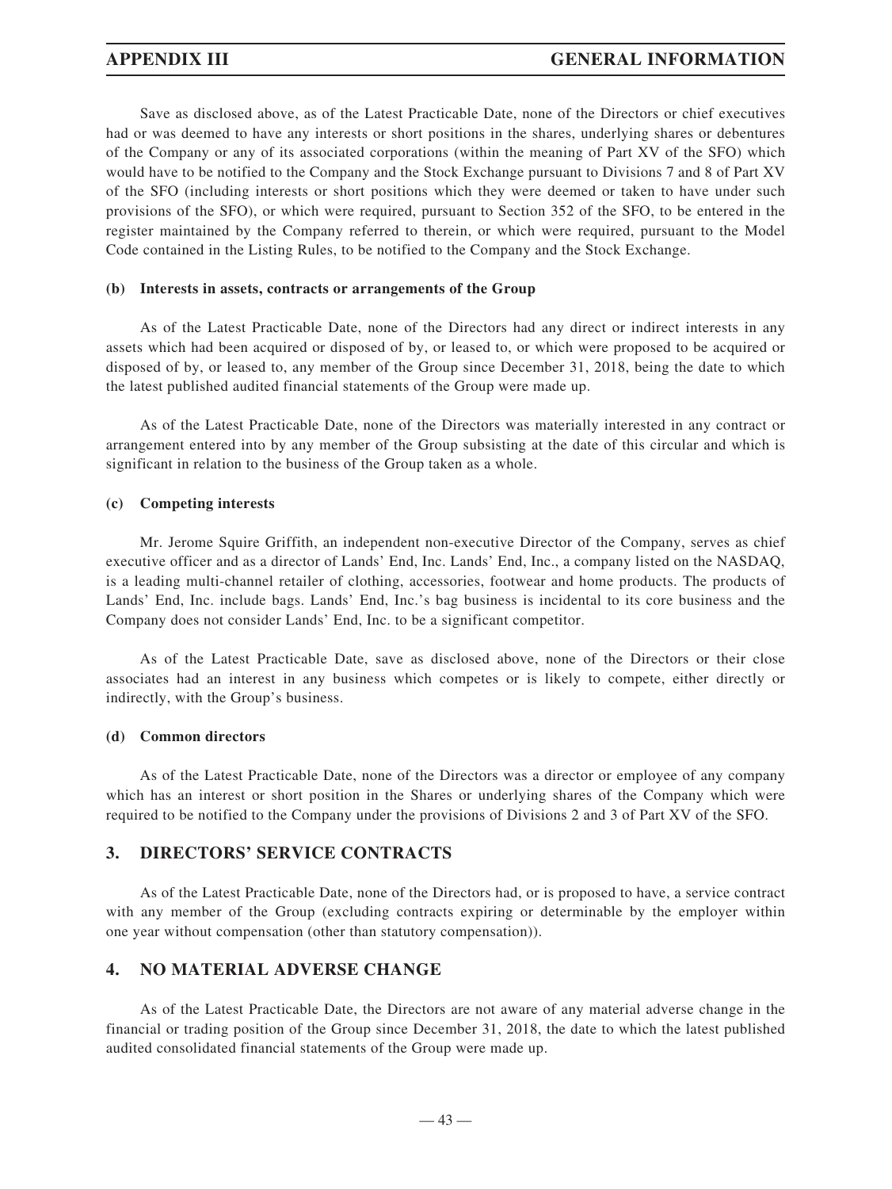Save as disclosed above, as of the Latest Practicable Date, none of the Directors or chief executives had or was deemed to have any interests or short positions in the shares, underlying shares or debentures of the Company or any of its associated corporations (within the meaning of Part XV of the SFO) which would have to be notified to the Company and the Stock Exchange pursuant to Divisions 7 and 8 of Part XV of the SFO (including interests or short positions which they were deemed or taken to have under such provisions of the SFO), or which were required, pursuant to Section 352 of the SFO, to be entered in the register maintained by the Company referred to therein, or which were required, pursuant to the Model Code contained in the Listing Rules, to be notified to the Company and the Stock Exchange.

**(b) Interests in assets, contracts or arrangements of the Group**

As of the Latest Practicable Date, none of the Directors had any direct or indirect interests in any assets which had been acquired or disposed of by, or leased to, or which were proposed to be acquired or disposed of by, or leased to, any member of the Group since December 31, 2018, being the date to which the latest published audited financial statements of the Group were made up.

As of the Latest Practicable Date, none of the Directors was materially interested in any contract or arrangement entered into by any member of the Group subsisting at the date of this circular and which is significant in relation to the business of the Group taken as a whole.

**(c) Competing interests**

Mr. Jerome Squire Griffith, an independent non-executive Director of the Company, serves as chief executive officer and as a director of Lands' End, Inc. Lands' End, Inc., a company listed on the NASDAQ, is a leading multi-channel retailer of clothing, accessories, footwear and home products. The products of Lands' End, Inc. include bags. Lands' End, Inc.'s bag business is incidental to its core business and the Company does not consider Lands' End, Inc. to be a significant competitor.

As of the Latest Practicable Date, save as disclosed above, none of the Directors or their close associates had an interest in any business which competes or is likely to compete, either directly or indirectly, with the Group's business.

**(d) Common directors**

As of the Latest Practicable Date, none of the Directors was a director or employee of any company which has an interest or short position in the Shares or underlying shares of the Company which were required to be notified to the Company under the provisions of Divisions 2 and 3 of Part XV of the SFO.

## 3. DIRECTORS' SERVICE CONTRACTS

As of the Latest Practicable Date, none of the Directors had, or is proposed to have, a service contract with any member of the Group (excluding contracts expiring or determinable by the employer within one year without compensation (other than statutory compensation)).

## 4. NO MATERIAL ADVERSE CHANGE

As of the Latest Practicable Date, the Directors are not aware of any material adverse change in the financial or trading position of the Group since December 31, 2018, the date to which the latest published audited consolidated financial statements of the Group were made up.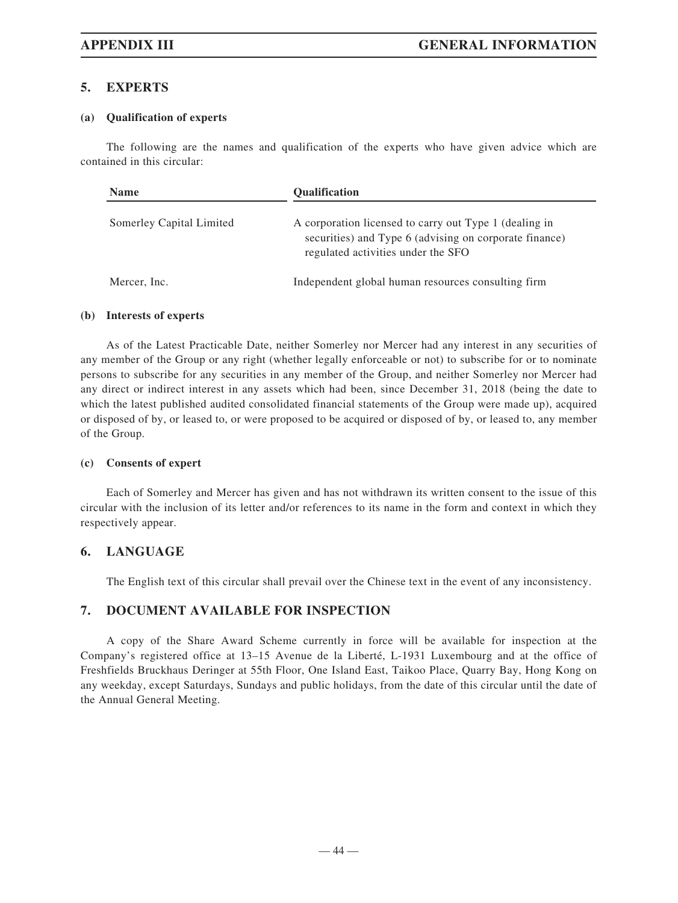## 5. EXPERTS

### (a) Qualification of experts

The following are the names and qualification of the experts who have given advice which are contained in this circular:

| Name | Qualification |
| --- | --- |
| Somerley Capital Limited | A corporation licensed to carry out Type 1 (dealing in securities) and Type 6 (advising on corporate finance) regulated activities under the SFO |
| Mercer, Inc. | Independent global human resources consulting firm |

### (b) Interests of experts

As of the Latest Practicable Date, neither Somerley nor Mercer had any interest in any securities of any member of the Group or any right (whether legally enforceable or not) to subscribe for or to nominate persons to subscribe for any securities in any member of the Group, and neither Somerley nor Mercer had any direct or indirect interest in any assets which had been, since December 31, 2018 (being the date to which the latest published audited consolidated financial statements of the Group were made up), acquired or disposed of by, or leased to, or were proposed to be acquired or disposed of by, or leased to, any member of the Group.

### (c) Consents of expert

Each of Somerley and Mercer has given and has not withdrawn its written consent to the issue of this circular with the inclusion of its letter and/or references to its name in the form and context in which they respectively appear.

## 6. LANGUAGE

The English text of this circular shall prevail over the Chinese text in the event of any inconsistency.

## 7. DOCUMENT AVAILABLE FOR INSPECTION

A copy of the Share Award Scheme currently in force will be available for inspection at the Company's registered office at 13–15 Avenue de la Liberté, L-1931 Luxembourg and at the office of Freshfields Bruckhaus Deringer at 55th Floor, One Island East, Taikoo Place, Quarry Bay, Hong Kong on any weekday, except Saturdays, Sundays and public holidays, from the date of this circular until the date of the Annual General Meeting.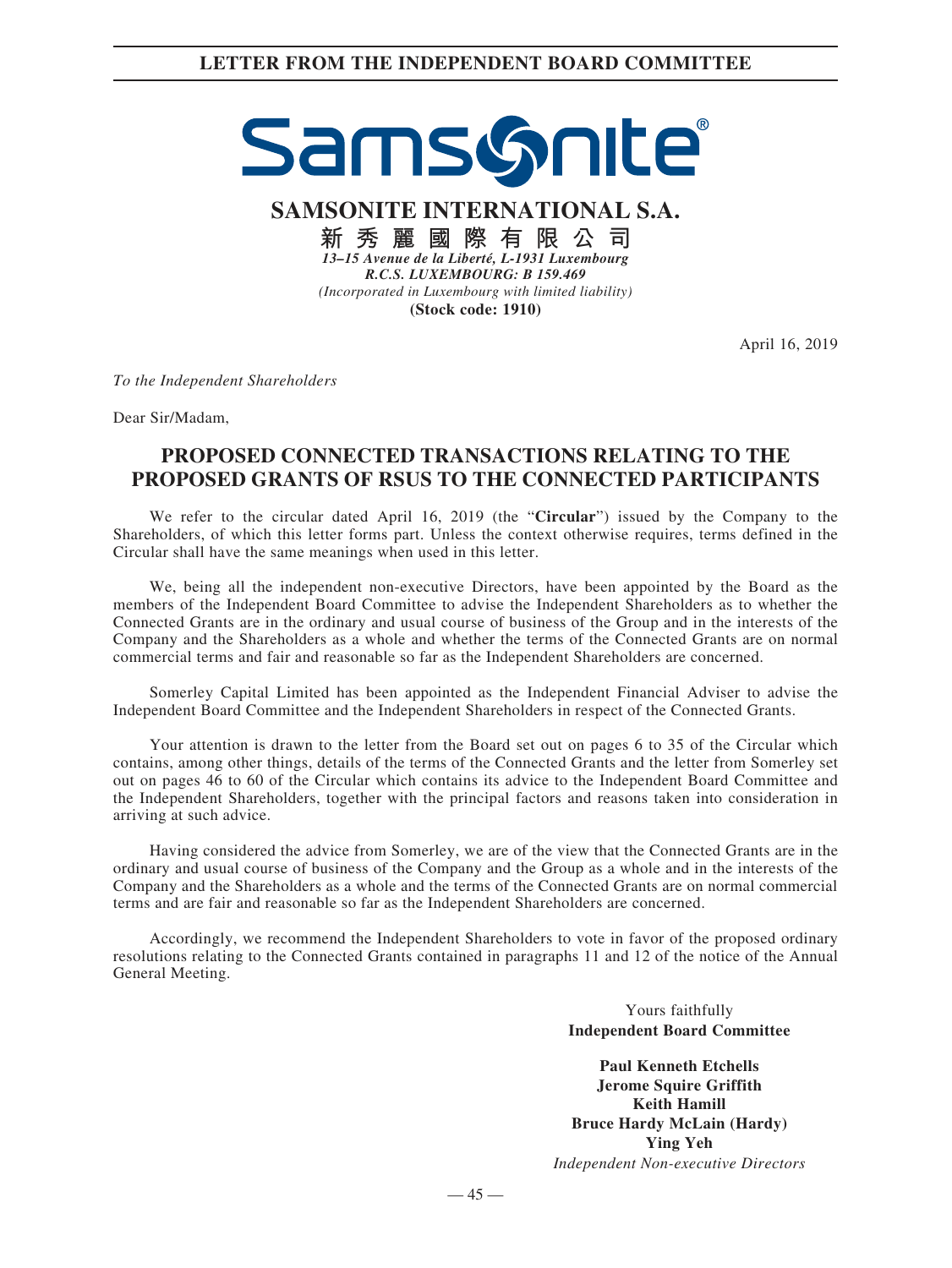# LETTER FROM THE INDEPENDENT BOARD COMMITTEE

**Samsonite®**

**SAMSONITE INTERNATIONAL S.A.**

**新秀麗國際有限公司**

***13–15 Avenue de la Liberté, L-1931 Luxembourg***

***R.C.S. LUXEMBOURG: B 159.469***

*(Incorporated in Luxembourg with limited liability)*

**(Stock code: 1910)**

April 16, 2019

*To the Independent Shareholders*

Dear Sir/Madam,

## PROPOSED CONNECTED TRANSACTIONS RELATING TO THE PROPOSED GRANTS OF RSUS TO THE CONNECTED PARTICIPANTS

We refer to the circular dated April 16, 2019 (the "**Circular**") issued by the Company to the Shareholders, of which this letter forms part. Unless the context otherwise requires, terms defined in the Circular shall have the same meanings when used in this letter.

We, being all the independent non-executive Directors, have been appointed by the Board as the members of the Independent Board Committee to advise the Independent Shareholders as to whether the Connected Grants are in the ordinary and usual course of business of the Group and in the interests of the Company and the Shareholders as a whole and whether the terms of the Connected Grants are on normal commercial terms and fair and reasonable so far as the Independent Shareholders are concerned.

Somerley Capital Limited has been appointed as the Independent Financial Adviser to advise the Independent Board Committee and the Independent Shareholders in respect of the Connected Grants.

Your attention is drawn to the letter from the Board set out on pages 6 to 35 of the Circular which contains, among other things, details of the terms of the Connected Grants and the letter from Somerley set out on pages 46 to 60 of the Circular which contains its advice to the Independent Board Committee and the Independent Shareholders, together with the principal factors and reasons taken into consideration in arriving at such advice.

Having considered the advice from Somerley, we are of the view that the Connected Grants are in the ordinary and usual course of business of the Company and the Group as a whole and in the interests of the Company and the Shareholders as a whole and the terms of the Connected Grants are on normal commercial terms and are fair and reasonable so far as the Independent Shareholders are concerned.

Accordingly, we recommend the Independent Shareholders to vote in favor of the proposed ordinary resolutions relating to the Connected Grants contained in paragraphs 11 and 12 of the notice of the Annual General Meeting.

Yours faithfully
**Independent Board Committee**

**Paul Kenneth Etchells**
**Jerome Squire Griffith**
**Keith Hamill**
**Bruce Hardy McLain (Hardy)**
**Ying Yeh**
*Independent Non-executive Directors*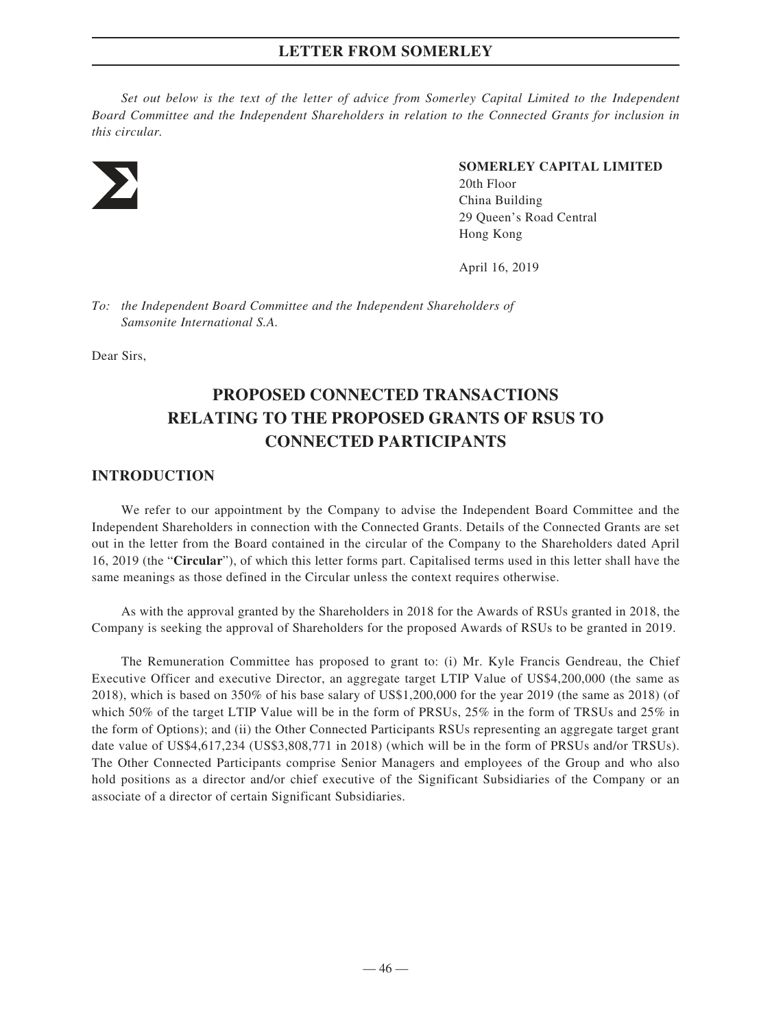*Set out below is the text of the letter of advice from Somerley Capital Limited to the Independent Board Committee and the Independent Shareholders in relation to the Connected Grants for inclusion in this circular.*

**SOMERLEY CAPITAL LIMITED**
20th Floor
China Building
29 Queen's Road Central
Hong Kong

April 16, 2019

*To: the Independent Board Committee and the Independent Shareholders of Samsonite International S.A.*

Dear Sirs,

# PROPOSED CONNECTED TRANSACTIONS RELATING TO THE PROPOSED GRANTS OF RSUS TO CONNECTED PARTICIPANTS

## INTRODUCTION

We refer to our appointment by the Company to advise the Independent Board Committee and the Independent Shareholders in connection with the Connected Grants. Details of the Connected Grants are set out in the letter from the Board contained in the circular of the Company to the Shareholders dated April 16, 2019 (the "**Circular**"), of which this letter forms part. Capitalised terms used in this letter shall have the same meanings as those defined in the Circular unless the context requires otherwise.

As with the approval granted by the Shareholders in 2018 for the Awards of RSUs granted in 2018, the Company is seeking the approval of Shareholders for the proposed Awards of RSUs to be granted in 2019.

The Remuneration Committee has proposed to grant to: (i) Mr. Kyle Francis Gendreau, the Chief Executive Officer and executive Director, an aggregate target LTIP Value of US$4,200,000 (the same as 2018), which is based on 350% of his base salary of US$1,200,000 for the year 2019 (the same as 2018) (of which 50% of the target LTIP Value will be in the form of PRSUs, 25% in the form of TRSUs and 25% in the form of Options); and (ii) the Other Connected Participants RSUs representing an aggregate target grant date value of US$4,617,234 (US$3,808,771 in 2018) (which will be in the form of PRSUs and/or TRSUs). The Other Connected Participants comprise Senior Managers and employees of the Group and who also hold positions as a director and/or chief executive of the Significant Subsidiaries of the Company or an associate of a director of certain Significant Subsidiaries.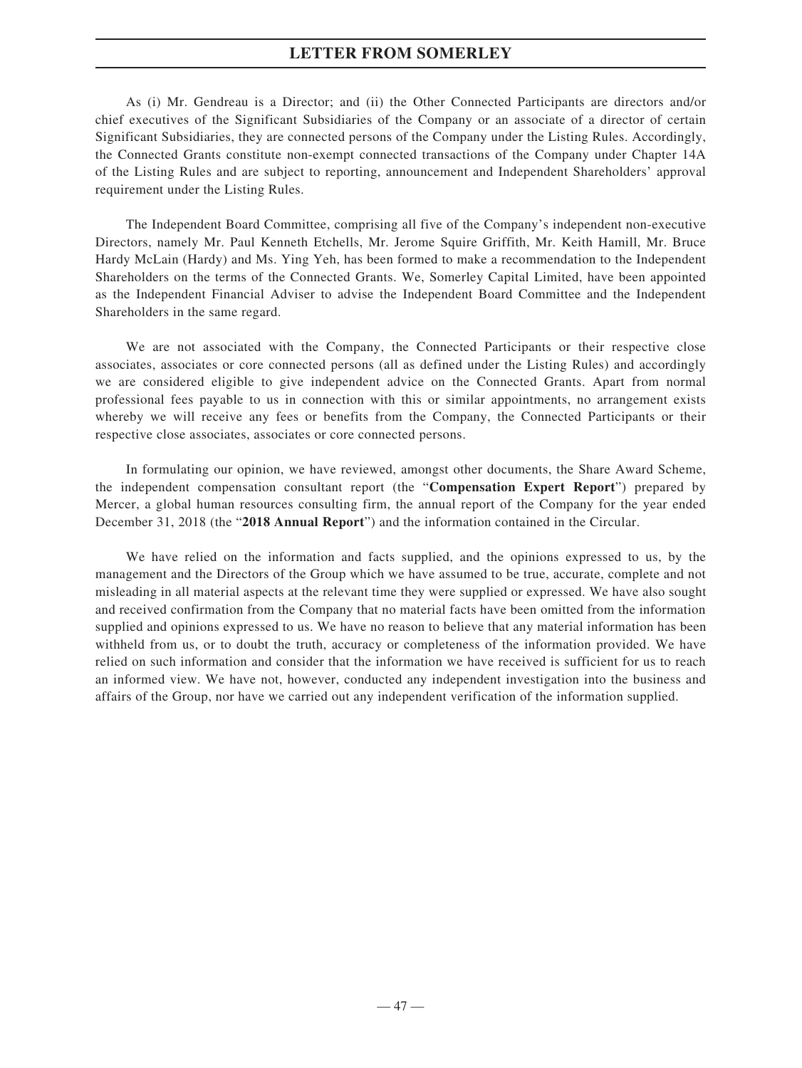As (i) Mr. Gendreau is a Director; and (ii) the Other Connected Participants are directors and/or chief executives of the Significant Subsidiaries of the Company or an associate of a director of certain Significant Subsidiaries, they are connected persons of the Company under the Listing Rules. Accordingly, the Connected Grants constitute non-exempt connected transactions of the Company under Chapter 14A of the Listing Rules and are subject to reporting, announcement and Independent Shareholders' approval requirement under the Listing Rules.

The Independent Board Committee, comprising all five of the Company's independent non-executive Directors, namely Mr. Paul Kenneth Etchells, Mr. Jerome Squire Griffith, Mr. Keith Hamill, Mr. Bruce Hardy McLain (Hardy) and Ms. Ying Yeh, has been formed to make a recommendation to the Independent Shareholders on the terms of the Connected Grants. We, Somerley Capital Limited, have been appointed as the Independent Financial Adviser to advise the Independent Board Committee and the Independent Shareholders in the same regard.

We are not associated with the Company, the Connected Participants or their respective close associates, associates or core connected persons (all as defined under the Listing Rules) and accordingly we are considered eligible to give independent advice on the Connected Grants. Apart from normal professional fees payable to us in connection with this or similar appointments, no arrangement exists whereby we will receive any fees or benefits from the Company, the Connected Participants or their respective close associates, associates or core connected persons.

In formulating our opinion, we have reviewed, amongst other documents, the Share Award Scheme, the independent compensation consultant report (the "**Compensation Expert Report**") prepared by Mercer, a global human resources consulting firm, the annual report of the Company for the year ended December 31, 2018 (the "**2018 Annual Report**") and the information contained in the Circular.

We have relied on the information and facts supplied, and the opinions expressed to us, by the management and the Directors of the Group which we have assumed to be true, accurate, complete and not misleading in all material aspects at the relevant time they were supplied or expressed. We have also sought and received confirmation from the Company that no material facts have been omitted from the information supplied and opinions expressed to us. We have no reason to believe that any material information has been withheld from us, or to doubt the truth, accuracy or completeness of the information provided. We have relied on such information and consider that the information we have received is sufficient for us to reach an informed view. We have not, however, conducted any independent investigation into the business and affairs of the Group, nor have we carried out any independent verification of the information supplied.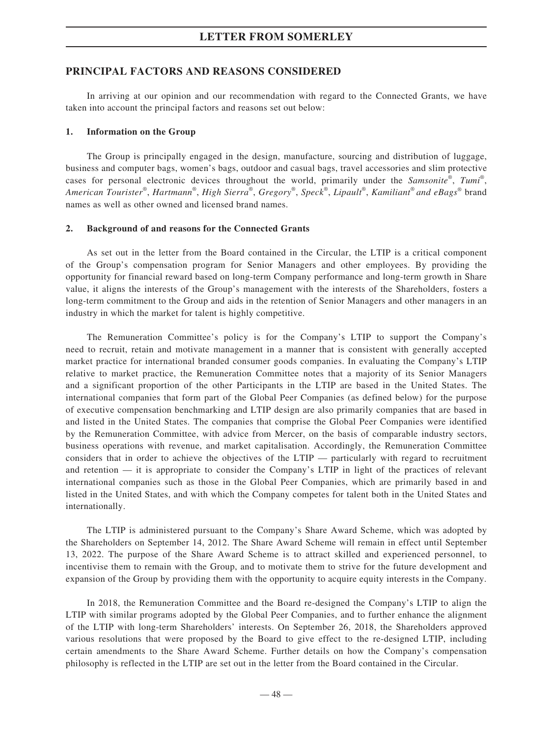# LETTER FROM SOMERLEY

## PRINCIPAL FACTORS AND REASONS CONSIDERED

In arriving at our opinion and our recommendation with regard to the Connected Grants, we have taken into account the principal factors and reasons set out below:

### 1. Information on the Group

The Group is principally engaged in the design, manufacture, sourcing and distribution of luggage, business and computer bags, women's bags, outdoor and casual bags, travel accessories and slim protective cases for personal electronic devices throughout the world, primarily under the *Samsonite®*, *Tumi®*, *American Tourister®*, *Hartmann®*, *High Sierra®*, *Gregory®*, *Speck®*, *Lipault®*, *Kamiliant® and eBags®* brand names as well as other owned and licensed brand names.

### 2. Background of and reasons for the Connected Grants

As set out in the letter from the Board contained in the Circular, the LTIP is a critical component of the Group's compensation program for Senior Managers and other employees. By providing the opportunity for financial reward based on long-term Company performance and long-term growth in Share value, it aligns the interests of the Group's management with the interests of the Shareholders, fosters a long-term commitment to the Group and aids in the retention of Senior Managers and other managers in an industry in which the market for talent is highly competitive.

The Remuneration Committee's policy is for the Company's LTIP to support the Company's need to recruit, retain and motivate management in a manner that is consistent with generally accepted market practice for international branded consumer goods companies. In evaluating the Company's LTIP relative to market practice, the Remuneration Committee notes that a majority of its Senior Managers and a significant proportion of the other Participants in the LTIP are based in the United States. The international companies that form part of the Global Peer Companies (as defined below) for the purpose of executive compensation benchmarking and LTIP design are also primarily companies that are based in and listed in the United States. The companies that comprise the Global Peer Companies were identified by the Remuneration Committee, with advice from Mercer, on the basis of comparable industry sectors, business operations with revenue, and market capitalisation. Accordingly, the Remuneration Committee considers that in order to achieve the objectives of the LTIP — particularly with regard to recruitment and retention — it is appropriate to consider the Company's LTIP in light of the practices of relevant international companies such as those in the Global Peer Companies, which are primarily based in and listed in the United States, and with which the Company competes for talent both in the United States and internationally.

The LTIP is administered pursuant to the Company's Share Award Scheme, which was adopted by the Shareholders on September 14, 2012. The Share Award Scheme will remain in effect until September 13, 2022. The purpose of the Share Award Scheme is to attract skilled and experienced personnel, to incentivise them to remain with the Group, and to motivate them to strive for the future development and expansion of the Group by providing them with the opportunity to acquire equity interests in the Company.

In 2018, the Remuneration Committee and the Board re-designed the Company's LTIP to align the LTIP with similar programs adopted by the Global Peer Companies, and to further enhance the alignment of the LTIP with long-term Shareholders' interests. On September 26, 2018, the Shareholders approved various resolutions that were proposed by the Board to give effect to the re-designed LTIP, including certain amendments to the Share Award Scheme. Further details on how the Company's compensation philosophy is reflected in the LTIP are set out in the letter from the Board contained in the Circular.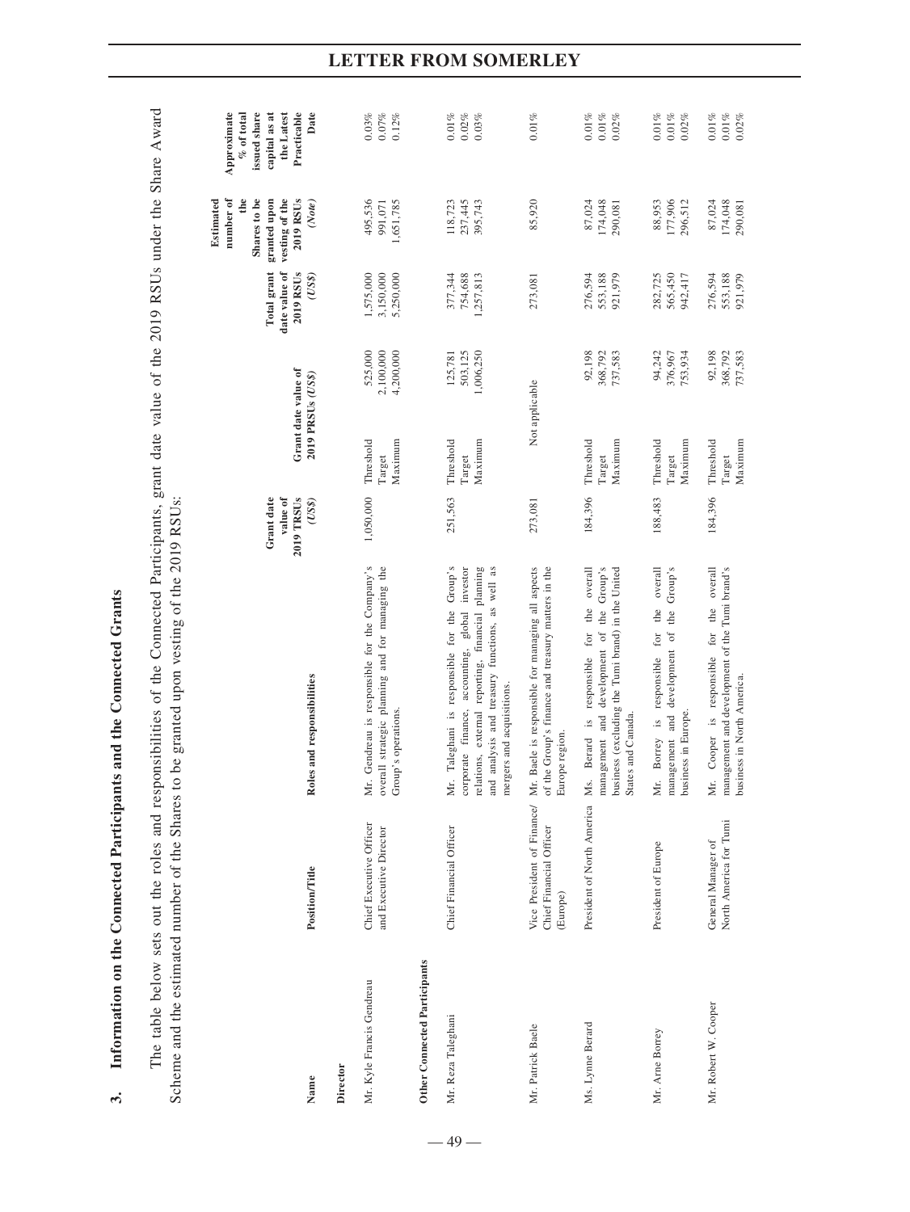### 3. Information on the Connected Participants and the Connected Grants

The table below sets out the roles and responsibilities of the Connected Participants, grant date value of the 2019 RSUs under the Share Award Scheme and the estimated number of the Shares to be granted upon vesting of the 2019 RSUs:

| Name | Position/Title | Roles and responsibilities | Grant date value of 2019 TRSUs (US$) | Grant date value of 2019 PRSUs (US$) | | Total grant date value of 2019 RSUs (US$) | Estimated number of the Shares to be granted upon vesting of the 2019 RSUs (Note) | Approximate % of total issued share capital as at the Latest Practicable Date |
|---|---|---|---|---|---|---|---|---|
| **Director** | | | | | | | | |
| Mr. Kyle Francis Gendreau | Chief Executive Officer and Executive Director | Mr. Gendreau is responsible for the Company's overall strategic planning and for managing the Group's operations. | 1,050,000 | Threshold | 525,000 | 1,575,000 | 495,536 | 0.03% |
| | | | | Target | 2,100,000 | 3,150,000 | 991,071 | 0.07% |
| | | | | Maximum | 4,200,000 | 5,250,000 | 1,651,785 | 0.12% |
| **Other Connected Participants** | | | | | | | | |
| Mr. Reza Taleghani | Chief Financial Officer | Mr. Taleghani is responsible for the Group's corporate finance, accounting, global investor relations, external reporting, financial planning and analysis and treasury functions, as well as mergers and acquisitions. | 251,563 | Threshold | 125,781 | 377,344 | 118,723 | 0.01% |
| | | | | Target | 503,125 | 754,688 | 237,445 | 0.02% |
| | | | | Maximum | 1,006,250 | 1,257,813 | 395,743 | 0.03% |
| Mr. Patrick Baele | Vice President of Finance/ Chief Financial Officer (Europe) | Mr. Baele is responsible for managing all aspects of the Group's finance and treasury matters in the Europe region. | 273,081 | Not applicable | | 273,081 | 85,920 | 0.01% |
| Ms. Lynne Berard | President of North America | Ms. Berard is responsible for the overall management and development of the Group's business (excluding the Tumi brand) in the United States and Canada. | 184,396 | Threshold | 92,198 | 276,594 | 87,024 | 0.01% |
| | | | | Target | 368,792 | 553,188 | 174,048 | 0.01% |
| | | | | Maximum | 737,583 | 921,979 | 290,081 | 0.02% |
| Mr. Arne Borrey | President of Europe | Mr. Borrey is responsible for the overall management and development of the Group's business in Europe. | 188,483 | Threshold | 94,242 | 282,725 | 88,953 | 0.01% |
| | | | | Target | 376,967 | 565,450 | 177,906 | 0.01% |
| | | | | Maximum | 753,934 | 942,417 | 296,512 | 0.02% |
| Mr. Robert W. Cooper | General Manager of North America for Tumi | Mr. Cooper is responsible for the overall management and development of the Tumi brand's business in North America. | 184,396 | Threshold | 92,198 | 276,594 | 87,024 | 0.01% |
| | | | | Target | 368,792 | 553,188 | 174,048 | 0.01% |
| | | | | Maximum | 737,583 | 921,979 | 290,081 | 0.02% |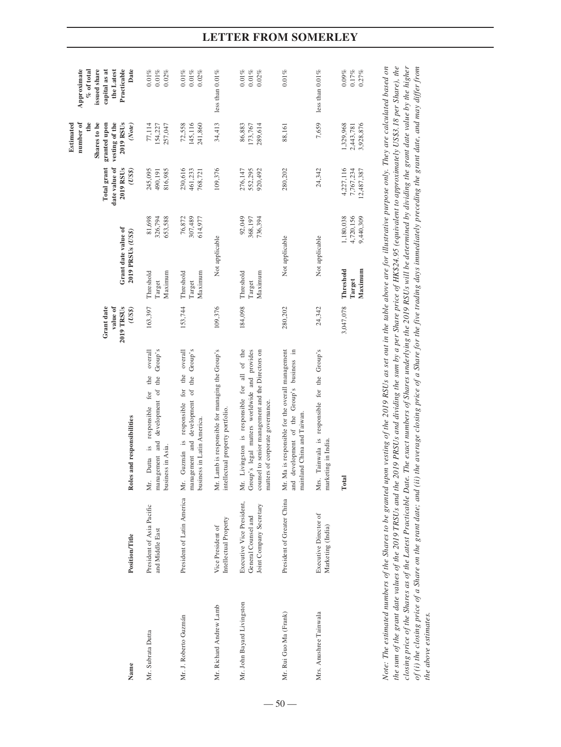| Name | Position/Title | Roles and responsibilities | Grant date value of 2019 TRSUs (US$) | Grant date value of 2019 PRSUs (US$) | | Total grant date value of 2019 RSUs (US$) | Estimated number of the Shares to be granted upon vesting of the 2019 RSUs (Note) | Approximate % of total issued share capital as at the Latest Practicable Date |
|---|---|---|---|---|---|---|---|---|
| Mr. Subrata Dutta | President of Asia Pacific and Middle East | Mr. Dutta is responsible for the overall management and development of the Group's business in Asia. | 163,397 | Threshold | 81,698 | 245,095 | 77,114 | 0.01% |
| | | | | Target | 326,794 | 490,191 | 154,227 | 0.01% |
| | | | | Maximum | 653,588 | 816,985 | 257,047 | 0.02% |
| Mr. J. Roberto Guzmán | President of Latin America | Mr. Guzmán is responsible for the overall management and development of the Group's business in Latin America. | 153,744 | Threshold | 76,872 | 230,616 | 72,558 | 0.01% |
| | | | | Target | 307,489 | 461,233 | 145,116 | 0.01% |
| | | | | Maximum | 614,977 | 768,721 | 241,860 | 0.02% |
| Mr. Richard Andrew Lamb | Vice President of Intellectual Property | Mr. Lamb is responsible for managing the Group's intellectual property portfolio. | 109,376 | Not applicable | | 109,376 | 34,413 | less than 0.01% |
| Mr. John Bayard Livingston | Executive Vice President, General Counsel and Joint Company Secretary | Mr. Livingston is responsible for all of the Group's legal matters worldwide and provides counsel to senior management and the Directors on matters of corporate governance. | 184,098 | Threshold | 92,049 | 276,147 | 86,883 | 0.01% |
| | | | | Target | 368,197 | 552,295 | 173,767 | 0.01% |
| | | | | Maximum | 736,394 | 920,492 | 289,614 | 0.02% |
| Mr. Rui Guo Ma (Frank) | President of Greater China | Mr. Ma is responsible for the overall management and development of the Group's business in mainland China and Taiwan. | 280,202 | Not applicable | | 280,202 | 88,161 | 0.01% |
| Mrs. Anushree Tainwala | Executive Director of Marketing (India) | Mrs. Tainwala is responsible for the Group's marketing in India. | 24,342 | Not applicable | | 24,342 | 7,659 | less than 0.01% |
| | | **Total** | 3,047,078 | **Threshold** | 1,180,038 | 4,227,116 | 1,329,968 | 0.09% |
| | | | | **Target** | 4,720,156 | 7,767,234 | 2,443,781 | 0.17% |
| | | | | **Maximum** | 9,440,309 | 12,487,387 | 3,928,876 | 0.27% |

*Note: The estimated numbers of the Shares to be granted upon vesting of the 2019 RSUs as set out in the table above are for illustrative purpose only. They are calculated based on the sum of the grant date values of the 2019 TRSUs and the 2019 PRSUs and dividing the sum by a per Share price of HK$24.95 (equivalent to approximately US$3.18 per Share), the closing price of the Shares as of the Latest Practicable Date. The exact numbers of Shares underlying the 2019 RSUs will be determined by dividing the grant date value by the higher of (i) the closing price of a Share on the grant date; and (ii) the average closing price of a Share for the five trading days immediately preceding the grant date, and may differ from the above estimates.*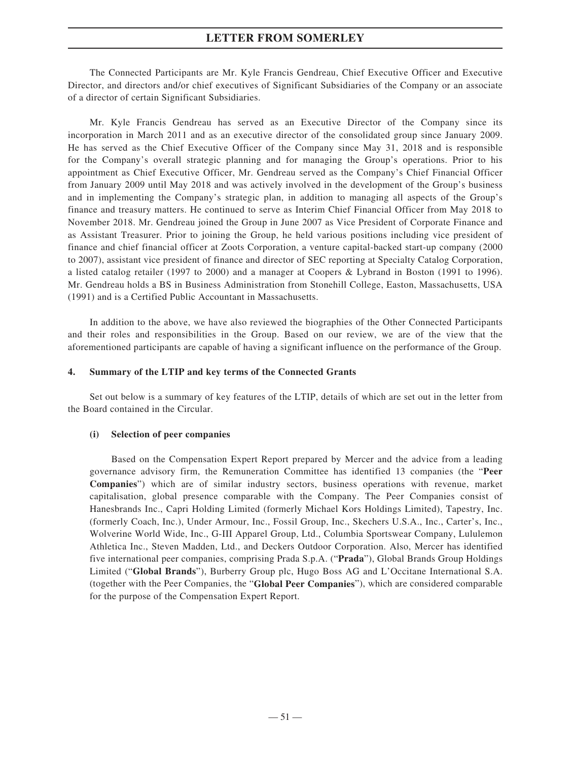The Connected Participants are Mr. Kyle Francis Gendreau, Chief Executive Officer and Executive Director, and directors and/or chief executives of Significant Subsidiaries of the Company or an associate of a director of certain Significant Subsidiaries.

Mr. Kyle Francis Gendreau has served as an Executive Director of the Company since its incorporation in March 2011 and as an executive director of the consolidated group since January 2009. He has served as the Chief Executive Officer of the Company since May 31, 2018 and is responsible for the Company's overall strategic planning and for managing the Group's operations. Prior to his appointment as Chief Executive Officer, Mr. Gendreau served as the Company's Chief Financial Officer from January 2009 until May 2018 and was actively involved in the development of the Group's business and in implementing the Company's strategic plan, in addition to managing all aspects of the Group's finance and treasury matters. He continued to serve as Interim Chief Financial Officer from May 2018 to November 2018. Mr. Gendreau joined the Group in June 2007 as Vice President of Corporate Finance and as Assistant Treasurer. Prior to joining the Group, he held various positions including vice president of finance and chief financial officer at Zoots Corporation, a venture capital-backed start-up company (2000 to 2007), assistant vice president of finance and director of SEC reporting at Specialty Catalog Corporation, a listed catalog retailer (1997 to 2000) and a manager at Coopers & Lybrand in Boston (1991 to 1996). Mr. Gendreau holds a BS in Business Administration from Stonehill College, Easton, Massachusetts, USA (1991) and is a Certified Public Accountant in Massachusetts.

In addition to the above, we have also reviewed the biographies of the Other Connected Participants and their roles and responsibilities in the Group. Based on our review, we are of the view that the aforementioned participants are capable of having a significant influence on the performance of the Group.

#### 4. Summary of the LTIP and key terms of the Connected Grants

Set out below is a summary of key features of the LTIP, details of which are set out in the letter from the Board contained in the Circular.

##### (i) Selection of peer companies

Based on the Compensation Expert Report prepared by Mercer and the advice from a leading governance advisory firm, the Remuneration Committee has identified 13 companies (the "**Peer Companies**") which are of similar industry sectors, business operations with revenue, market capitalisation, global presence comparable with the Company. The Peer Companies consist of Hanesbrands Inc., Capri Holding Limited (formerly Michael Kors Holdings Limited), Tapestry, Inc. (formerly Coach, Inc.), Under Armour, Inc., Fossil Group, Inc., Skechers U.S.A., Inc., Carter's, Inc., Wolverine World Wide, Inc., G-III Apparel Group, Ltd., Columbia Sportswear Company, Lululemon Athletica Inc., Steven Madden, Ltd., and Deckers Outdoor Corporation. Also, Mercer has identified five international peer companies, comprising Prada S.p.A. ("**Prada**"), Global Brands Group Holdings Limited ("**Global Brands**"), Burberry Group plc, Hugo Boss AG and L'Occitane International S.A. (together with the Peer Companies, the "**Global Peer Companies**"), which are considered comparable for the purpose of the Compensation Expert Report.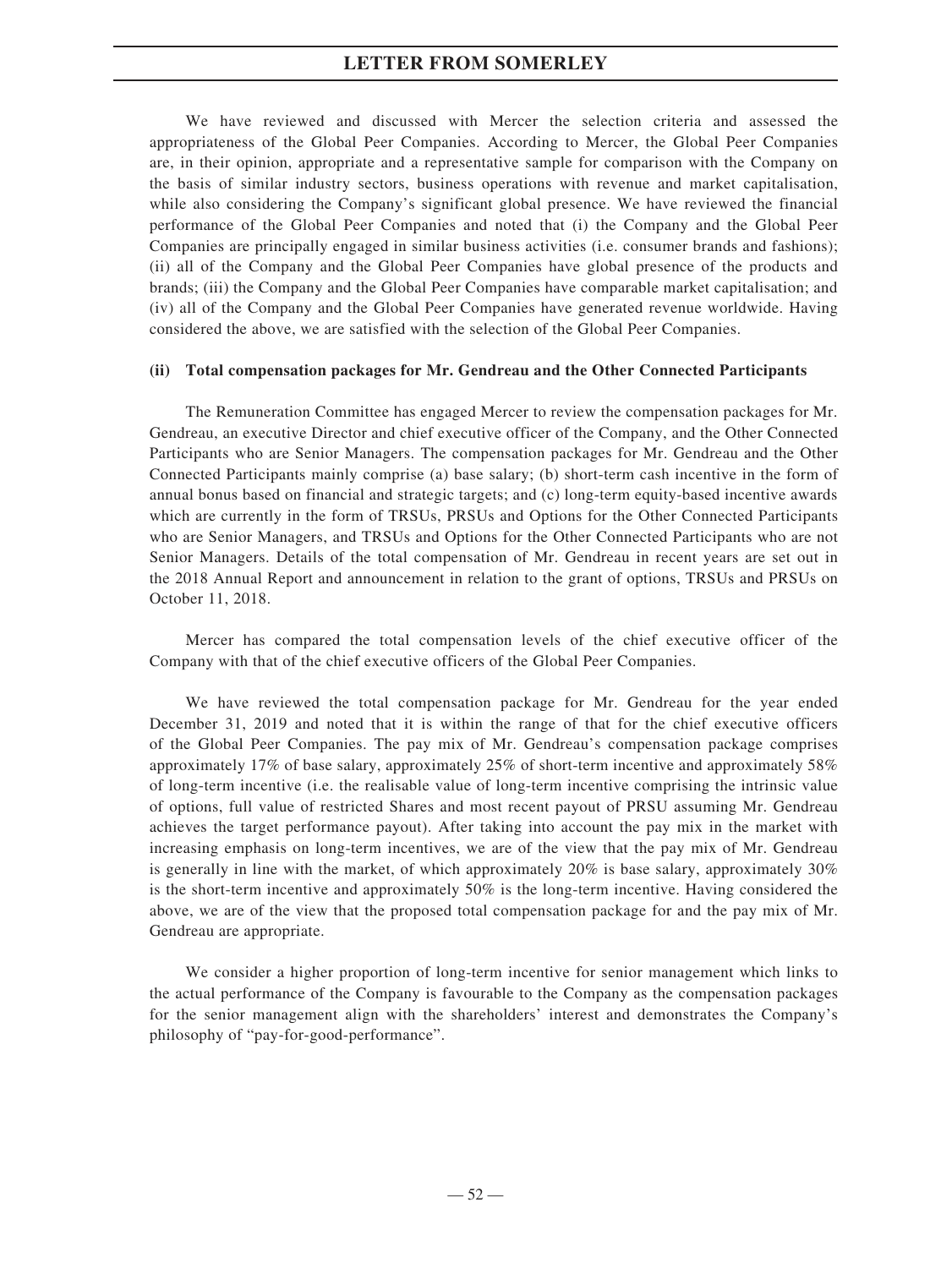We have reviewed and discussed with Mercer the selection criteria and assessed the appropriateness of the Global Peer Companies. According to Mercer, the Global Peer Companies are, in their opinion, appropriate and a representative sample for comparison with the Company on the basis of similar industry sectors, business operations with revenue and market capitalisation, while also considering the Company's significant global presence. We have reviewed the financial performance of the Global Peer Companies and noted that (i) the Company and the Global Peer Companies are principally engaged in similar business activities (i.e. consumer brands and fashions); (ii) all of the Company and the Global Peer Companies have global presence of the products and brands; (iii) the Company and the Global Peer Companies have comparable market capitalisation; and (iv) all of the Company and the Global Peer Companies have generated revenue worldwide. Having considered the above, we are satisfied with the selection of the Global Peer Companies.

**(ii) Total compensation packages for Mr. Gendreau and the Other Connected Participants**

The Remuneration Committee has engaged Mercer to review the compensation packages for Mr. Gendreau, an executive Director and chief executive officer of the Company, and the Other Connected Participants who are Senior Managers. The compensation packages for Mr. Gendreau and the Other Connected Participants mainly comprise (a) base salary; (b) short-term cash incentive in the form of annual bonus based on financial and strategic targets; and (c) long-term equity-based incentive awards which are currently in the form of TRSUs, PRSUs and Options for the Other Connected Participants who are Senior Managers, and TRSUs and Options for the Other Connected Participants who are not Senior Managers. Details of the total compensation of Mr. Gendreau in recent years are set out in the 2018 Annual Report and announcement in relation to the grant of options, TRSUs and PRSUs on October 11, 2018.

Mercer has compared the total compensation levels of the chief executive officer of the Company with that of the chief executive officers of the Global Peer Companies.

We have reviewed the total compensation package for Mr. Gendreau for the year ended December 31, 2019 and noted that it is within the range of that for the chief executive officers of the Global Peer Companies. The pay mix of Mr. Gendreau's compensation package comprises approximately 17% of base salary, approximately 25% of short-term incentive and approximately 58% of long-term incentive (i.e. the realisable value of long-term incentive comprising the intrinsic value of options, full value of restricted Shares and most recent payout of PRSU assuming Mr. Gendreau achieves the target performance payout). After taking into account the pay mix in the market with increasing emphasis on long-term incentives, we are of the view that the pay mix of Mr. Gendreau is generally in line with the market, of which approximately 20% is base salary, approximately 30% is the short-term incentive and approximately 50% is the long-term incentive. Having considered the above, we are of the view that the proposed total compensation package for and the pay mix of Mr. Gendreau are appropriate.

We consider a higher proportion of long-term incentive for senior management which links to the actual performance of the Company is favourable to the Company as the compensation packages for the senior management align with the shareholders' interest and demonstrates the Company's philosophy of "pay-for-good-performance".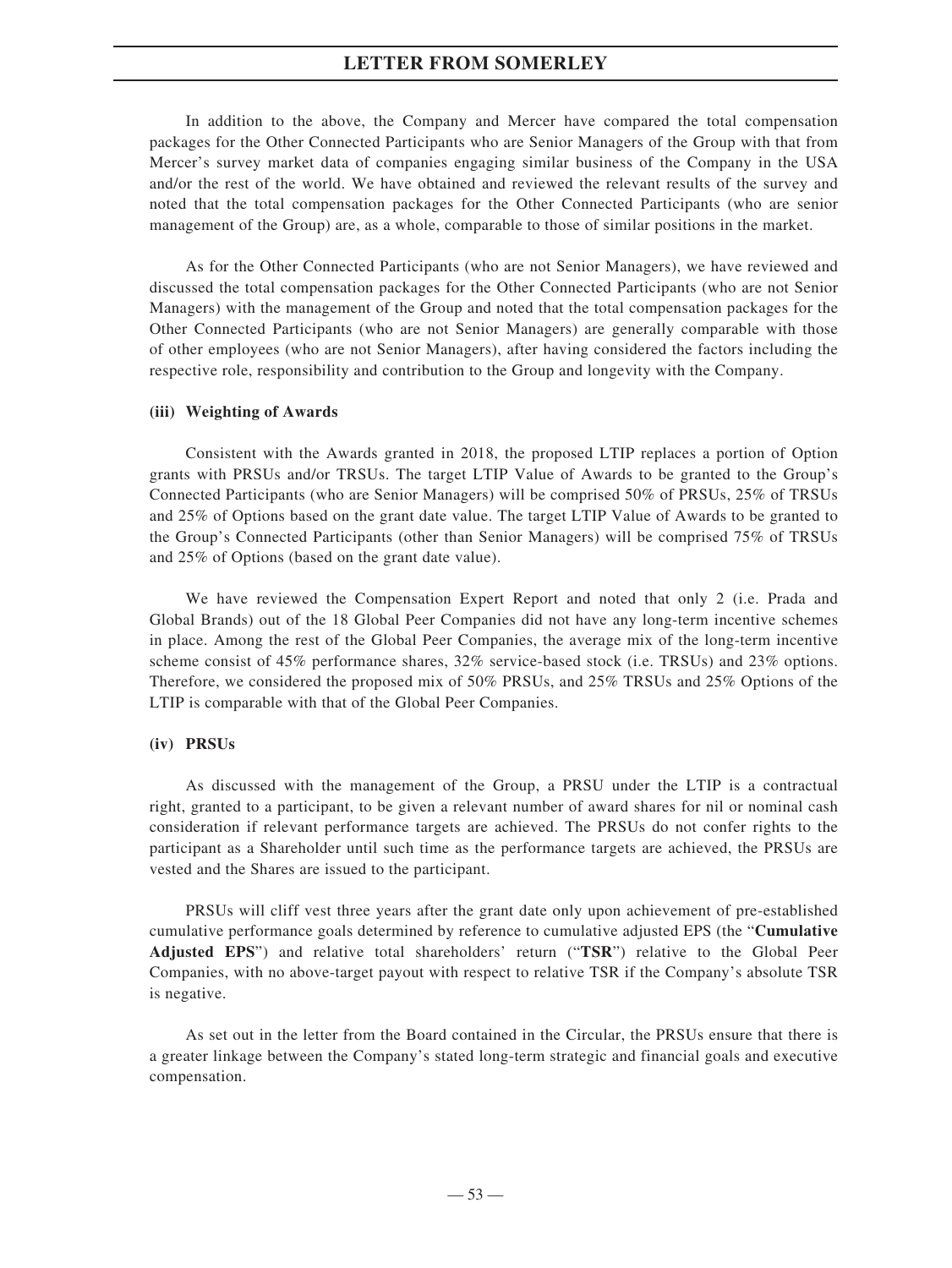In addition to the above, the Company and Mercer have compared the total compensation packages for the Other Connected Participants who are Senior Managers of the Group with that from Mercer's survey market data of companies engaging similar business of the Company in the USA and/or the rest of the world. We have obtained and reviewed the relevant results of the survey and noted that the total compensation packages for the Other Connected Participants (who are senior management of the Group) are, as a whole, comparable to those of similar positions in the market.

As for the Other Connected Participants (who are not Senior Managers), we have reviewed and discussed the total compensation packages for the Other Connected Participants (who are not Senior Managers) with the management of the Group and noted that the total compensation packages for the Other Connected Participants (who are not Senior Managers) are generally comparable with those of other employees (who are not Senior Managers), after having considered the factors including the respective role, responsibility and contribution to the Group and longevity with the Company.

**(iii) Weighting of Awards**

Consistent with the Awards granted in 2018, the proposed LTIP replaces a portion of Option grants with PRSUs and/or TRSUs. The target LTIP Value of Awards to be granted to the Group's Connected Participants (who are Senior Managers) will be comprised 50% of PRSUs, 25% of TRSUs and 25% of Options based on the grant date value. The target LTIP Value of Awards to be granted to the Group's Connected Participants (other than Senior Managers) will be comprised 75% of TRSUs and 25% of Options (based on the grant date value).

We have reviewed the Compensation Expert Report and noted that only 2 (i.e. Prada and Global Brands) out of the 18 Global Peer Companies did not have any long-term incentive schemes in place. Among the rest of the Global Peer Companies, the average mix of the long-term incentive scheme consist of 45% performance shares, 32% service-based stock (i.e. TRSUs) and 23% options. Therefore, we considered the proposed mix of 50% PRSUs, and 25% TRSUs and 25% Options of the LTIP is comparable with that of the Global Peer Companies.

**(iv) PRSUs**

As discussed with the management of the Group, a PRSU under the LTIP is a contractual right, granted to a participant, to be given a relevant number of award shares for nil or nominal cash consideration if relevant performance targets are achieved. The PRSUs do not confer rights to the participant as a Shareholder until such time as the performance targets are achieved, the PRSUs are vested and the Shares are issued to the participant.

PRSUs will cliff vest three years after the grant date only upon achievement of pre-established cumulative performance goals determined by reference to cumulative adjusted EPS (the "**Cumulative Adjusted EPS**") and relative total shareholders' return ("**TSR**") relative to the Global Peer Companies, with no above-target payout with respect to relative TSR if the Company's absolute TSR is negative.

As set out in the letter from the Board contained in the Circular, the PRSUs ensure that there is a greater linkage between the Company's stated long-term strategic and financial goals and executive compensation.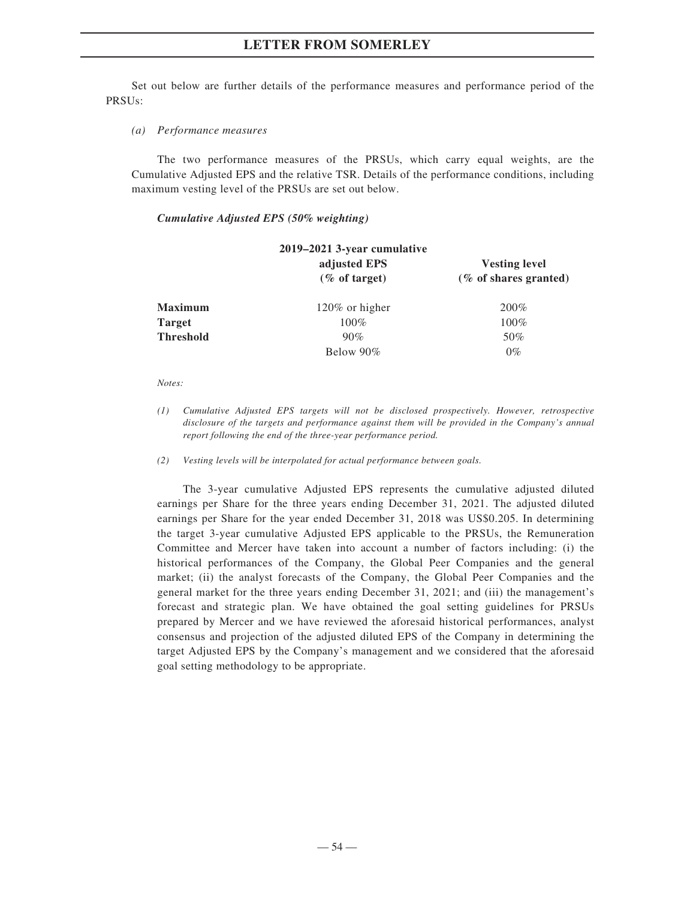Set out below are further details of the performance measures and performance period of the PRSUs:

*(a) Performance measures*

The two performance measures of the PRSUs, which carry equal weights, are the Cumulative Adjusted EPS and the relative TSR. Details of the performance conditions, including maximum vesting level of the PRSUs are set out below.

***Cumulative Adjusted EPS (50% weighting)***

| | 2019–2021 3-year cumulative adjusted EPS (% of target) | Vesting level (% of shares granted) |
|---|---|---|
| **Maximum** | 120% or higher | 200% |
| **Target** | 100% | 100% |
| **Threshold** | 90% | 50% |
| | Below 90% | 0% |

*Notes:*

*(1) Cumulative Adjusted EPS targets will not be disclosed prospectively. However, retrospective disclosure of the targets and performance against them will be provided in the Company's annual report following the end of the three-year performance period.*

*(2) Vesting levels will be interpolated for actual performance between goals.*

The 3-year cumulative Adjusted EPS represents the cumulative adjusted diluted earnings per Share for the three years ending December 31, 2021. The adjusted diluted earnings per Share for the year ended December 31, 2018 was US$0.205. In determining the target 3-year cumulative Adjusted EPS applicable to the PRSUs, the Remuneration Committee and Mercer have taken into account a number of factors including: (i) the historical performances of the Company, the Global Peer Companies and the general market; (ii) the analyst forecasts of the Company, the Global Peer Companies and the general market for the three years ending December 31, 2021; and (iii) the management's forecast and strategic plan. We have obtained the goal setting guidelines for PRSUs prepared by Mercer and we have reviewed the aforesaid historical performances, analyst consensus and projection of the adjusted diluted EPS of the Company in determining the target Adjusted EPS by the Company's management and we considered that the aforesaid goal setting methodology to be appropriate.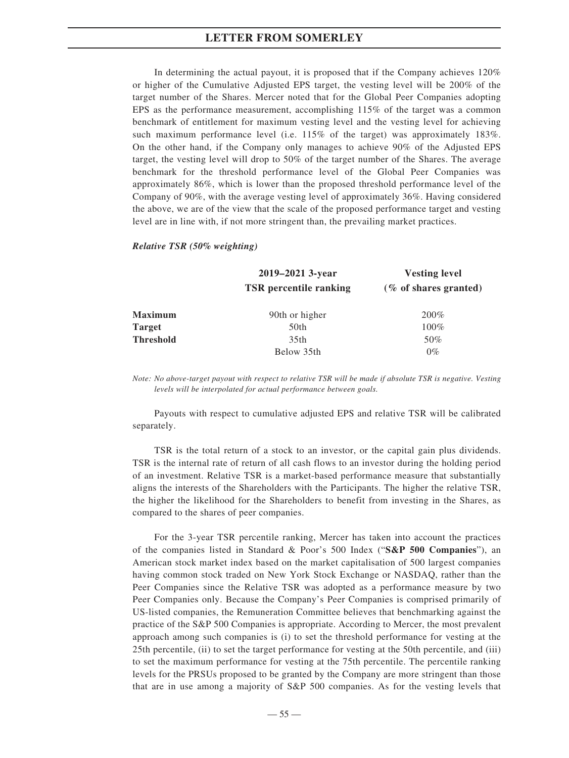In determining the actual payout, it is proposed that if the Company achieves 120% or higher of the Cumulative Adjusted EPS target, the vesting level will be 200% of the target number of the Shares. Mercer noted that for the Global Peer Companies adopting EPS as the performance measurement, accomplishing 115% of the target was a common benchmark of entitlement for maximum vesting level and the vesting level for achieving such maximum performance level (i.e. 115% of the target) was approximately 183%. On the other hand, if the Company only manages to achieve 90% of the Adjusted EPS target, the vesting level will drop to 50% of the target number of the Shares. The average benchmark for the threshold performance level of the Global Peer Companies was approximately 86%, which is lower than the proposed threshold performance level of the Company of 90%, with the average vesting level of approximately 36%. Having considered the above, we are of the view that the scale of the proposed performance target and vesting level are in line with, if not more stringent than, the prevailing market practices.

***Relative TSR (50% weighting)***

| | **2019–2021 3-year TSR percentile ranking** | **Vesting level (% of shares granted)** |
|---|---|---|
| **Maximum** | 90th or higher | 200% |
| **Target** | 50th | 100% |
| **Threshold** | 35th | 50% |
| | Below 35th | 0% |

*Note: No above-target payout with respect to relative TSR will be made if absolute TSR is negative. Vesting levels will be interpolated for actual performance between goals.*

Payouts with respect to cumulative adjusted EPS and relative TSR will be calibrated separately.

TSR is the total return of a stock to an investor, or the capital gain plus dividends. TSR is the internal rate of return of all cash flows to an investor during the holding period of an investment. Relative TSR is a market-based performance measure that substantially aligns the interests of the Shareholders with the Participants. The higher the relative TSR, the higher the likelihood for the Shareholders to benefit from investing in the Shares, as compared to the shares of peer companies.

For the 3-year TSR percentile ranking, Mercer has taken into account the practices of the companies listed in Standard & Poor's 500 Index ("**S&P 500 Companies**"), an American stock market index based on the market capitalisation of 500 largest companies having common stock traded on New York Stock Exchange or NASDAQ, rather than the Peer Companies since the Relative TSR was adopted as a performance measure by two Peer Companies only. Because the Company's Peer Companies is comprised primarily of US-listed companies, the Remuneration Committee believes that benchmarking against the practice of the S&P 500 Companies is appropriate. According to Mercer, the most prevalent approach among such companies is (i) to set the threshold performance for vesting at the 25th percentile, (ii) to set the target performance for vesting at the 50th percentile, and (iii) to set the maximum performance for vesting at the 75th percentile. The percentile ranking levels for the PRSUs proposed to be granted by the Company are more stringent than those that are in use among a majority of S&P 500 companies. As for the vesting levels that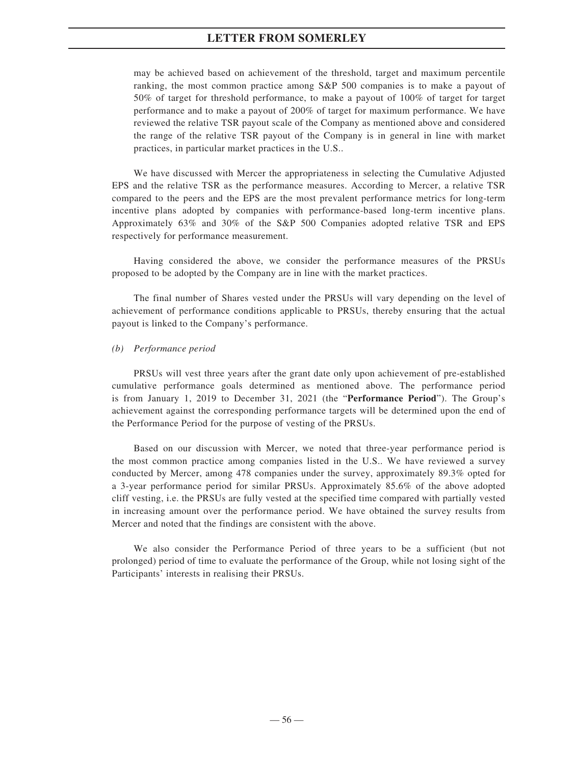may be achieved based on achievement of the threshold, target and maximum percentile ranking, the most common practice among S&P 500 companies is to make a payout of 50% of target for threshold performance, to make a payout of 100% of target for target performance and to make a payout of 200% of target for maximum performance. We have reviewed the relative TSR payout scale of the Company as mentioned above and considered the range of the relative TSR payout of the Company is in general in line with market practices, in particular market practices in the U.S..

We have discussed with Mercer the appropriateness in selecting the Cumulative Adjusted EPS and the relative TSR as the performance measures. According to Mercer, a relative TSR compared to the peers and the EPS are the most prevalent performance metrics for long-term incentive plans adopted by companies with performance-based long-term incentive plans. Approximately 63% and 30% of the S&P 500 Companies adopted relative TSR and EPS respectively for performance measurement.

Having considered the above, we consider the performance measures of the PRSUs proposed to be adopted by the Company are in line with the market practices.

The final number of Shares vested under the PRSUs will vary depending on the level of achievement of performance conditions applicable to PRSUs, thereby ensuring that the actual payout is linked to the Company's performance.

*(b) Performance period*

PRSUs will vest three years after the grant date only upon achievement of pre-established cumulative performance goals determined as mentioned above. The performance period is from January 1, 2019 to December 31, 2021 (the "**Performance Period**"). The Group's achievement against the corresponding performance targets will be determined upon the end of the Performance Period for the purpose of vesting of the PRSUs.

Based on our discussion with Mercer, we noted that three-year performance period is the most common practice among companies listed in the U.S.. We have reviewed a survey conducted by Mercer, among 478 companies under the survey, approximately 89.3% opted for a 3-year performance period for similar PRSUs. Approximately 85.6% of the above adopted cliff vesting, i.e. the PRSUs are fully vested at the specified time compared with partially vested in increasing amount over the performance period. We have obtained the survey results from Mercer and noted that the findings are consistent with the above.

We also consider the Performance Period of three years to be a sufficient (but not prolonged) period of time to evaluate the performance of the Group, while not losing sight of the Participants' interests in realising their PRSUs.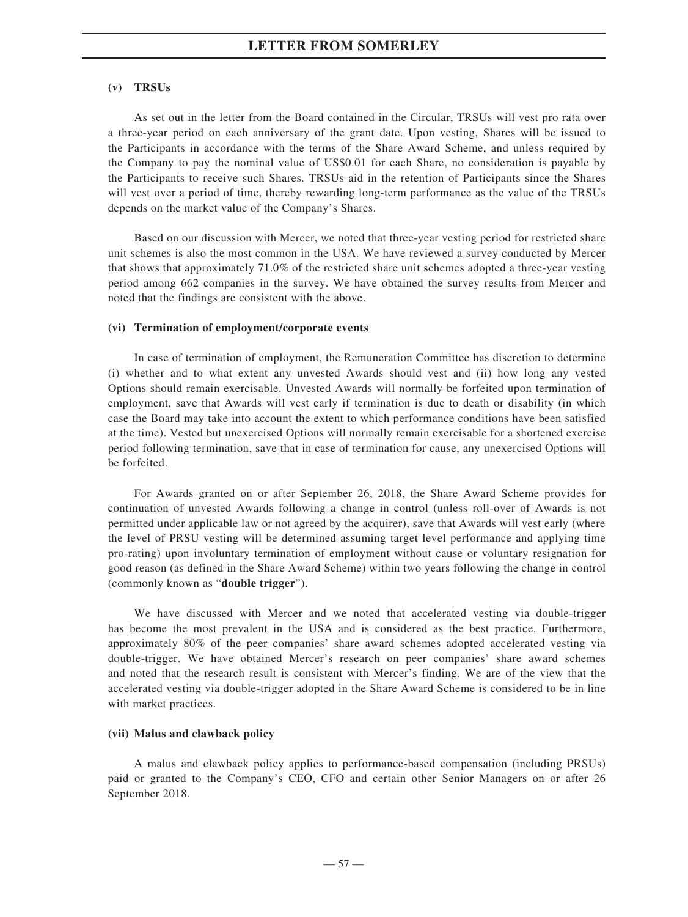#### (v) TRSUs

As set out in the letter from the Board contained in the Circular, TRSUs will vest pro rata over a three-year period on each anniversary of the grant date. Upon vesting, Shares will be issued to the Participants in accordance with the terms of the Share Award Scheme, and unless required by the Company to pay the nominal value of US$0.01 for each Share, no consideration is payable by the Participants to receive such Shares. TRSUs aid in the retention of Participants since the Shares will vest over a period of time, thereby rewarding long-term performance as the value of the TRSUs depends on the market value of the Company's Shares.

Based on our discussion with Mercer, we noted that three-year vesting period for restricted share unit schemes is also the most common in the USA. We have reviewed a survey conducted by Mercer that shows that approximately 71.0% of the restricted share unit schemes adopted a three-year vesting period among 662 companies in the survey. We have obtained the survey results from Mercer and noted that the findings are consistent with the above.

#### (vi) Termination of employment/corporate events

In case of termination of employment, the Remuneration Committee has discretion to determine (i) whether and to what extent any unvested Awards should vest and (ii) how long any vested Options should remain exercisable. Unvested Awards will normally be forfeited upon termination of employment, save that Awards will vest early if termination is due to death or disability (in which case the Board may take into account the extent to which performance conditions have been satisfied at the time). Vested but unexercised Options will normally remain exercisable for a shortened exercise period following termination, save that in case of termination for cause, any unexercised Options will be forfeited.

For Awards granted on or after September 26, 2018, the Share Award Scheme provides for continuation of unvested Awards following a change in control (unless roll-over of Awards is not permitted under applicable law or not agreed by the acquirer), save that Awards will vest early (where the level of PRSU vesting will be determined assuming target level performance and applying time pro-rating) upon involuntary termination of employment without cause or voluntary resignation for good reason (as defined in the Share Award Scheme) within two years following the change in control (commonly known as "**double trigger**").

We have discussed with Mercer and we noted that accelerated vesting via double-trigger has become the most prevalent in the USA and is considered as the best practice. Furthermore, approximately 80% of the peer companies' share award schemes adopted accelerated vesting via double-trigger. We have obtained Mercer's research on peer companies' share award schemes and noted that the research result is consistent with Mercer's finding. We are of the view that the accelerated vesting via double-trigger adopted in the Share Award Scheme is considered to be in line with market practices.

#### (vii) Malus and clawback policy

A malus and clawback policy applies to performance-based compensation (including PRSUs) paid or granted to the Company's CEO, CFO and certain other Senior Managers on or after 26 September 2018.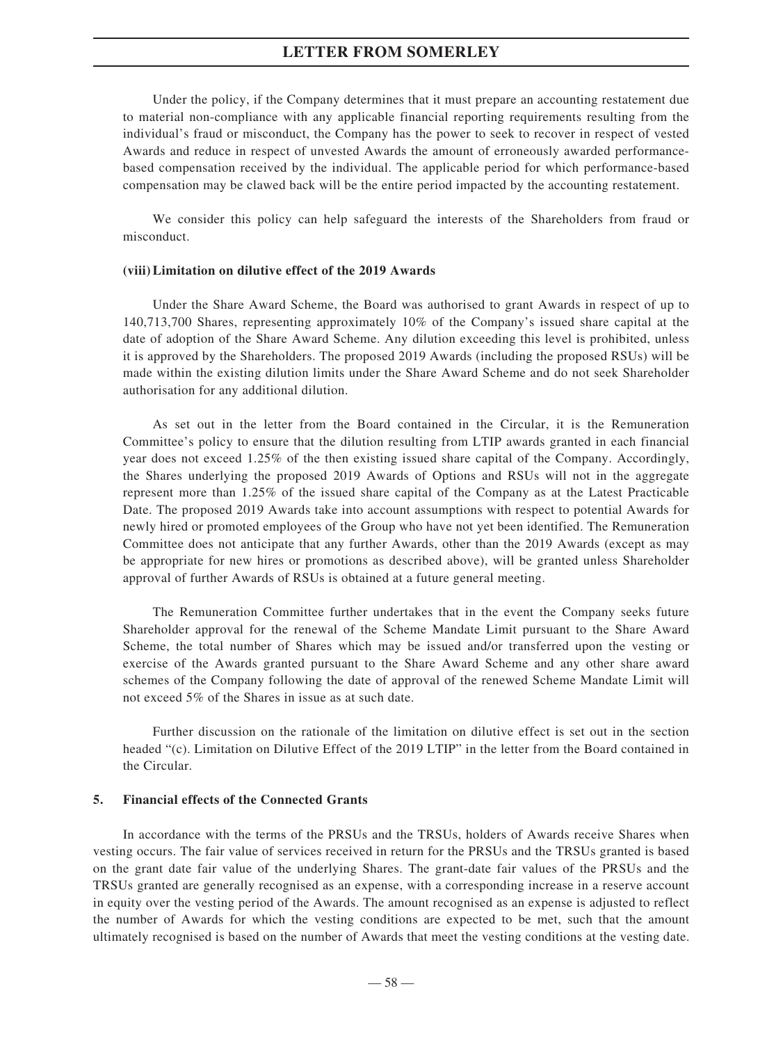Under the policy, if the Company determines that it must prepare an accounting restatement due to material non-compliance with any applicable financial reporting requirements resulting from the individual's fraud or misconduct, the Company has the power to seek to recover in respect of vested Awards and reduce in respect of unvested Awards the amount of erroneously awarded performance-based compensation received by the individual. The applicable period for which performance-based compensation may be clawed back will be the entire period impacted by the accounting restatement.

We consider this policy can help safeguard the interests of the Shareholders from fraud or misconduct.

**(viii) Limitation on dilutive effect of the 2019 Awards**

Under the Share Award Scheme, the Board was authorised to grant Awards in respect of up to 140,713,700 Shares, representing approximately 10% of the Company's issued share capital at the date of adoption of the Share Award Scheme. Any dilution exceeding this level is prohibited, unless it is approved by the Shareholders. The proposed 2019 Awards (including the proposed RSUs) will be made within the existing dilution limits under the Share Award Scheme and do not seek Shareholder authorisation for any additional dilution.

As set out in the letter from the Board contained in the Circular, it is the Remuneration Committee's policy to ensure that the dilution resulting from LTIP awards granted in each financial year does not exceed 1.25% of the then existing issued share capital of the Company. Accordingly, the Shares underlying the proposed 2019 Awards of Options and RSUs will not in the aggregate represent more than 1.25% of the issued share capital of the Company as at the Latest Practicable Date. The proposed 2019 Awards take into account assumptions with respect to potential Awards for newly hired or promoted employees of the Group who have not yet been identified. The Remuneration Committee does not anticipate that any further Awards, other than the 2019 Awards (except as may be appropriate for new hires or promotions as described above), will be granted unless Shareholder approval of further Awards of RSUs is obtained at a future general meeting.

The Remuneration Committee further undertakes that in the event the Company seeks future Shareholder approval for the renewal of the Scheme Mandate Limit pursuant to the Share Award Scheme, the total number of Shares which may be issued and/or transferred upon the vesting or exercise of the Awards granted pursuant to the Share Award Scheme and any other share award schemes of the Company following the date of approval of the renewed Scheme Mandate Limit will not exceed 5% of the Shares in issue as at such date.

Further discussion on the rationale of the limitation on dilutive effect is set out in the section headed "(c). Limitation on Dilutive Effect of the 2019 LTIP" in the letter from the Board contained in the Circular.

**5. Financial effects of the Connected Grants**

In accordance with the terms of the PRSUs and the TRSUs, holders of Awards receive Shares when vesting occurs. The fair value of services received in return for the PRSUs and the TRSUs granted is based on the grant date fair value of the underlying Shares. The grant-date fair values of the PRSUs and the TRSUs granted are generally recognised as an expense, with a corresponding increase in a reserve account in equity over the vesting period of the Awards. The amount recognised as an expense is adjusted to reflect the number of Awards for which the vesting conditions are expected to be met, such that the amount ultimately recognised is based on the number of Awards that meet the vesting conditions at the vesting date.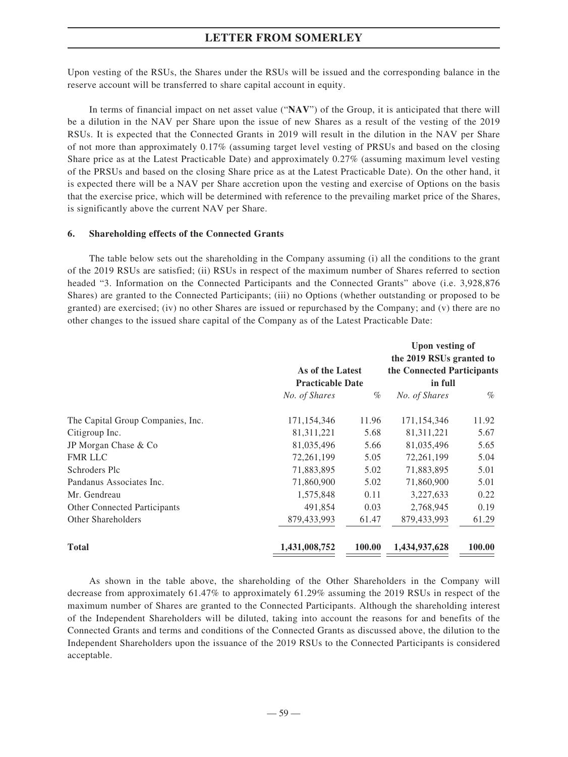Upon vesting of the RSUs, the Shares under the RSUs will be issued and the corresponding balance in the reserve account will be transferred to share capital account in equity.

In terms of financial impact on net asset value ("**NAV**") of the Group, it is anticipated that there will be a dilution in the NAV per Share upon the issue of new Shares as a result of the vesting of the 2019 RSUs. It is expected that the Connected Grants in 2019 will result in the dilution in the NAV per Share of not more than approximately 0.17% (assuming target level vesting of PRSUs and based on the closing Share price as at the Latest Practicable Date) and approximately 0.27% (assuming maximum level vesting of the PRSUs and based on the closing Share price as at the Latest Practicable Date). On the other hand, it is expected there will be a NAV per Share accretion upon the vesting and exercise of Options on the basis that the exercise price, which will be determined with reference to the prevailing market price of the Shares, is significantly above the current NAV per Share.

### 6. Shareholding effects of the Connected Grants

The table below sets out the shareholding in the Company assuming (i) all the conditions to the grant of the 2019 RSUs are satisfied; (ii) RSUs in respect of the maximum number of Shares referred to section headed "3. Information on the Connected Participants and the Connected Grants" above (i.e. 3,928,876 Shares) are granted to the Connected Participants; (iii) no Options (whether outstanding or proposed to be granted) are exercised; (iv) no other Shares are issued or repurchased by the Company; and (v) there are no other changes to the issued share capital of the Company as of the Latest Practicable Date:

| | As of the Latest Practicable Date | | Upon vesting of the 2019 RSUs granted to the Connected Participants in full | |
|---|---|---|---|---|
| | *No. of Shares* | *%* | *No. of Shares* | *%* |
| The Capital Group Companies, Inc. | 171,154,346 | 11.96 | 171,154,346 | 11.92 |
| Citigroup Inc. | 81,311,221 | 5.68 | 81,311,221 | 5.67 |
| JP Morgan Chase & Co | 81,035,496 | 5.66 | 81,035,496 | 5.65 |
| FMR LLC | 72,261,199 | 5.05 | 72,261,199 | 5.04 |
| Schroders Plc | 71,883,895 | 5.02 | 71,883,895 | 5.01 |
| Pandanus Associates Inc. | 71,860,900 | 5.02 | 71,860,900 | 5.01 |
| Mr. Gendreau | 1,575,848 | 0.11 | 3,227,633 | 0.22 |
| Other Connected Participants | 491,854 | 0.03 | 2,768,945 | 0.19 |
| Other Shareholders | 879,433,993 | 61.47 | 879,433,993 | 61.29 |
| **Total** | **1,431,008,752** | **100.00** | **1,434,937,628** | **100.00** |

As shown in the table above, the shareholding of the Other Shareholders in the Company will decrease from approximately 61.47% to approximately 61.29% assuming the 2019 RSUs in respect of the maximum number of Shares are granted to the Connected Participants. Although the shareholding interest of the Independent Shareholders will be diluted, taking into account the reasons for and benefits of the Connected Grants and terms and conditions of the Connected Grants as discussed above, the dilution to the Independent Shareholders upon the issuance of the 2019 RSUs to the Connected Participants is considered acceptable.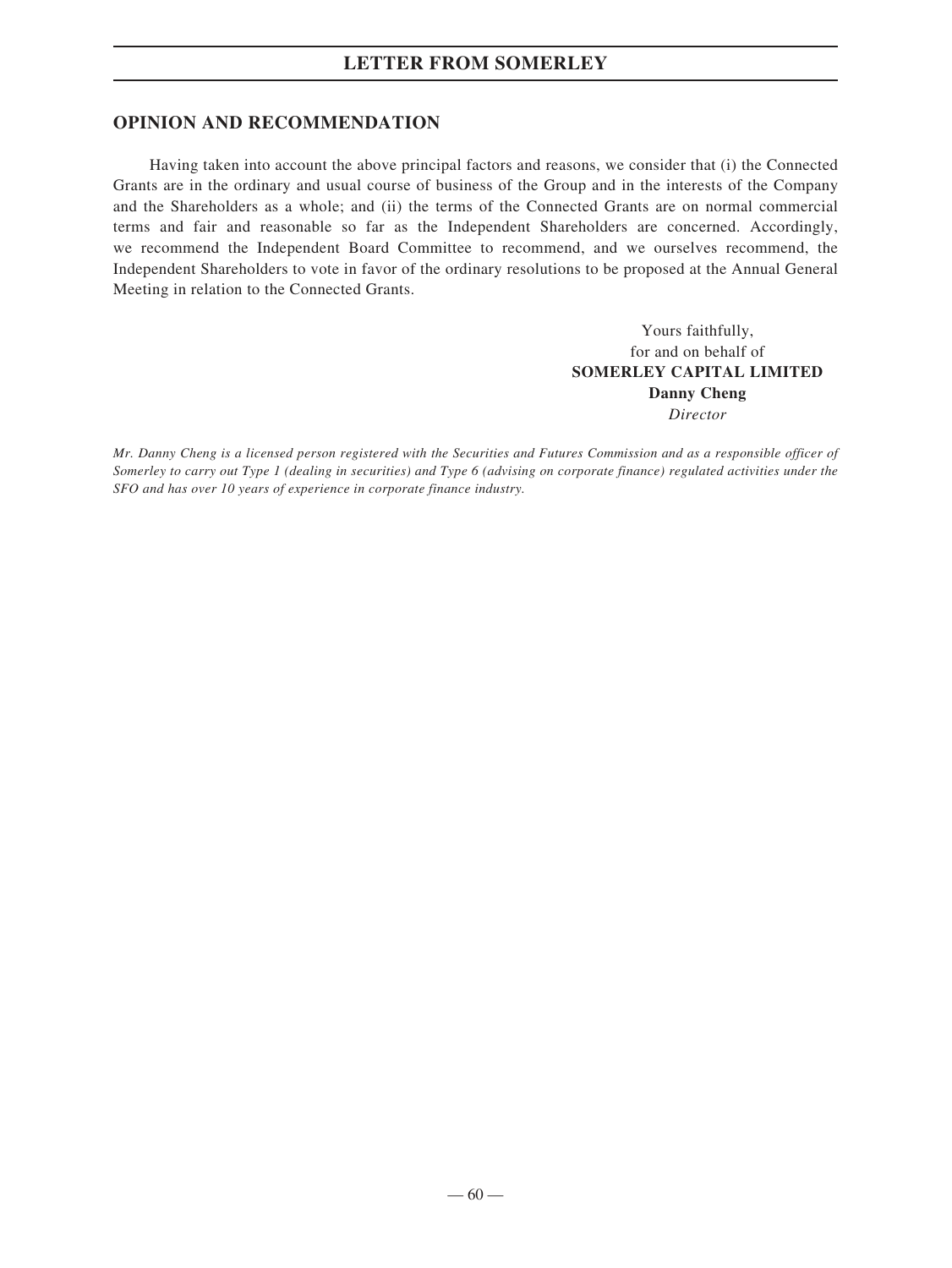## OPINION AND RECOMMENDATION

Having taken into account the above principal factors and reasons, we consider that (i) the Connected Grants are in the ordinary and usual course of business of the Group and in the interests of the Company and the Shareholders as a whole; and (ii) the terms of the Connected Grants are on normal commercial terms and fair and reasonable so far as the Independent Shareholders are concerned. Accordingly, we recommend the Independent Board Committee to recommend, and we ourselves recommend, the Independent Shareholders to vote in favor of the ordinary resolutions to be proposed at the Annual General Meeting in relation to the Connected Grants.

Yours faithfully,
for and on behalf of
**SOMERLEY CAPITAL LIMITED**
**Danny Cheng**
*Director*

*Mr. Danny Cheng is a licensed person registered with the Securities and Futures Commission and as a responsible officer of Somerley to carry out Type 1 (dealing in securities) and Type 6 (advising on corporate finance) regulated activities under the SFO and has over 10 years of experience in corporate finance industry.*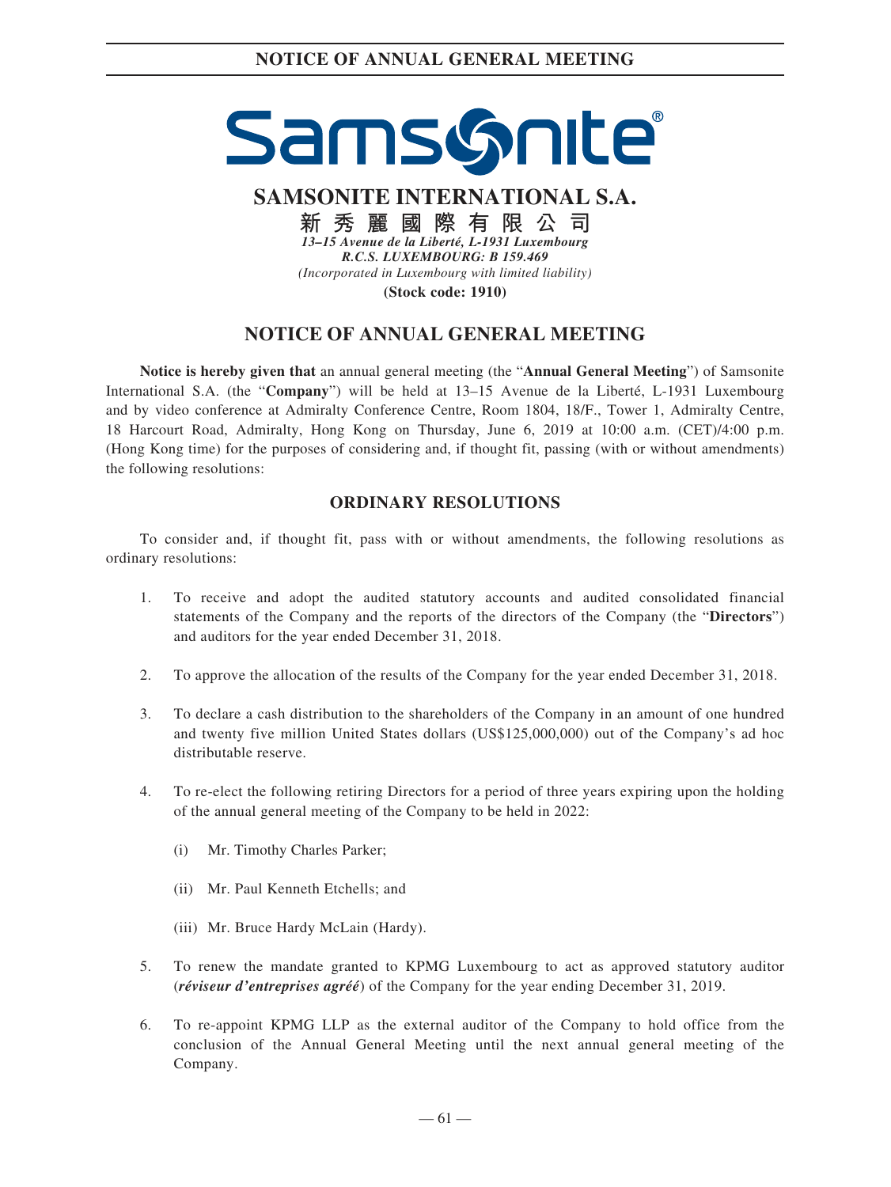# SAMSONITE INTERNATIONAL S.A.

**新秀麗國際有限公司**

***13–15 Avenue de la Liberté, L-1931 Luxembourg***

***R.C.S. LUXEMBOURG: B 159.469***

*(Incorporated in Luxembourg with limited liability)*

**(Stock code: 1910)**

## NOTICE OF ANNUAL GENERAL MEETING

**Notice is hereby given that** an annual general meeting (the "**Annual General Meeting**") of Samsonite International S.A. (the "**Company**") will be held at 13–15 Avenue de la Liberté, L-1931 Luxembourg and by video conference at Admiralty Conference Centre, Room 1804, 18/F., Tower 1, Admiralty Centre, 18 Harcourt Road, Admiralty, Hong Kong on Thursday, June 6, 2019 at 10:00 a.m. (CET)/4:00 p.m. (Hong Kong time) for the purposes of considering and, if thought fit, passing (with or without amendments) the following resolutions:

### ORDINARY RESOLUTIONS

To consider and, if thought fit, pass with or without amendments, the following resolutions as ordinary resolutions:

1. To receive and adopt the audited statutory accounts and audited consolidated financial statements of the Company and the reports of the directors of the Company (the "**Directors**") and auditors for the year ended December 31, 2018.

2. To approve the allocation of the results of the Company for the year ended December 31, 2018.

3. To declare a cash distribution to the shareholders of the Company in an amount of one hundred and twenty five million United States dollars (US$125,000,000) out of the Company's ad hoc distributable reserve.

4. To re-elect the following retiring Directors for a period of three years expiring upon the holding of the annual general meeting of the Company to be held in 2022:

   (i) Mr. Timothy Charles Parker;

   (ii) Mr. Paul Kenneth Etchells; and

   (iii) Mr. Bruce Hardy McLain (Hardy).

5. To renew the mandate granted to KPMG Luxembourg to act as approved statutory auditor (***réviseur d'entreprises agréé***) of the Company for the year ending December 31, 2019.

6. To re-appoint KPMG LLP as the external auditor of the Company to hold office from the conclusion of the Annual General Meeting until the next annual general meeting of the Company.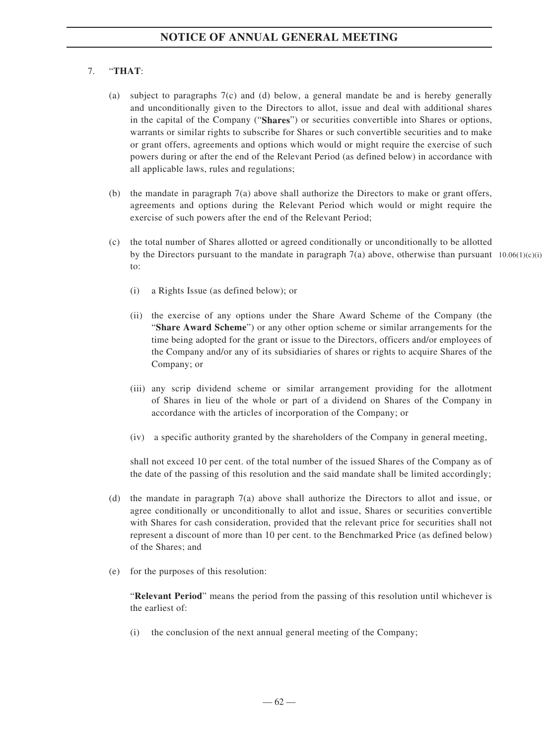7. "**THAT**:

(a) subject to paragraphs 7(c) and (d) below, a general mandate be and is hereby generally and unconditionally given to the Directors to allot, issue and deal with additional shares in the capital of the Company ("**Shares**") or securities convertible into Shares or options, warrants or similar rights to subscribe for Shares or such convertible securities and to make or grant offers, agreements and options which would or might require the exercise of such powers during or after the end of the Relevant Period (as defined below) in accordance with all applicable laws, rules and regulations;

(b) the mandate in paragraph 7(a) above shall authorize the Directors to make or grant offers, agreements and options during the Relevant Period which would or might require the exercise of such powers after the end of the Relevant Period;

(c) the total number of Shares allotted or agreed conditionally or unconditionally to be allotted by the Directors pursuant to the mandate in paragraph 7(a) above, otherwise than pursuant to: 10.06(1)(c)(i)

   (i) a Rights Issue (as defined below); or

   (ii) the exercise of any options under the Share Award Scheme of the Company (the "**Share Award Scheme**") or any other option scheme or similar arrangements for the time being adopted for the grant or issue to the Directors, officers and/or employees of the Company and/or any of its subsidiaries of shares or rights to acquire Shares of the Company; or

   (iii) any scrip dividend scheme or similar arrangement providing for the allotment of Shares in lieu of the whole or part of a dividend on Shares of the Company in accordance with the articles of incorporation of the Company; or

   (iv) a specific authority granted by the shareholders of the Company in general meeting,

   shall not exceed 10 per cent. of the total number of the issued Shares of the Company as of the date of the passing of this resolution and the said mandate shall be limited accordingly;

(d) the mandate in paragraph 7(a) above shall authorize the Directors to allot and issue, or agree conditionally or unconditionally to allot and issue, Shares or securities convertible with Shares for cash consideration, provided that the relevant price for securities shall not represent a discount of more than 10 per cent. to the Benchmarked Price (as defined below) of the Shares; and

(e) for the purposes of this resolution:

   "**Relevant Period**" means the period from the passing of this resolution until whichever is the earliest of:

   (i) the conclusion of the next annual general meeting of the Company;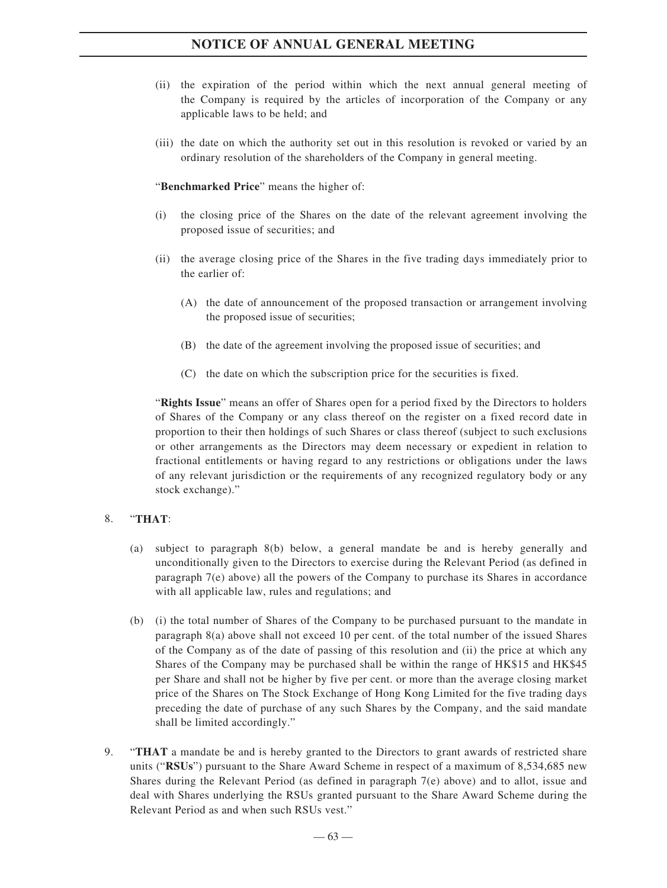(ii) the expiration of the period within which the next annual general meeting of the Company is required by the articles of incorporation of the Company or any applicable laws to be held; and

(iii) the date on which the authority set out in this resolution is revoked or varied by an ordinary resolution of the shareholders of the Company in general meeting.

"**Benchmarked Price**" means the higher of:

(i) the closing price of the Shares on the date of the relevant agreement involving the proposed issue of securities; and

(ii) the average closing price of the Shares in the five trading days immediately prior to the earlier of:

(A) the date of announcement of the proposed transaction or arrangement involving the proposed issue of securities;

(B) the date of the agreement involving the proposed issue of securities; and

(C) the date on which the subscription price for the securities is fixed.

"**Rights Issue**" means an offer of Shares open for a period fixed by the Directors to holders of Shares of the Company or any class thereof on the register on a fixed record date in proportion to their then holdings of such Shares or class thereof (subject to such exclusions or other arrangements as the Directors may deem necessary or expedient in relation to fractional entitlements or having regard to any restrictions or obligations under the laws of any relevant jurisdiction or the requirements of any recognized regulatory body or any stock exchange)."

8. "**THAT**:

(a) subject to paragraph 8(b) below, a general mandate be and is hereby generally and unconditionally given to the Directors to exercise during the Relevant Period (as defined in paragraph 7(e) above) all the powers of the Company to purchase its Shares in accordance with all applicable law, rules and regulations; and

(b) (i) the total number of Shares of the Company to be purchased pursuant to the mandate in paragraph 8(a) above shall not exceed 10 per cent. of the total number of the issued Shares of the Company as of the date of passing of this resolution and (ii) the price at which any Shares of the Company may be purchased shall be within the range of HK$15 and HK$45 per Share and shall not be higher by five per cent. or more than the average closing market price of the Shares on The Stock Exchange of Hong Kong Limited for the five trading days preceding the date of purchase of any such Shares by the Company, and the said mandate shall be limited accordingly."

9. "**THAT** a mandate be and is hereby granted to the Directors to grant awards of restricted share units ("**RSUs**") pursuant to the Share Award Scheme in respect of a maximum of 8,534,685 new Shares during the Relevant Period (as defined in paragraph 7(e) above) and to allot, issue and deal with Shares underlying the RSUs granted pursuant to the Share Award Scheme during the Relevant Period as and when such RSUs vest."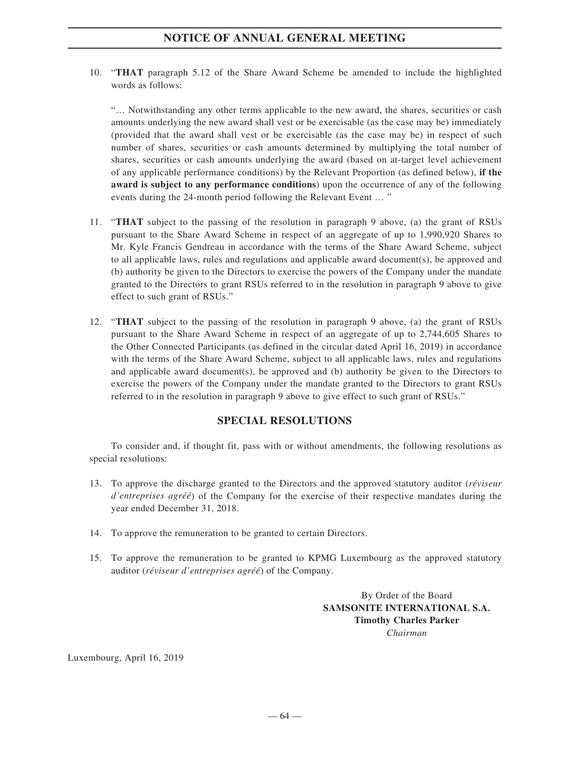10. "**THAT** paragraph 5.12 of the Share Award Scheme be amended to include the highlighted words as follows:

    "… Notwithstanding any other terms applicable to the new award, the shares, securities or cash amounts underlying the new award shall vest or be exercisable (as the case may be) immediately (provided that the award shall vest or be exercisable (as the case may be) in respect of such number of shares, securities or cash amounts determined by multiplying the total number of shares, securities or cash amounts underlying the award (based on at-target level achievement of any applicable performance conditions) by the Relevant Proportion (as defined below), **if the award is subject to any performance conditions**) upon the occurrence of any of the following events during the 24-month period following the Relevant Event … "

11. "**THAT** subject to the passing of the resolution in paragraph 9 above, (a) the grant of RSUs pursuant to the Share Award Scheme in respect of an aggregate of up to 1,990,920 Shares to Mr. Kyle Francis Gendreau in accordance with the terms of the Share Award Scheme, subject to all applicable laws, rules and regulations and applicable award document(s), be approved and (b) authority be given to the Directors to exercise the powers of the Company under the mandate granted to the Directors to grant RSUs referred to in the resolution in paragraph 9 above to give effect to such grant of RSUs."

12. "**THAT** subject to the passing of the resolution in paragraph 9 above, (a) the grant of RSUs pursuant to the Share Award Scheme in respect of an aggregate of up to 2,744,605 Shares to the Other Connected Participants (as defined in the circular dated April 16, 2019) in accordance with the terms of the Share Award Scheme, subject to all applicable laws, rules and regulations and applicable award document(s), be approved and (b) authority be given to the Directors to exercise the powers of the Company under the mandate granted to the Directors to grant RSUs referred to in the resolution in paragraph 9 above to give effect to such grant of RSUs."

## SPECIAL RESOLUTIONS

To consider and, if thought fit, pass with or without amendments, the following resolutions as special resolutions:

13. To approve the discharge granted to the Directors and the approved statutory auditor (*réviseur d'entreprises agréé*) of the Company for the exercise of their respective mandates during the year ended December 31, 2018.

14. To approve the remuneration to be granted to certain Directors.

15. To approve the remuneration to be granted to KPMG Luxembourg as the approved statutory auditor (*réviseur d'entreprises agréé*) of the Company.

By Order of the Board
**SAMSONITE INTERNATIONAL S.A.**
**Timothy Charles Parker**
*Chairman*

Luxembourg, April 16, 2019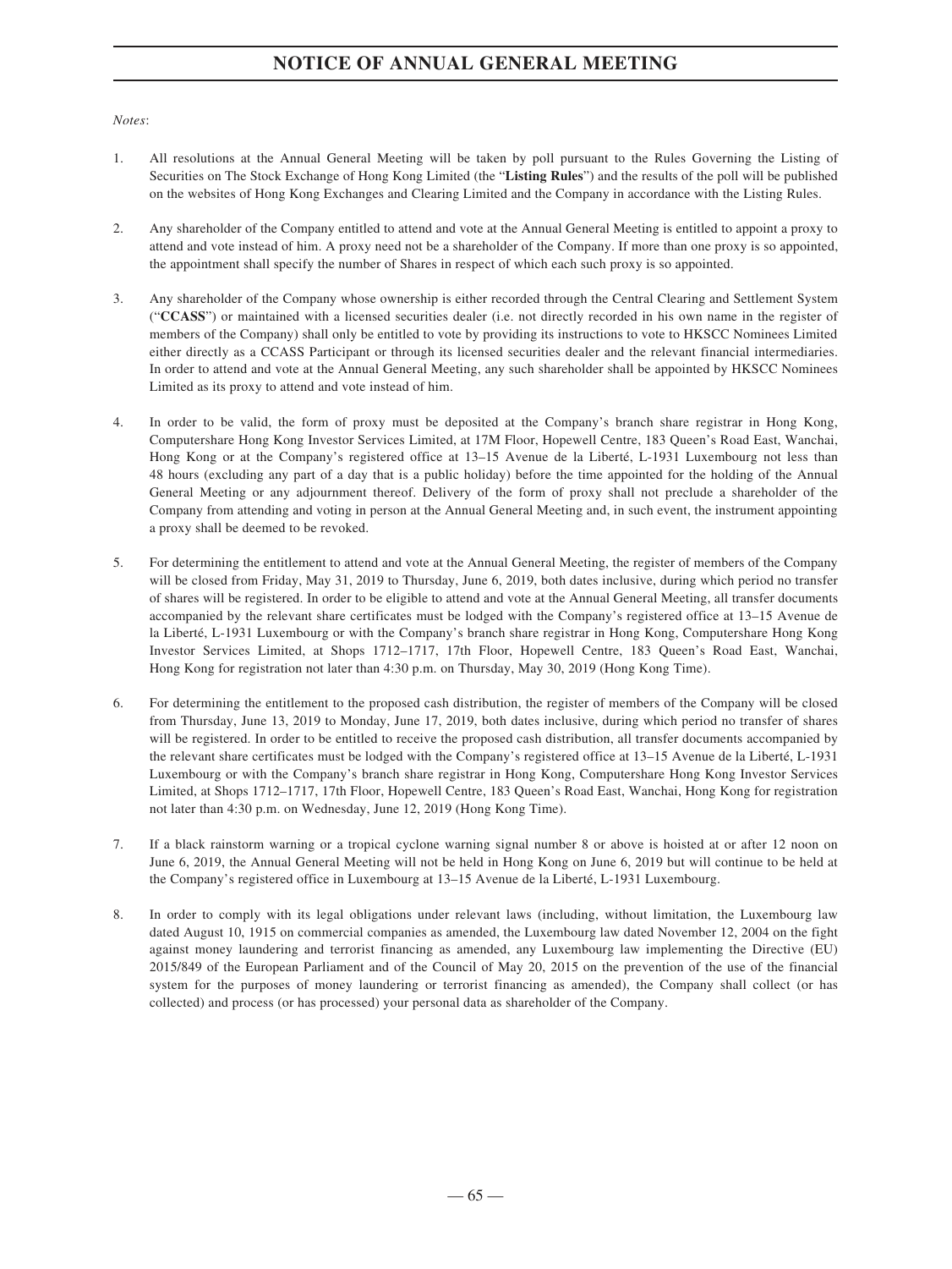# NOTICE OF ANNUAL GENERAL MEETING

*Notes*:

1. All resolutions at the Annual General Meeting will be taken by poll pursuant to the Rules Governing the Listing of Securities on The Stock Exchange of Hong Kong Limited (the "**Listing Rules**") and the results of the poll will be published on the websites of Hong Kong Exchanges and Clearing Limited and the Company in accordance with the Listing Rules.

2. Any shareholder of the Company entitled to attend and vote at the Annual General Meeting is entitled to appoint a proxy to attend and vote instead of him. A proxy need not be a shareholder of the Company. If more than one proxy is so appointed, the appointment shall specify the number of Shares in respect of which each such proxy is so appointed.

3. Any shareholder of the Company whose ownership is either recorded through the Central Clearing and Settlement System ("**CCASS**") or maintained with a licensed securities dealer (i.e. not directly recorded in his own name in the register of members of the Company) shall only be entitled to vote by providing its instructions to vote to HKSCC Nominees Limited either directly as a CCASS Participant or through its licensed securities dealer and the relevant financial intermediaries. In order to attend and vote at the Annual General Meeting, any such shareholder shall be appointed by HKSCC Nominees Limited as its proxy to attend and vote instead of him.

4. In order to be valid, the form of proxy must be deposited at the Company's branch share registrar in Hong Kong, Computershare Hong Kong Investor Services Limited, at 17M Floor, Hopewell Centre, 183 Queen's Road East, Wanchai, Hong Kong or at the Company's registered office at 13–15 Avenue de la Liberté, L-1931 Luxembourg not less than 48 hours (excluding any part of a day that is a public holiday) before the time appointed for the holding of the Annual General Meeting or any adjournment thereof. Delivery of the form of proxy shall not preclude a shareholder of the Company from attending and voting in person at the Annual General Meeting and, in such event, the instrument appointing a proxy shall be deemed to be revoked.

5. For determining the entitlement to attend and vote at the Annual General Meeting, the register of members of the Company will be closed from Friday, May 31, 2019 to Thursday, June 6, 2019, both dates inclusive, during which period no transfer of shares will be registered. In order to be eligible to attend and vote at the Annual General Meeting, all transfer documents accompanied by the relevant share certificates must be lodged with the Company's registered office at 13–15 Avenue de la Liberté, L-1931 Luxembourg or with the Company's branch share registrar in Hong Kong, Computershare Hong Kong Investor Services Limited, at Shops 1712–1717, 17th Floor, Hopewell Centre, 183 Queen's Road East, Wanchai, Hong Kong for registration not later than 4:30 p.m. on Thursday, May 30, 2019 (Hong Kong Time).

6. For determining the entitlement to the proposed cash distribution, the register of members of the Company will be closed from Thursday, June 13, 2019 to Monday, June 17, 2019, both dates inclusive, during which period no transfer of shares will be registered. In order to be entitled to receive the proposed cash distribution, all transfer documents accompanied by the relevant share certificates must be lodged with the Company's registered office at 13–15 Avenue de la Liberté, L-1931 Luxembourg or with the Company's branch share registrar in Hong Kong, Computershare Hong Kong Investor Services Limited, at Shops 1712–1717, 17th Floor, Hopewell Centre, 183 Queen's Road East, Wanchai, Hong Kong for registration not later than 4:30 p.m. on Wednesday, June 12, 2019 (Hong Kong Time).

7. If a black rainstorm warning or a tropical cyclone warning signal number 8 or above is hoisted at or after 12 noon on June 6, 2019, the Annual General Meeting will not be held in Hong Kong on June 6, 2019 but will continue to be held at the Company's registered office in Luxembourg at 13–15 Avenue de la Liberté, L-1931 Luxembourg.

8. In order to comply with its legal obligations under relevant laws (including, without limitation, the Luxembourg law dated August 10, 1915 on commercial companies as amended, the Luxembourg law dated November 12, 2004 on the fight against money laundering and terrorist financing as amended, any Luxembourg law implementing the Directive (EU) 2015/849 of the European Parliament and of the Council of May 20, 2015 on the prevention of the use of the financial system for the purposes of money laundering or terrorist financing as amended), the Company shall collect (or has collected) and process (or has processed) your personal data as shareholder of the Company.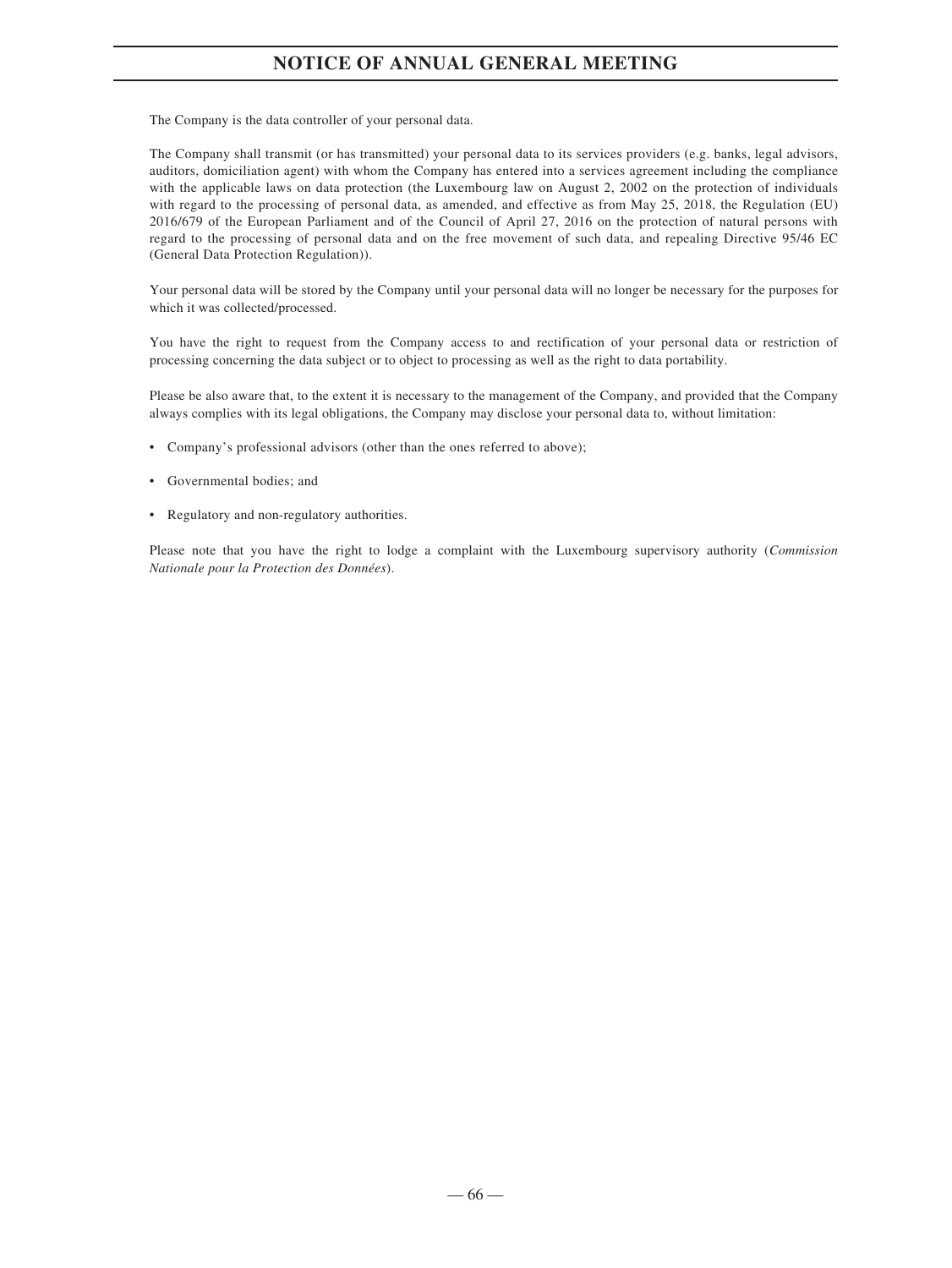The Company is the data controller of your personal data.

The Company shall transmit (or has transmitted) your personal data to its services providers (e.g. banks, legal advisors, auditors, domiciliation agent) with whom the Company has entered into a services agreement including the compliance with the applicable laws on data protection (the Luxembourg law on August 2, 2002 on the protection of individuals with regard to the processing of personal data, as amended, and effective as from May 25, 2018, the Regulation (EU) 2016/679 of the European Parliament and of the Council of April 27, 2016 on the protection of natural persons with regard to the processing of personal data and on the free movement of such data, and repealing Directive 95/46 EC (General Data Protection Regulation)).

Your personal data will be stored by the Company until your personal data will no longer be necessary for the purposes for which it was collected/processed.

You have the right to request from the Company access to and rectification of your personal data or restriction of processing concerning the data subject or to object to processing as well as the right to data portability.

Please be also aware that, to the extent it is necessary to the management of the Company, and provided that the Company always complies with its legal obligations, the Company may disclose your personal data to, without limitation:

- Company's professional advisors (other than the ones referred to above);
- Governmental bodies; and
- Regulatory and non-regulatory authorities.

Please note that you have the right to lodge a complaint with the Luxembourg supervisory authority (*Commission Nationale pour la Protection des Données*).